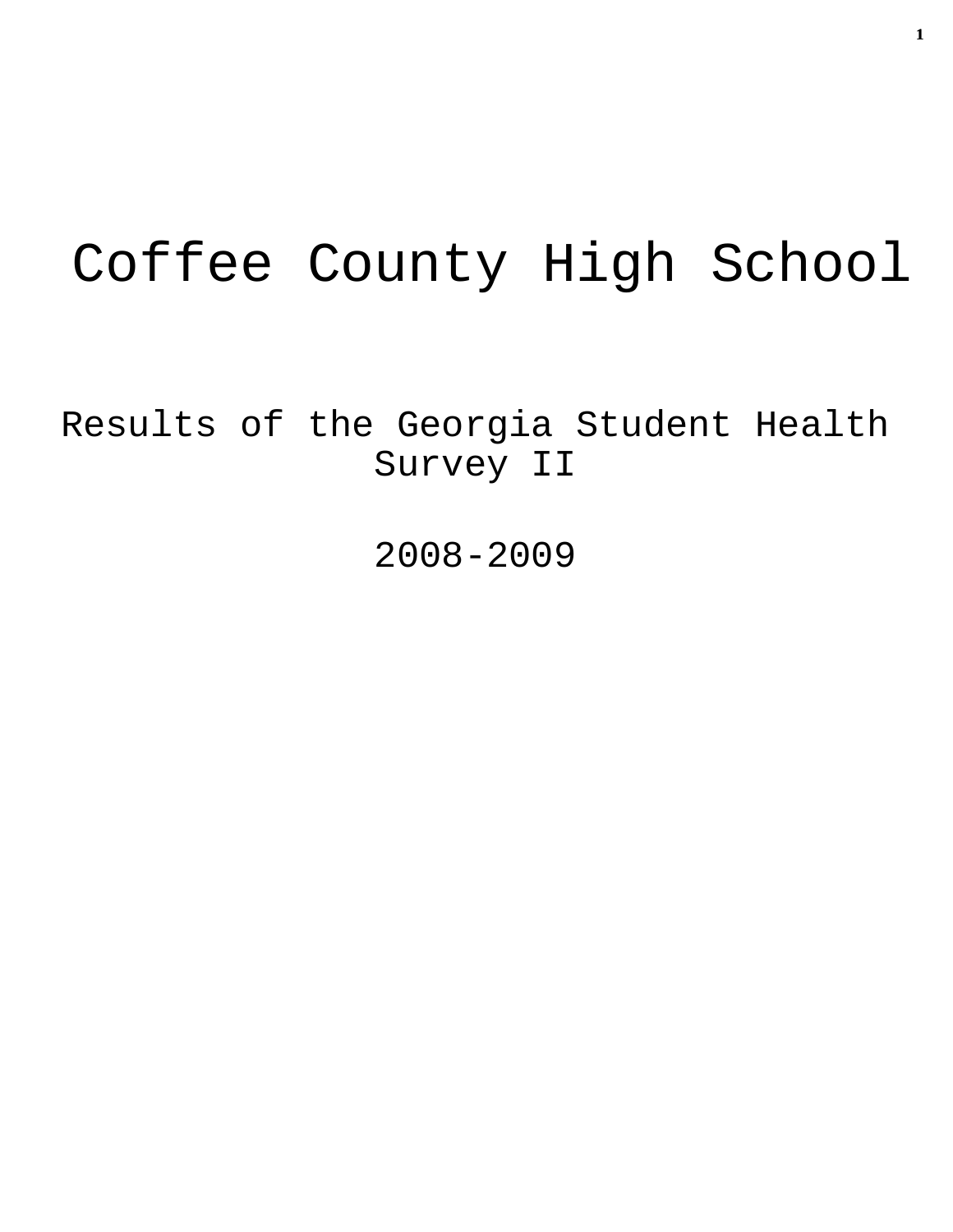# Coffee County High School

## Results of the Georgia Student Health Survey II

## 2008-2009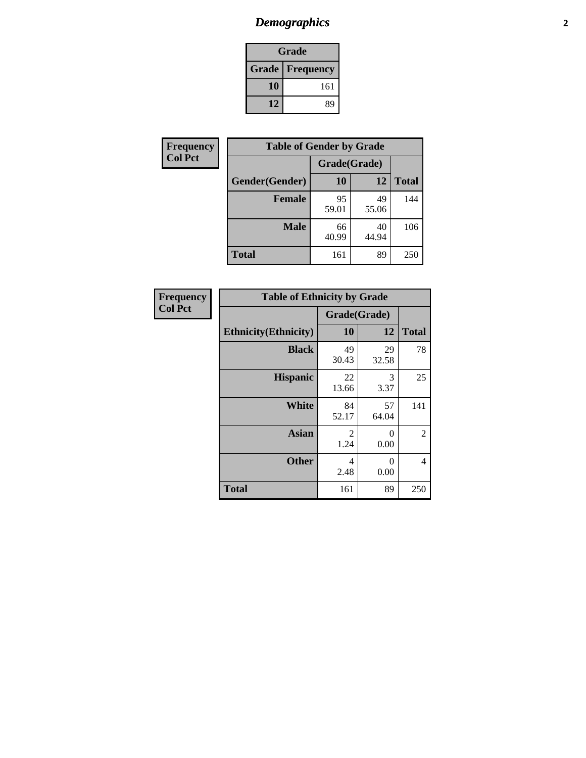| Grade | |
|---|---|
| **Grade** | **Frequency** |
| **10** | 161 |
| **12** | 89 |

**Frequency**
**Col Pct**

| Table of Gender by Grade | | | |
|---|---|---|---|
| | Grade(Grade) | | |
| **Gender(Gender)** | **10** | **12** | **Total** |
| **Female** | 95<br>59.01 | 49<br>55.06 | 144 |
| **Male** | 66<br>40.99 | 40<br>44.94 | 106 |
| **Total** | 161 | 89 | 250 |

**Frequency**
**Col Pct**

| Table of Ethnicity by Grade | | | |
|---|---|---|---|
| | Grade(Grade) | | |
| **Ethnicity(Ethnicity)** | **10** | **12** | **Total** |
| **Black** | 49<br>30.43 | 29<br>32.58 | 78 |
| **Hispanic** | 22<br>13.66 | 3<br>3.37 | 25 |
| **White** | 84<br>52.17 | 57<br>64.04 | 141 |
| **Asian** | 2<br>1.24 | 0<br>0.00 | 2 |
| **Other** | 4<br>2.48 | 0<br>0.00 | 4 |
| **Total** | 161 | 89 | 250 |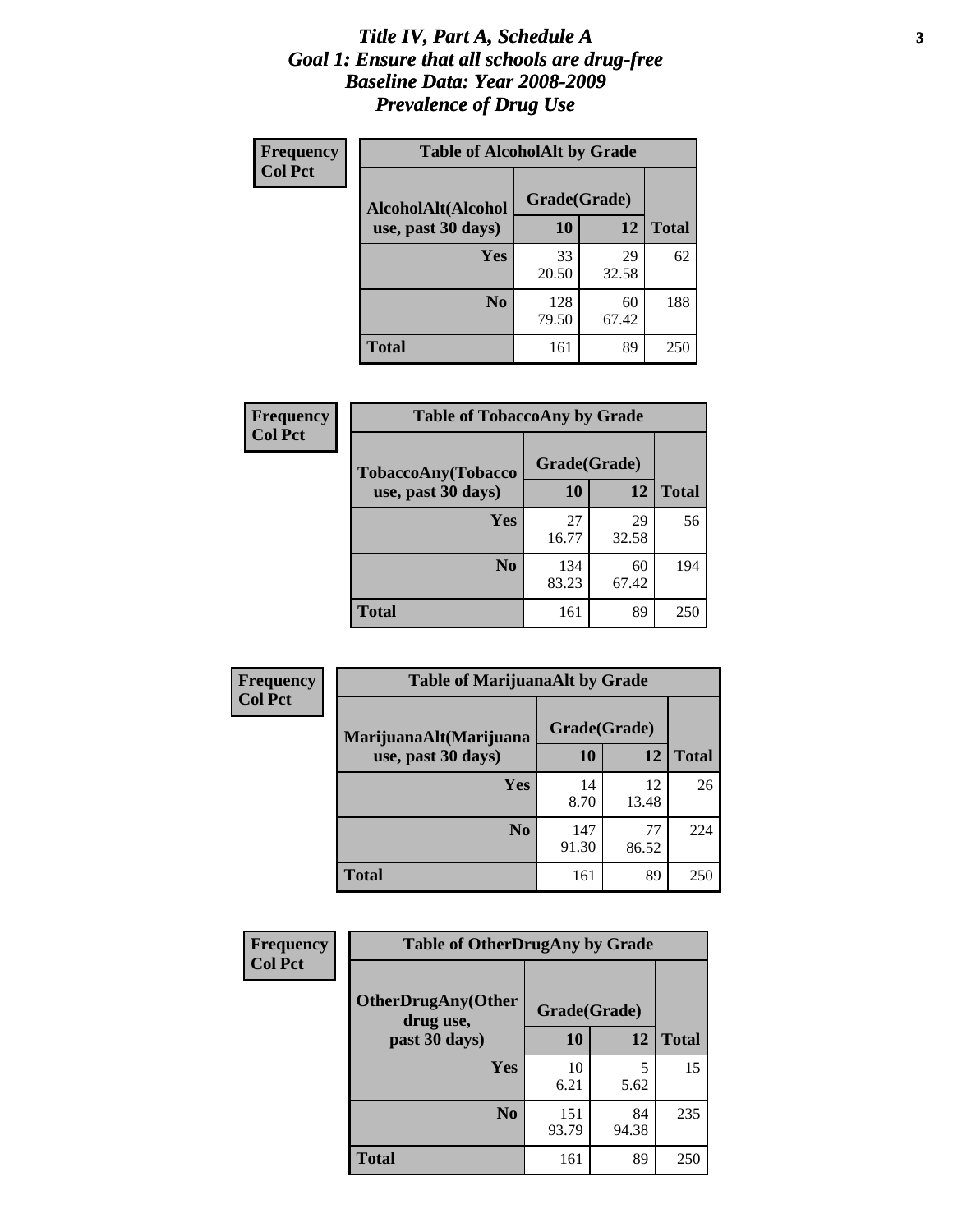# *Title IV, Part A, Schedule A*
# *Goal 1: Ensure that all schools are drug-free*
# *Baseline Data: Year 2008-2009*
# *Prevalence of Drug Use*

**Frequency**
**Col Pct**

**Table of AlcoholAlt by Grade**

| AlcoholAlt(Alcohol use, past 30 days) | Grade(Grade) | | Total |
|---|---|---|---|
| | 10 | 12 | |
| Yes | 33<br>20.50 | 29<br>32.58 | 62 |
| No | 128<br>79.50 | 60<br>67.42 | 188 |
| Total | 161 | 89 | 250 |

**Frequency**
**Col Pct**

**Table of TobaccoAny by Grade**

| TobaccoAny(Tobacco use, past 30 days) | Grade(Grade) | | Total |
|---|---|---|---|
| | 10 | 12 | |
| Yes | 27<br>16.77 | 29<br>32.58 | 56 |
| No | 134<br>83.23 | 60<br>67.42 | 194 |
| Total | 161 | 89 | 250 |

**Frequency**
**Col Pct**

**Table of MarijuanaAlt by Grade**

| MarijuanaAlt(Marijuana use, past 30 days) | Grade(Grade) | | Total |
|---|---|---|---|
| | 10 | 12 | |
| Yes | 14<br>8.70 | 12<br>13.48 | 26 |
| No | 147<br>91.30 | 77<br>86.52 | 224 |
| Total | 161 | 89 | 250 |

**Frequency**
**Col Pct**

**Table of OtherDrugAny by Grade**

| OtherDrugAny(Other drug use, past 30 days) | Grade(Grade) | | Total |
|---|---|---|---|
| | 10 | 12 | |
| Yes | 10<br>6.21 | 5<br>5.62 | 15 |
| No | 151<br>93.79 | 84<br>94.38 | 235 |
| Total | 161 | 89 | 250 |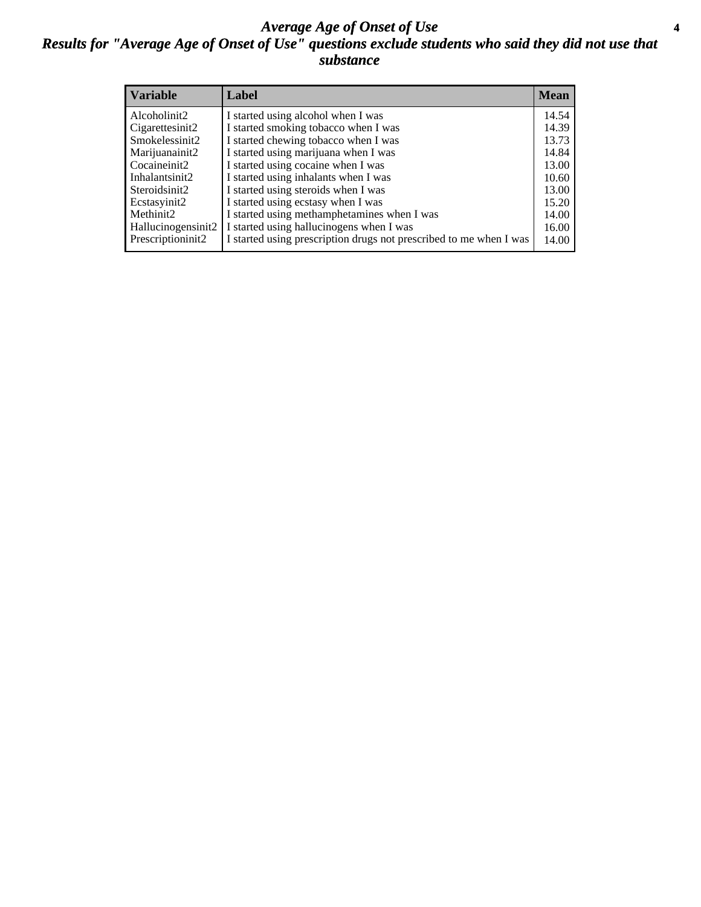# *Average Age of Onset of Use*

## *Results for "Average Age of Onset of Use" questions exclude students who said they did not use that substance*

| Variable | Label | Mean |
|---|---|---|
| Alcoholinit2 | I started using alcohol when I was | 14.54 |
| Cigarettesinit2 | I started smoking tobacco when I was | 14.39 |
| Smokelessinit2 | I started chewing tobacco when I was | 13.73 |
| Marijuanainit2 | I started using marijuana when I was | 14.84 |
| Cocaineinit2 | I started using cocaine when I was | 13.00 |
| Inhalantsinit2 | I started using inhalants when I was | 10.60 |
| Steroidsinit2 | I started using steroids when I was | 13.00 |
| Ecstasyinit2 | I started using ecstasy when I was | 15.20 |
| Methinit2 | I started using methamphetamines when I was | 14.00 |
| Hallucinogensinit2 | I started using hallucinogens when I was | 16.00 |
| Prescriptioninit2 | I started using prescription drugs not prescribed to me when I was | 14.00 |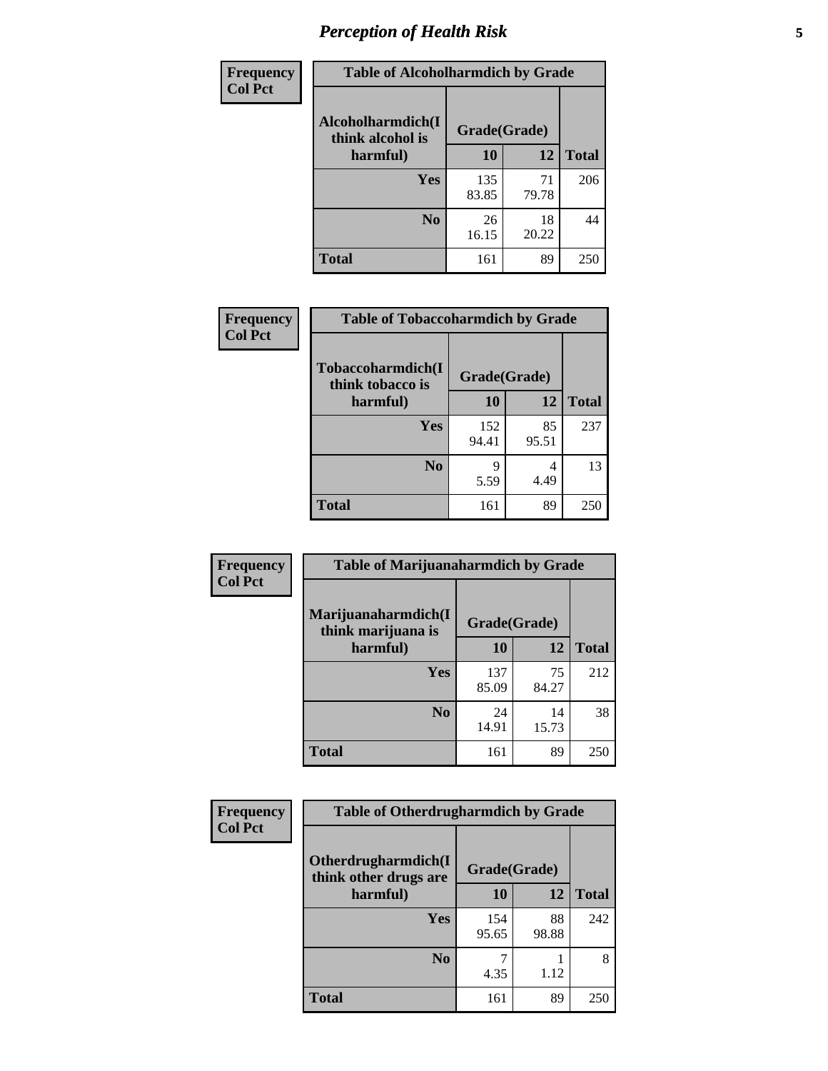# Perception of Health Risk

**Frequency**
**Col Pct**

| Table of Alcoholharmdich by Grade | | | |
|---|---|---|---|
| Alcoholharmdich(I think alcohol is harmful) | Grade(Grade) | | |
| | 10 | 12 | Total |
| Yes | 135<br>83.85 | 71<br>79.78 | 206 |
| No | 26<br>16.15 | 18<br>20.22 | 44 |
| Total | 161 | 89 | 250 |

**Frequency**
**Col Pct**

| Table of Tobaccoharmdich by Grade | | | |
|---|---|---|---|
| Tobaccoharmdich(I think tobacco is harmful) | Grade(Grade) | | |
| | 10 | 12 | Total |
| Yes | 152<br>94.41 | 85<br>95.51 | 237 |
| No | 9<br>5.59 | 4<br>4.49 | 13 |
| Total | 161 | 89 | 250 |

**Frequency**
**Col Pct**

| Table of Marijuanaharmdich by Grade | | | |
|---|---|---|---|
| Marijuanaharmdich(I think marijuana is harmful) | Grade(Grade) | | |
| | 10 | 12 | Total |
| Yes | 137<br>85.09 | 75<br>84.27 | 212 |
| No | 24<br>14.91 | 14<br>15.73 | 38 |
| Total | 161 | 89 | 250 |

**Frequency**
**Col Pct**

| Table of Otherdrugharmdich by Grade | | | |
|---|---|---|---|
| Otherdrugharmdich(I think other drugs are harmful) | Grade(Grade) | | |
| | 10 | 12 | Total |
| Yes | 154<br>95.65 | 88<br>98.88 | 242 |
| No | 7<br>4.35 | 1<br>1.12 | 8 |
| Total | 161 | 89 | 250 |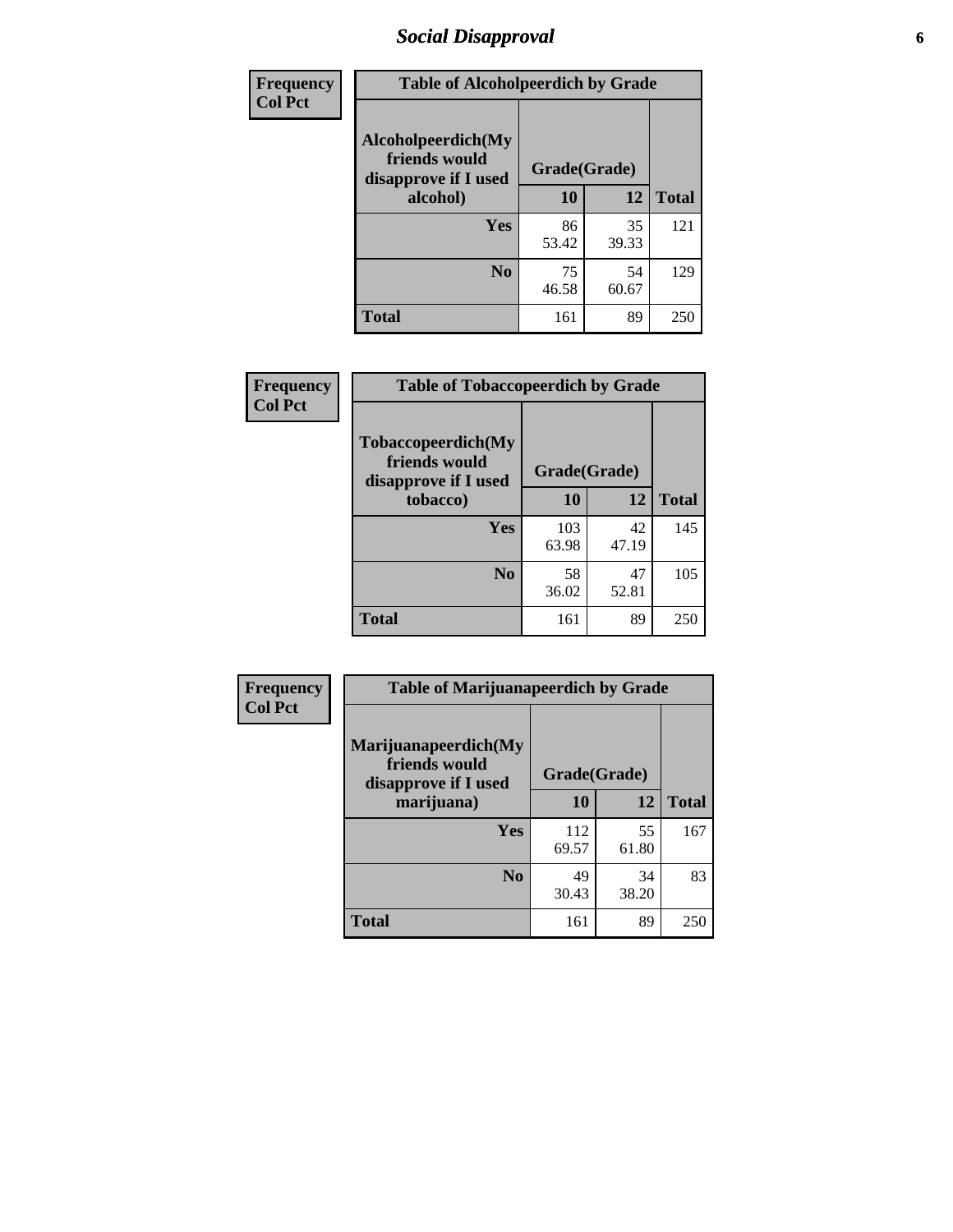## Social Disapproval

| Frequency Col Pct | Table of Alcoholpeerdich by Grade | | |
|---|---|---|---|
| Alcoholpeerdich(My friends would disapprove if I used alcohol) | Grade(Grade) | | |
| | 10 | 12 | Total |
| Yes | 86<br>53.42 | 35<br>39.33 | 121 |
| No | 75<br>46.58 | 54<br>60.67 | 129 |
| Total | 161 | 89 | 250 |

| Frequency Col Pct | Table of Tobaccopeerdich by Grade | | |
|---|---|---|---|
| Tobaccopeerdich(My friends would disapprove if I used tobacco) | Grade(Grade) | | |
| | 10 | 12 | Total |
| Yes | 103<br>63.98 | 42<br>47.19 | 145 |
| No | 58<br>36.02 | 47<br>52.81 | 105 |
| Total | 161 | 89 | 250 |

| Frequency Col Pct | Table of Marijuanapeerdich by Grade | | |
|---|---|---|---|
| Marijuanapeerdich(My friends would disapprove if I used marijuana) | Grade(Grade) | | |
| | 10 | 12 | Total |
| Yes | 112<br>69.57 | 55<br>61.80 | 167 |
| No | 49<br>30.43 | 34<br>38.20 | 83 |
| Total | 161 | 89 | 250 |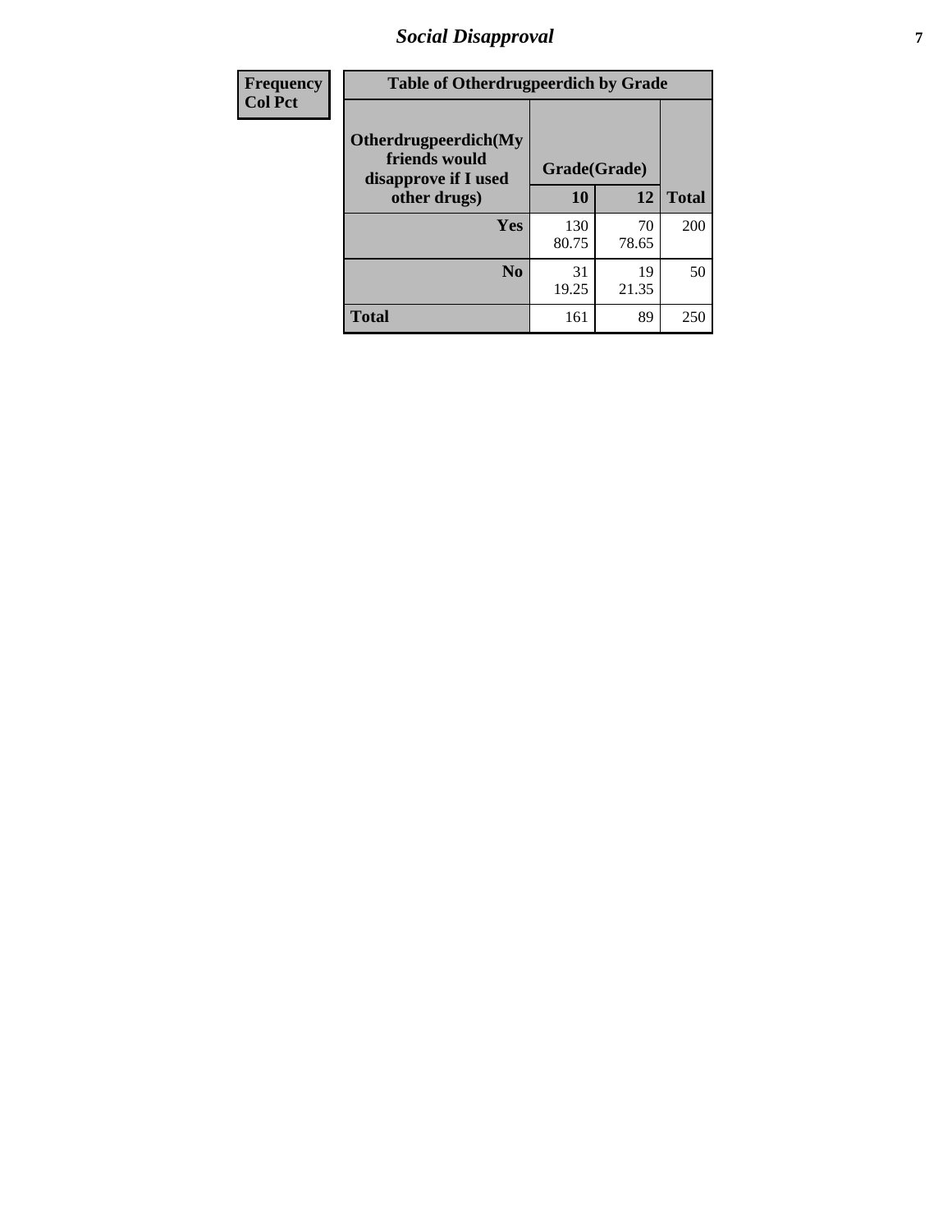# Social Disapproval

| Frequency Col Pct | Table of Otherdrugpeerdich by Grade | | |
|---|---|---|---|
| Otherdrugpeerdich(My friends would disapprove if I used other drugs) | Grade(Grade) | | |
| | 10 | 12 | Total |
| Yes | 130<br>80.75 | 70<br>78.65 | 200 |
| No | 31<br>19.25 | 19<br>21.35 | 50 |
| Total | 161 | 89 | 250 |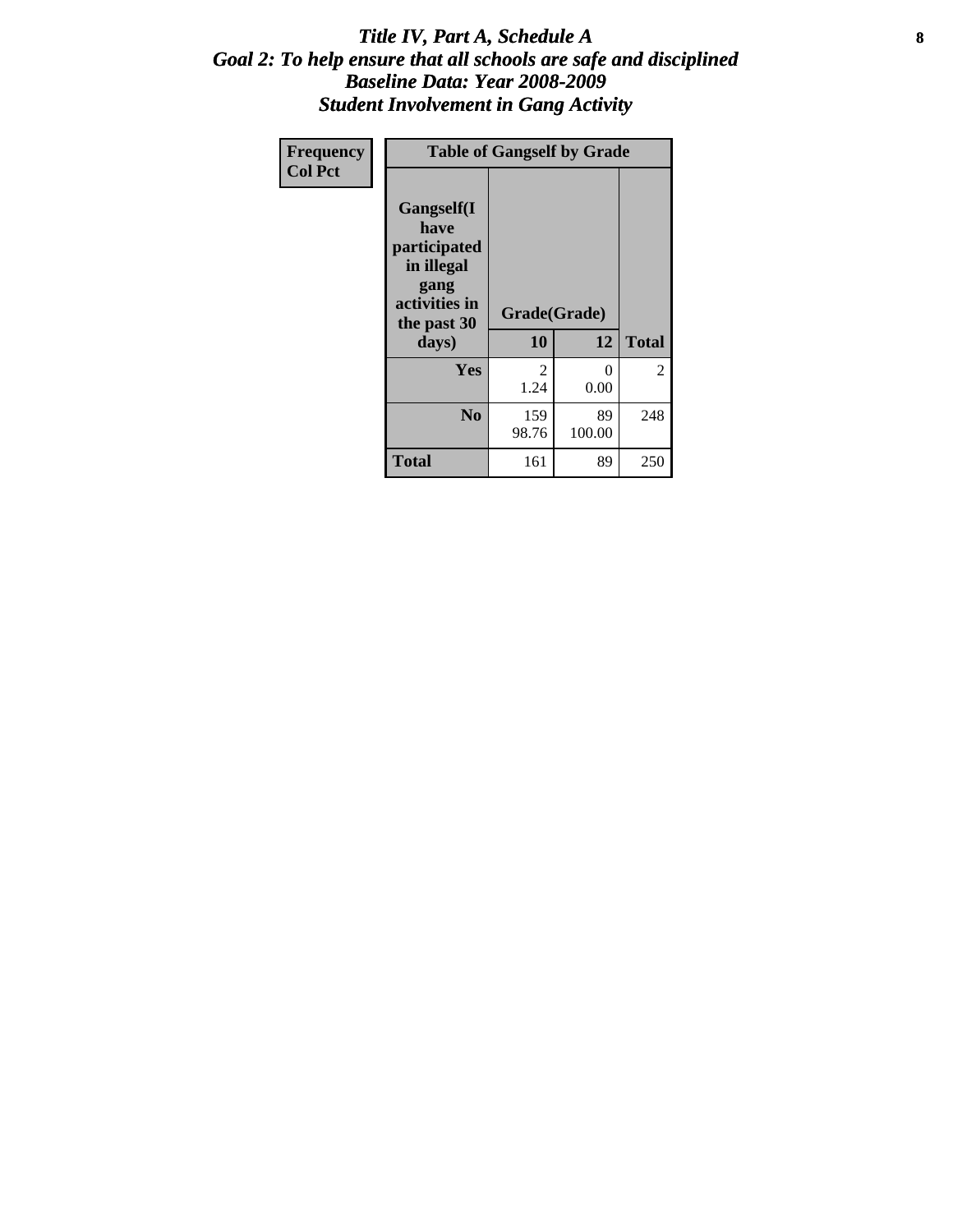# *Title IV, Part A, Schedule A*
## *Goal 2: To help ensure that all schools are safe and disciplined*
## *Baseline Data: Year 2008-2009*
## *Student Involvement in Gang Activity*

| Frequency<br>Col Pct | Table of Gangself by Grade | | |
|---|---|---|---|
| Gangself(I have participated in illegal gang activities in the past 30 days) | Grade(Grade) | | |
| | 10 | 12 | Total |
| Yes | 2<br>1.24 | 0<br>0.00 | 2 |
| No | 159<br>98.76 | 89<br>100.00 | 248 |
| Total | 161 | 89 | 250 |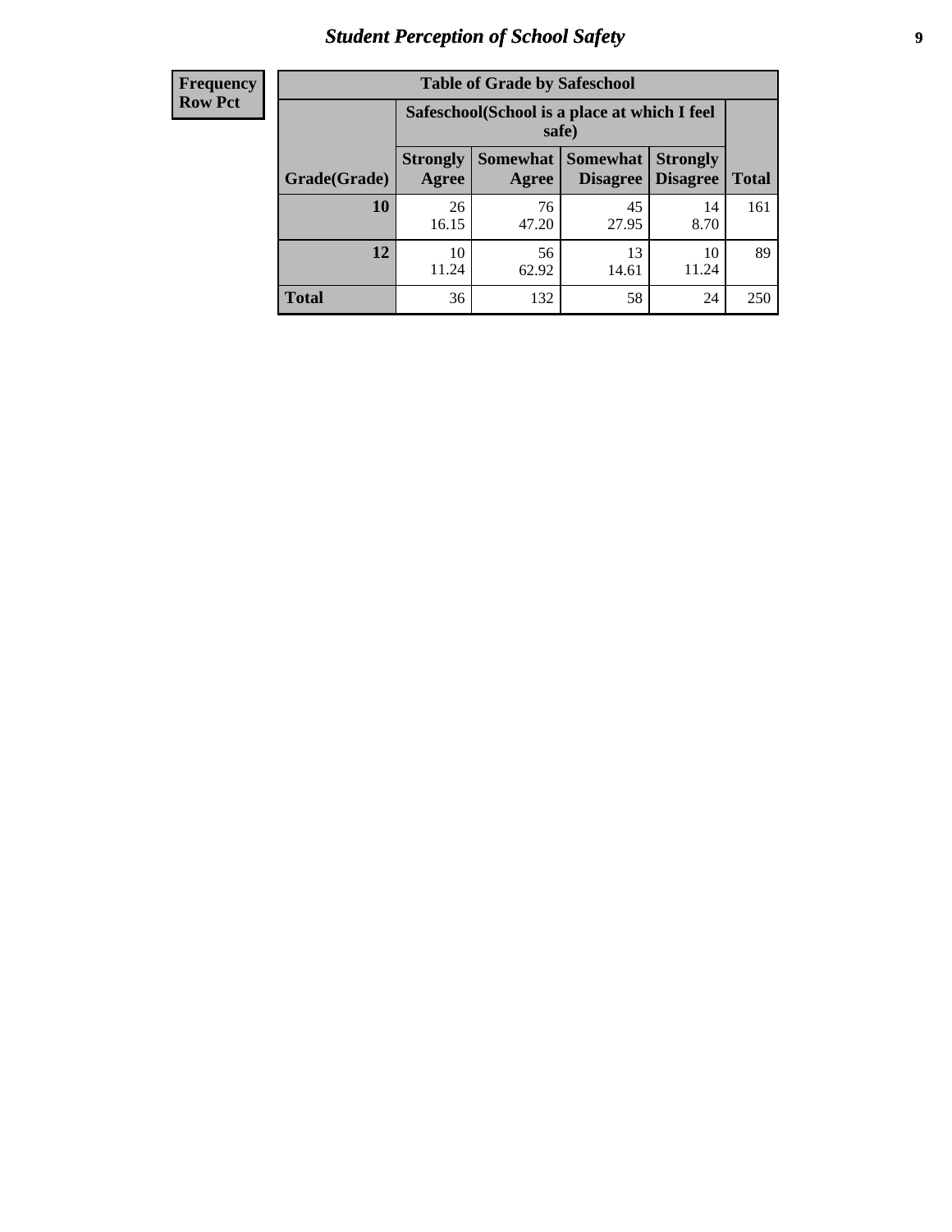| Frequency Row Pct | Table of Grade by Safeschool | | | | |
|---|---|---|---|---|---|
| | Safeschool(School is a place at which I feel safe) | | | | |
| Grade(Grade) | Strongly Agree | Somewhat Agree | Somewhat Disagree | Strongly Disagree | Total |
| 10 | 26<br>16.15 | 76<br>47.20 | 45<br>27.95 | 14<br>8.70 | 161 |
| 12 | 10<br>11.24 | 56<br>62.92 | 13<br>14.61 | 10<br>11.24 | 89 |
| Total | 36 | 132 | 58 | 24 | 250 |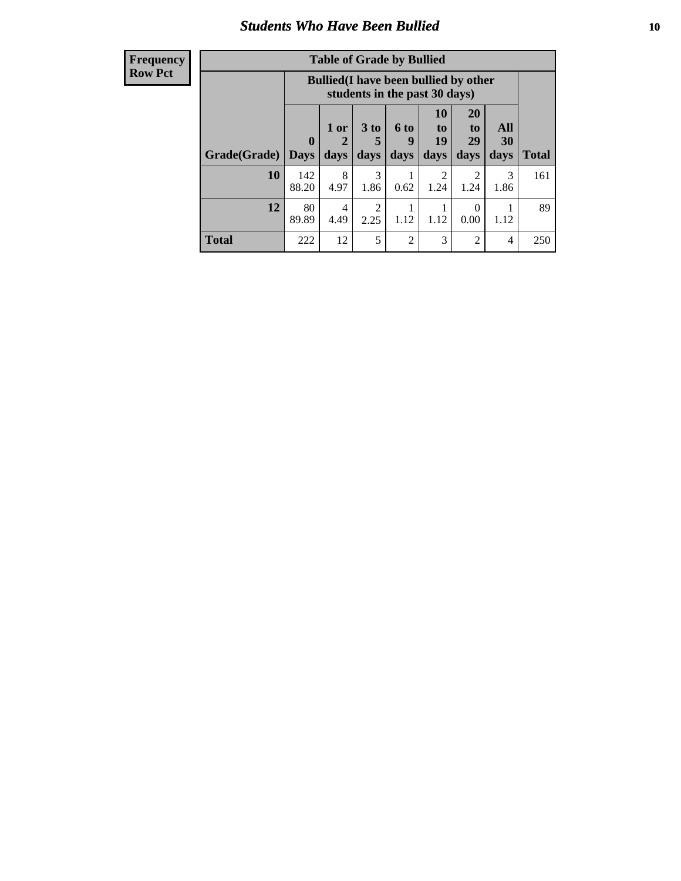## Students Who Have Been Bullied

| Frequency<br>Row Pct |
|---|

**Table of Grade by Bullied**

| Grade(Grade) | Bullied(I have been bullied by other students in the past 30 days) | | | | | | | Total |
|---|---|---|---|---|---|---|---|---|
| | 0 Days | 1 or 2 days | 3 to 5 days | 6 to 9 days | 10 to 19 days | 20 to 29 days | All 30 days | |
| **10** | 142<br>88.20 | 8<br>4.97 | 3<br>1.86 | 1<br>0.62 | 2<br>1.24 | 2<br>1.24 | 3<br>1.86 | 161 |
| **12** | 80<br>89.89 | 4<br>4.49 | 2<br>2.25 | 1<br>1.12 | 1<br>1.12 | 0<br>0.00 | 1<br>1.12 | 89 |
| **Total** | 222 | 12 | 5 | 2 | 3 | 2 | 4 | 250 |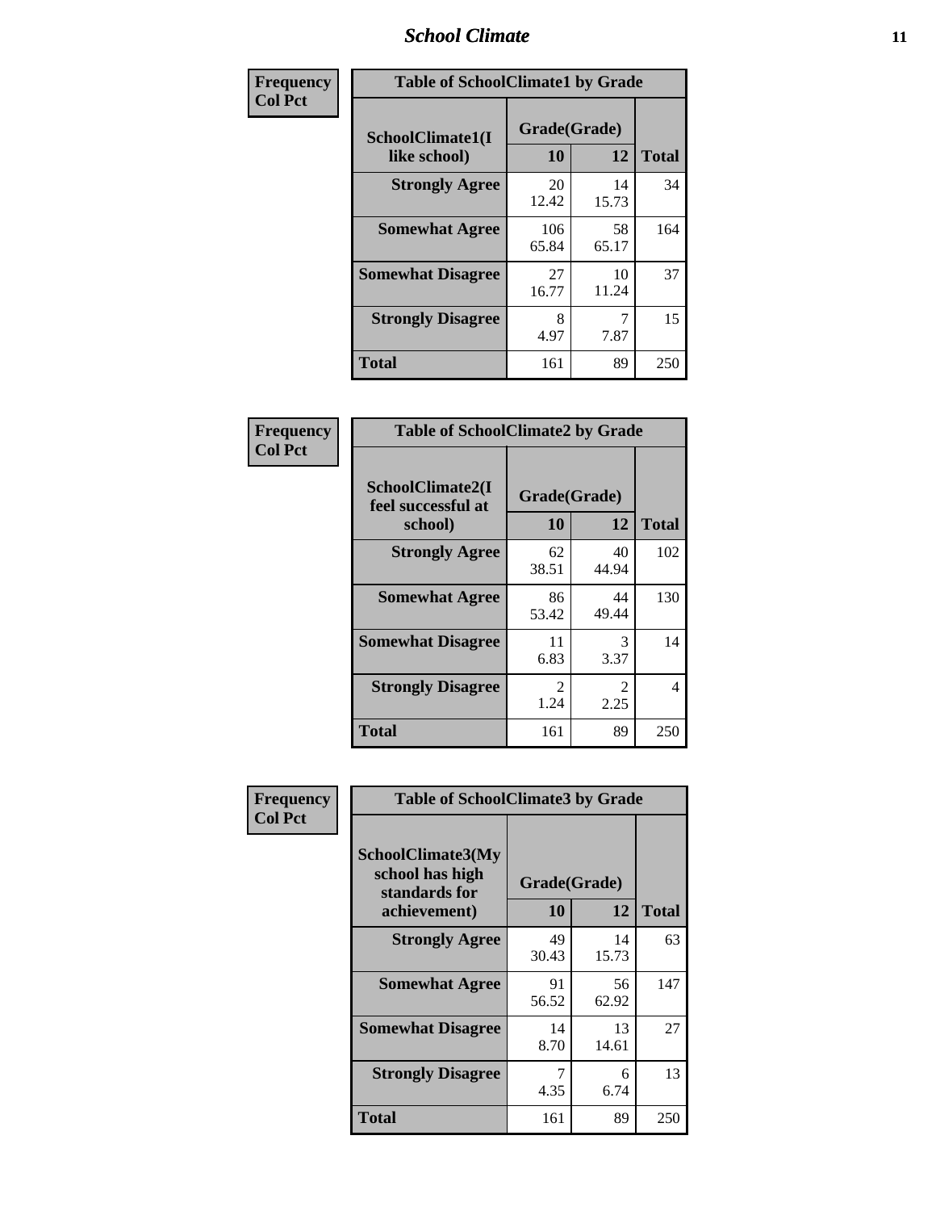# School Climate

**Frequency Col Pct**

| Table of SchoolClimate1 by Grade | | | |
|---|---|---|---|
| SchoolClimate1(I like school) | Grade(Grade) | | Total |
| | 10 | 12 | |
| **Strongly Agree** | 20<br>12.42 | 14<br>15.73 | 34 |
| **Somewhat Agree** | 106<br>65.84 | 58<br>65.17 | 164 |
| **Somewhat Disagree** | 27<br>16.77 | 10<br>11.24 | 37 |
| **Strongly Disagree** | 8<br>4.97 | 7<br>7.87 | 15 |
| **Total** | 161 | 89 | 250 |

**Frequency Col Pct**

| Table of SchoolClimate2 by Grade | | | |
|---|---|---|---|
| SchoolClimate2(I feel successful at school) | Grade(Grade) | | Total |
| | 10 | 12 | |
| **Strongly Agree** | 62<br>38.51 | 40<br>44.94 | 102 |
| **Somewhat Agree** | 86<br>53.42 | 44<br>49.44 | 130 |
| **Somewhat Disagree** | 11<br>6.83 | 3<br>3.37 | 14 |
| **Strongly Disagree** | 2<br>1.24 | 2<br>2.25 | 4 |
| **Total** | 161 | 89 | 250 |

**Frequency Col Pct**

| Table of SchoolClimate3 by Grade | | | |
|---|---|---|---|
| SchoolClimate3(My school has high standards for achievement) | Grade(Grade) | | Total |
| | 10 | 12 | |
| **Strongly Agree** | 49<br>30.43 | 14<br>15.73 | 63 |
| **Somewhat Agree** | 91<br>56.52 | 56<br>62.92 | 147 |
| **Somewhat Disagree** | 14<br>8.70 | 13<br>14.61 | 27 |
| **Strongly Disagree** | 7<br>4.35 | 6<br>6.74 | 13 |
| **Total** | 161 | 89 | 250 |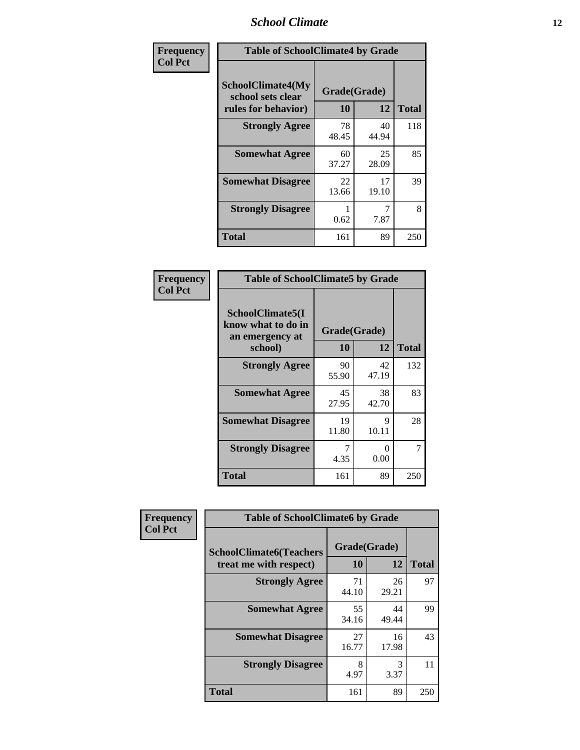| Frequency Col Pct | Table of SchoolClimate4 by Grade | | |
|---|---|---|---|
| SchoolClimate4(My school sets clear rules for behavior) | Grade(Grade) | | |
| | 10 | 12 | Total |
| Strongly Agree | 78<br>48.45 | 40<br>44.94 | 118 |
| Somewhat Agree | 60<br>37.27 | 25<br>28.09 | 85 |
| Somewhat Disagree | 22<br>13.66 | 17<br>19.10 | 39 |
| Strongly Disagree | 1<br>0.62 | 7<br>7.87 | 8 |
| Total | 161 | 89 | 250 |

| Frequency Col Pct | Table of SchoolClimate5 by Grade | | |
|---|---|---|---|
| SchoolClimate5(I know what to do in an emergency at school) | Grade(Grade) | | |
| | 10 | 12 | Total |
| Strongly Agree | 90<br>55.90 | 42<br>47.19 | 132 |
| Somewhat Agree | 45<br>27.95 | 38<br>42.70 | 83 |
| Somewhat Disagree | 19<br>11.80 | 9<br>10.11 | 28 |
| Strongly Disagree | 7<br>4.35 | 0<br>0.00 | 7 |
| Total | 161 | 89 | 250 |

| Frequency Col Pct | Table of SchoolClimate6 by Grade | | |
|---|---|---|---|
| SchoolClimate6(Teachers treat me with respect) | Grade(Grade) | | |
| | 10 | 12 | Total |
| Strongly Agree | 71<br>44.10 | 26<br>29.21 | 97 |
| Somewhat Agree | 55<br>34.16 | 44<br>49.44 | 99 |
| Somewhat Disagree | 27<br>16.77 | 16<br>17.98 | 43 |
| Strongly Disagree | 8<br>4.97 | 3<br>3.37 | 11 |
| Total | 161 | 89 | 250 |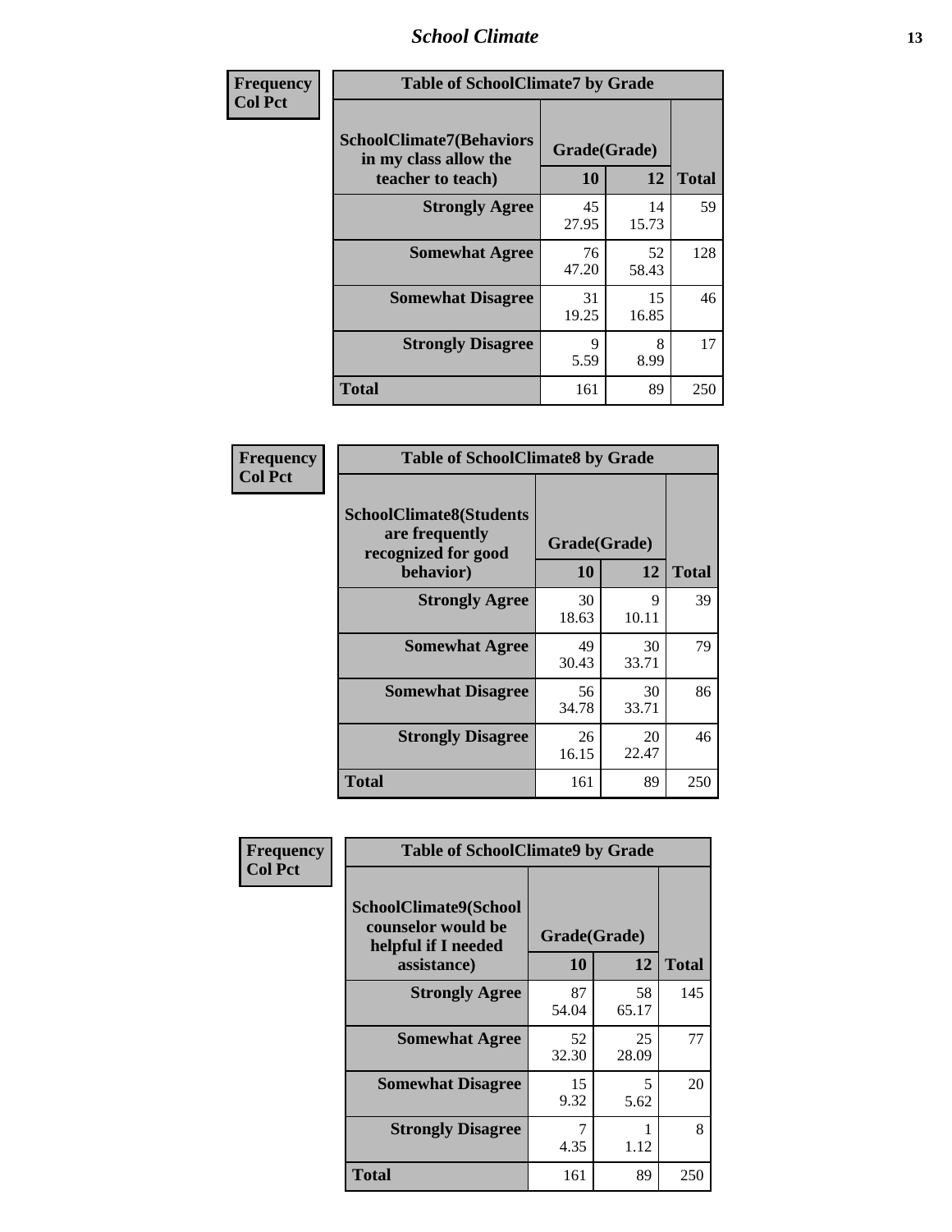**Frequency**
**Col Pct**

| SchoolClimate7(Behaviors in my class allow the teacher to teach) | Grade(Grade) 10 | 12 | Total |
|---|---|---|---|
| **Strongly Agree** | 45<br>27.95 | 14<br>15.73 | 59 |
| **Somewhat Agree** | 76<br>47.20 | 52<br>58.43 | 128 |
| **Somewhat Disagree** | 31<br>19.25 | 15<br>16.85 | 46 |
| **Strongly Disagree** | 9<br>5.59 | 8<br>8.99 | 17 |
| **Total** | 161 | 89 | 250 |

Table of SchoolClimate7 by Grade

**Frequency**
**Col Pct**

| SchoolClimate8(Students are frequently recognized for good behavior) | Grade(Grade) 10 | 12 | Total |
|---|---|---|---|
| **Strongly Agree** | 30<br>18.63 | 9<br>10.11 | 39 |
| **Somewhat Agree** | 49<br>30.43 | 30<br>33.71 | 79 |
| **Somewhat Disagree** | 56<br>34.78 | 30<br>33.71 | 86 |
| **Strongly Disagree** | 26<br>16.15 | 20<br>22.47 | 46 |
| **Total** | 161 | 89 | 250 |

Table of SchoolClimate8 by Grade

**Frequency**
**Col Pct**

| SchoolClimate9(School counselor would be helpful if I needed assistance) | Grade(Grade) 10 | 12 | Total |
|---|---|---|---|
| **Strongly Agree** | 87<br>54.04 | 58<br>65.17 | 145 |
| **Somewhat Agree** | 52<br>32.30 | 25<br>28.09 | 77 |
| **Somewhat Disagree** | 15<br>9.32 | 5<br>5.62 | 20 |
| **Strongly Disagree** | 7<br>4.35 | 1<br>1.12 | 8 |
| **Total** | 161 | 89 | 250 |

Table of SchoolClimate9 by Grade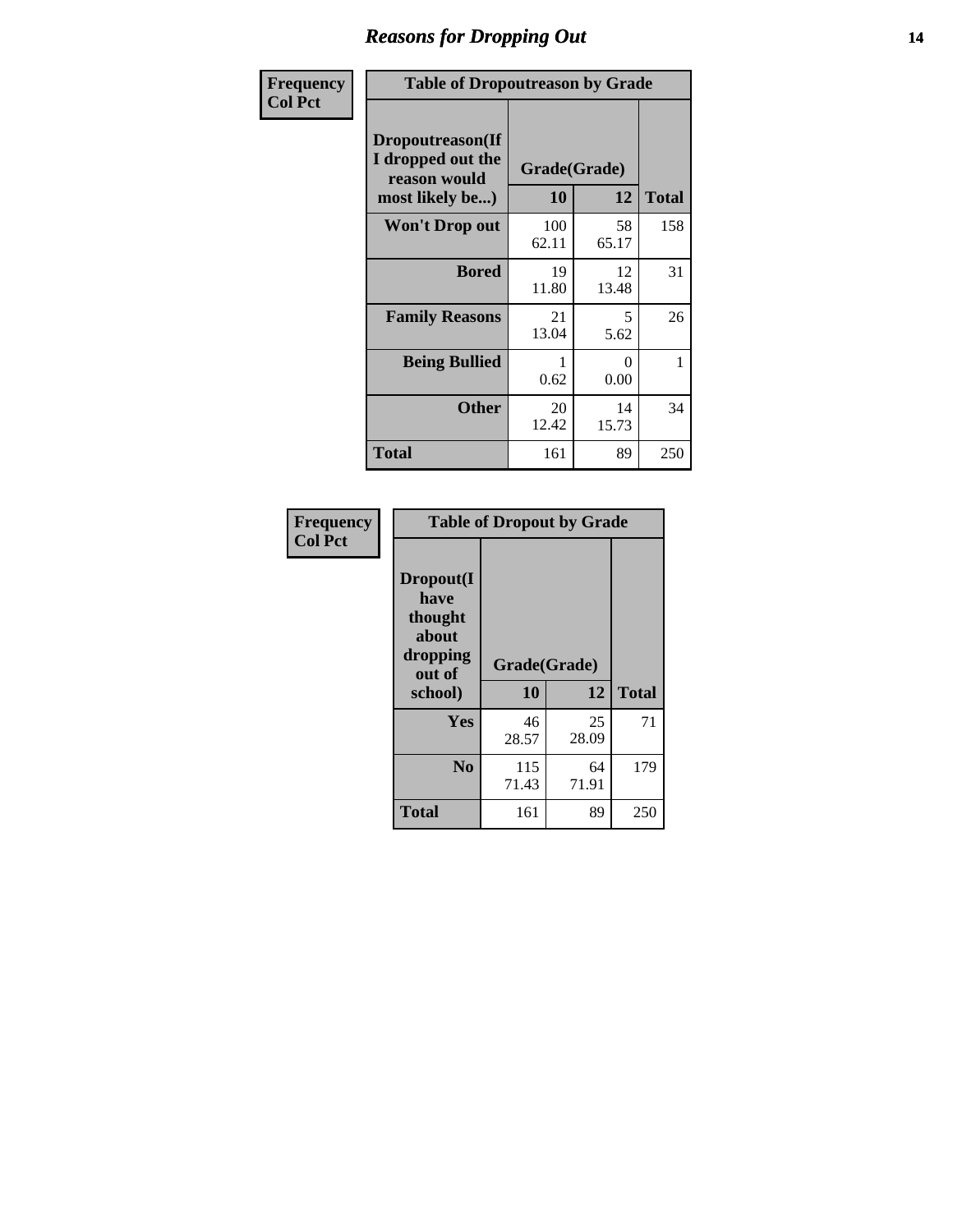# Reasons for Dropping Out

**Frequency**
**Col Pct**

| Table of Dropoutreason by Grade | | | |
|---|---|---|---|
| Dropoutreason(If I dropped out the reason would most likely be...) | Grade(Grade) | | Total |
| | 10 | 12 | |
| **Won't Drop out** | 100<br>62.11 | 58<br>65.17 | 158 |
| **Bored** | 19<br>11.80 | 12<br>13.48 | 31 |
| **Family Reasons** | 21<br>13.04 | 5<br>5.62 | 26 |
| **Being Bullied** | 1<br>0.62 | 0<br>0.00 | 1 |
| **Other** | 20<br>12.42 | 14<br>15.73 | 34 |
| **Total** | 161 | 89 | 250 |

**Frequency**
**Col Pct**

| Table of Dropout by Grade | | | |
|---|---|---|---|
| Dropout(I have thought about dropping out of school) | Grade(Grade) | | Total |
| | 10 | 12 | |
| **Yes** | 46<br>28.57 | 25<br>28.09 | 71 |
| **No** | 115<br>71.43 | 64<br>71.91 | 179 |
| **Total** | 161 | 89 | 250 |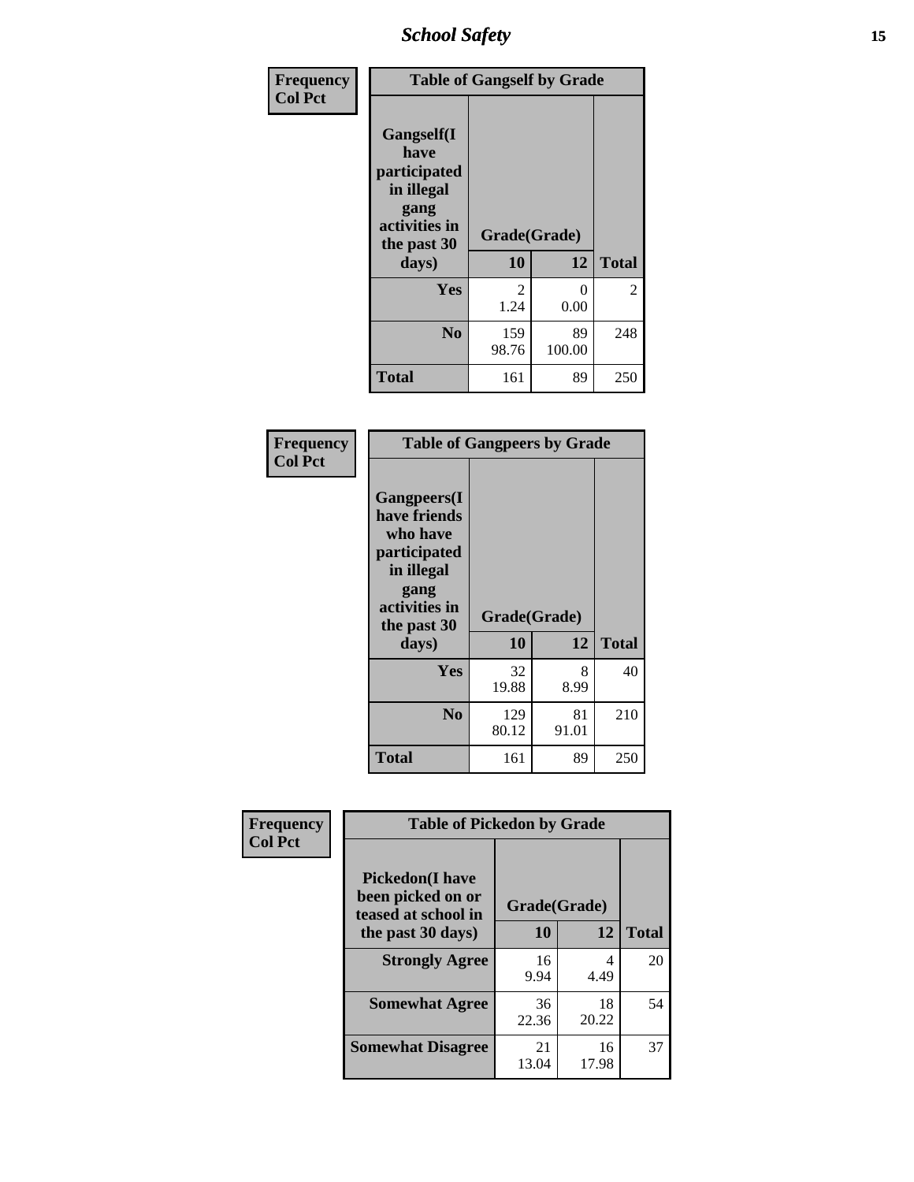| Frequency<br>Col Pct | Table of Gangself by Grade | | |
|---|---|---|---|
| Gangself(I have participated in illegal gang activities in the past 30 days) | Grade(Grade) | | |
| | 10 | 12 | Total |
| Yes | 2<br>1.24 | 0<br>0.00 | 2 |
| No | 159<br>98.76 | 89<br>100.00 | 248 |
| Total | 161 | 89 | 250 |

| Frequency<br>Col Pct | Table of Gangpeers by Grade | | |
|---|---|---|---|
| Gangpeers(I have friends who have participated in illegal gang activities in the past 30 days) | Grade(Grade) | | |
| | 10 | 12 | Total |
| Yes | 32<br>19.88 | 8<br>8.99 | 40 |
| No | 129<br>80.12 | 81<br>91.01 | 210 |
| Total | 161 | 89 | 250 |

| Frequency<br>Col Pct | Table of Pickedon by Grade | | |
|---|---|---|---|
| Pickedon(I have been picked on or teased at school in the past 30 days) | Grade(Grade) | | |
| | 10 | 12 | Total |
| Strongly Agree | 16<br>9.94 | 4<br>4.49 | 20 |
| Somewhat Agree | 36<br>22.36 | 18<br>20.22 | 54 |
| Somewhat Disagree | 21<br>13.04 | 16<br>17.98 | 37 |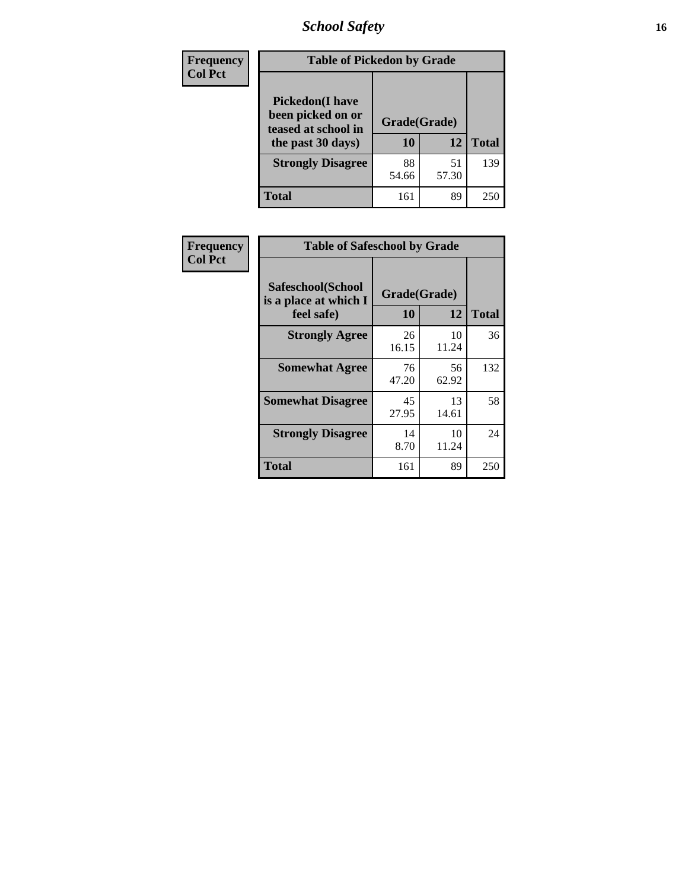| Frequency<br>Col Pct | Table of Pickedon by Grade | | |
|---|---|---|---|
| Pickedon(I have been picked on or teased at school in the past 30 days) | Grade(Grade) | | |
| | 10 | 12 | Total |
| Strongly Disagree | 88<br>54.66 | 51<br>57.30 | 139 |
| Total | 161 | 89 | 250 |

| Frequency<br>Col Pct | Table of Safeschool by Grade | | |
|---|---|---|---|
| Safeschool(School is a place at which I feel safe) | Grade(Grade) | | |
| | 10 | 12 | Total |
| Strongly Agree | 26<br>16.15 | 10<br>11.24 | 36 |
| Somewhat Agree | 76<br>47.20 | 56<br>62.92 | 132 |
| Somewhat Disagree | 45<br>27.95 | 13<br>14.61 | 58 |
| Strongly Disagree | 14<br>8.70 | 10<br>11.24 | 24 |
| Total | 161 | 89 | 250 |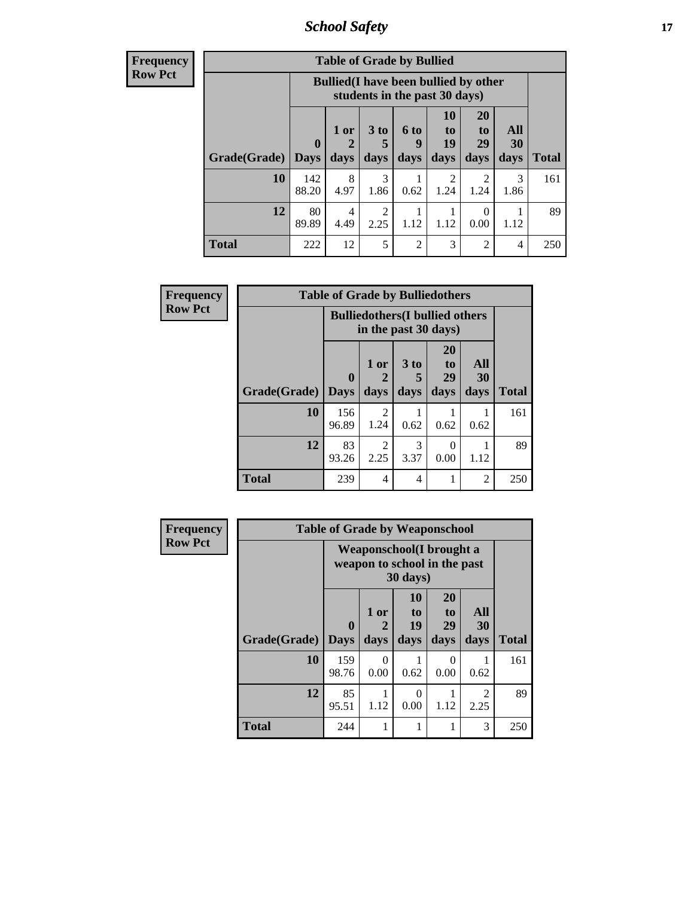| Frequency<br>Row Pct | Table of Grade by Bullied | | | | | | | |
|---|---|---|---|---|---|---|---|---|
| | Bullied(I have been bullied by other students in the past 30 days) | | | | | | | |
| Grade(Grade) | 0 Days | 1 or 2 days | 3 to 5 days | 6 to 9 days | 10 to 19 days | 20 to 29 days | All 30 days | Total |
| 10 | 142<br>88.20 | 8<br>4.97 | 3<br>1.86 | 1<br>0.62 | 2<br>1.24 | 2<br>1.24 | 3<br>1.86 | 161 |
| 12 | 80<br>89.89 | 4<br>4.49 | 2<br>2.25 | 1<br>1.12 | 1<br>1.12 | 0<br>0.00 | 1<br>1.12 | 89 |
| Total | 222 | 12 | 5 | 2 | 3 | 2 | 4 | 250 |

| Frequency<br>Row Pct | Table of Grade by Bulliedothers | | | | | |
|---|---|---|---|---|---|---|
| | Bulliedothers(I bullied others in the past 30 days) | | | | | |
| Grade(Grade) | 0 Days | 1 or 2 days | 3 to 5 days | 20 to 29 days | All 30 days | Total |
| 10 | 156<br>96.89 | 2<br>1.24 | 1<br>0.62 | 1<br>0.62 | 1<br>0.62 | 161 |
| 12 | 83<br>93.26 | 2<br>2.25 | 3<br>3.37 | 0<br>0.00 | 1<br>1.12 | 89 |
| Total | 239 | 4 | 4 | 1 | 2 | 250 |

| Frequency<br>Row Pct | Table of Grade by Weaponschool | | | | | |
|---|---|---|---|---|---|---|
| | Weaponschool(I brought a weapon to school in the past 30 days) | | | | | |
| Grade(Grade) | 0 Days | 1 or 2 days | 10 to 19 days | 20 to 29 days | All 30 days | Total |
| 10 | 159<br>98.76 | 0<br>0.00 | 1<br>0.62 | 0<br>0.00 | 1<br>0.62 | 161 |
| 12 | 85<br>95.51 | 1<br>1.12 | 0<br>0.00 | 1<br>1.12 | 2<br>2.25 | 89 |
| Total | 244 | 1 | 1 | 1 | 3 | 250 |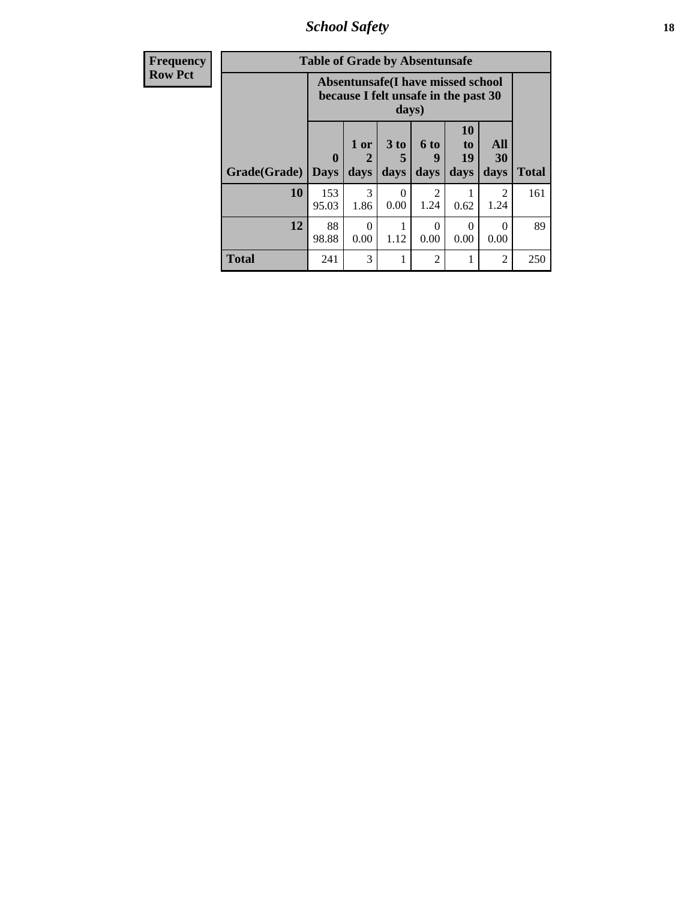| Frequency Row Pct | Table of Grade by Absentunsafe | | | | | | |
|---|---|---|---|---|---|---|---|
| | Absentunsafe(I have missed school because I felt unsafe in the past 30 days) | | | | | | |
| Grade(Grade) | 0 Days | 1 or 2 days | 3 to 5 days | 6 to 9 days | 10 to 19 days | All 30 days | Total |
| 10 | 153 95.03 | 3 1.86 | 0 0.00 | 2 1.24 | 1 0.62 | 2 1.24 | 161 |
| 12 | 88 98.88 | 0 0.00 | 1 1.12 | 0 0.00 | 0 0.00 | 0 0.00 | 89 |
| Total | 241 | 3 | 1 | 2 | 1 | 2 | 250 |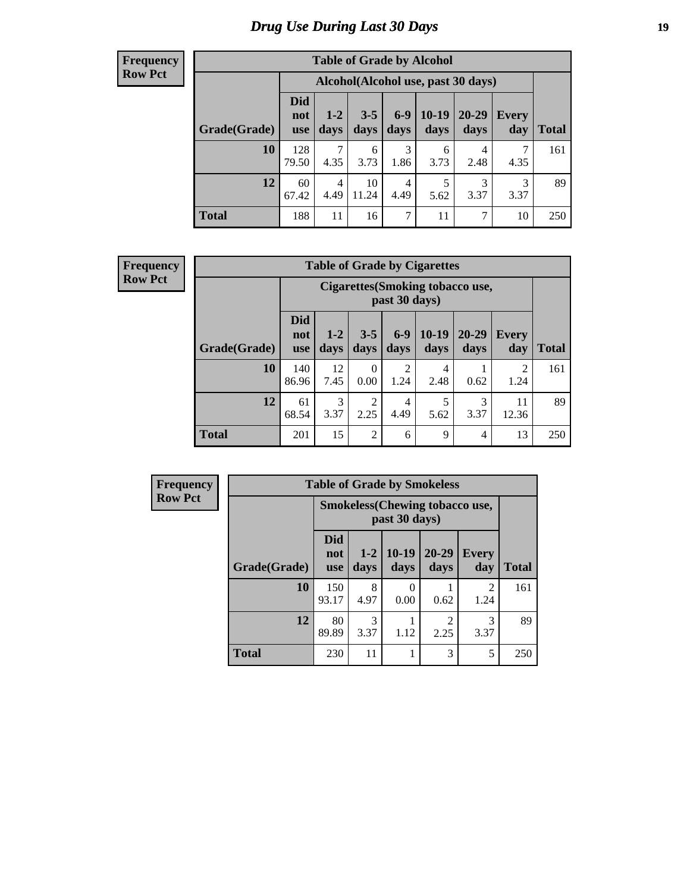# Drug Use During Last 30 Days

**Frequency**
**Row Pct**

| Table of Grade by Alcohol | | | | | | | | |
|---|---|---|---|---|---|---|---|---|
| | Alcohol(Alcohol use, past 30 days) | | | | | | | |
| Grade(Grade) | Did not use | 1-2 days | 3-5 days | 6-9 days | 10-19 days | 20-29 days | Every day | Total |
| 10 | 128<br>79.50 | 7<br>4.35 | 6<br>3.73 | 3<br>1.86 | 6<br>3.73 | 4<br>2.48 | 7<br>4.35 | 161 |
| 12 | 60<br>67.42 | 4<br>4.49 | 10<br>11.24 | 4<br>4.49 | 5<br>5.62 | 3<br>3.37 | 3<br>3.37 | 89 |
| Total | 188 | 11 | 16 | 7 | 11 | 7 | 10 | 250 |

**Frequency**
**Row Pct**

| Table of Grade by Cigarettes | | | | | | | | |
|---|---|---|---|---|---|---|---|---|
| | Cigarettes(Smoking tobacco use, past 30 days) | | | | | | | |
| Grade(Grade) | Did not use | 1-2 days | 3-5 days | 6-9 days | 10-19 days | 20-29 days | Every day | Total |
| 10 | 140<br>86.96 | 12<br>7.45 | 0<br>0.00 | 2<br>1.24 | 4<br>2.48 | 1<br>0.62 | 2<br>1.24 | 161 |
| 12 | 61<br>68.54 | 3<br>3.37 | 2<br>2.25 | 4<br>4.49 | 5<br>5.62 | 3<br>3.37 | 11<br>12.36 | 89 |
| Total | 201 | 15 | 2 | 6 | 9 | 4 | 13 | 250 |

**Frequency**
**Row Pct**

| Table of Grade by Smokeless | | | | | | |
|---|---|---|---|---|---|---|
| | Smokeless(Chewing tobacco use, past 30 days) | | | | | |
| Grade(Grade) | Did not use | 1-2 days | 10-19 days | 20-29 days | Every day | Total |
| 10 | 150<br>93.17 | 8<br>4.97 | 0<br>0.00 | 1<br>0.62 | 2<br>1.24 | 161 |
| 12 | 80<br>89.89 | 3<br>3.37 | 1<br>1.12 | 2<br>2.25 | 3<br>3.37 | 89 |
| Total | 230 | 11 | 1 | 3 | 5 | 250 |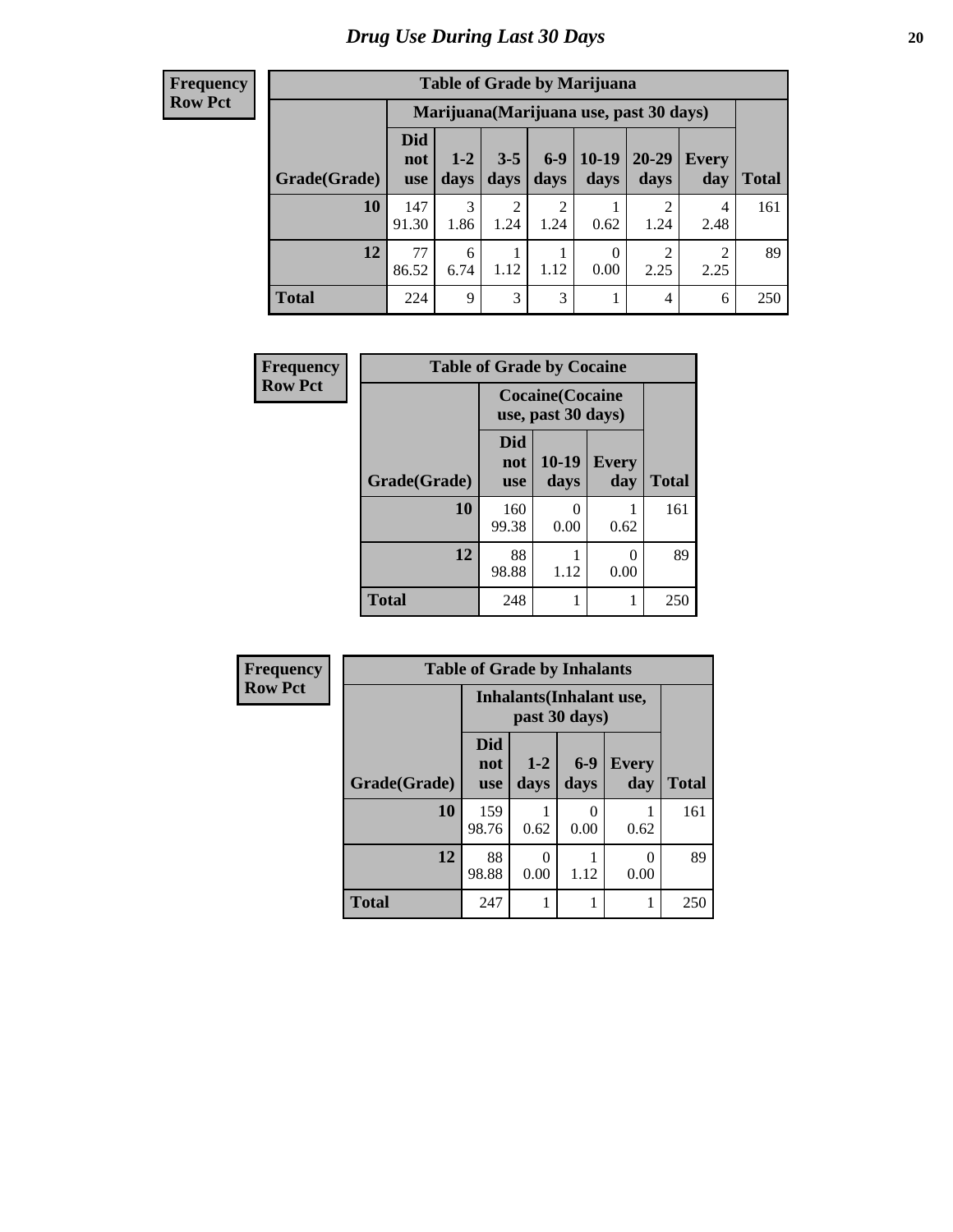# Drug Use During Last 30 Days

| Frequency Row Pct |
|---|

**Table of Grade by Marijuana**

| Grade(Grade) | Marijuana(Marijuana use, past 30 days) | | | | | | | Total |
|---|---|---|---|---|---|---|---|---|
| | Did not use | 1-2 days | 3-5 days | 6-9 days | 10-19 days | 20-29 days | Every day | |
| **10** | 147<br>91.30 | 3<br>1.86 | 2<br>1.24 | 2<br>1.24 | 1<br>0.62 | 2<br>1.24 | 4<br>2.48 | 161 |
| **12** | 77<br>86.52 | 6<br>6.74 | 1<br>1.12 | 1<br>1.12 | 0<br>0.00 | 2<br>2.25 | 2<br>2.25 | 89 |
| **Total** | 224 | 9 | 3 | 3 | 1 | 4 | 6 | 250 |

| Frequency Row Pct |
|---|

**Table of Grade by Cocaine**

| Grade(Grade) | Cocaine(Cocaine use, past 30 days) | | | Total |
|---|---|---|---|---|
| | Did not use | 10-19 days | Every day | |
| **10** | 160<br>99.38 | 0<br>0.00 | 1<br>0.62 | 161 |
| **12** | 88<br>98.88 | 1<br>1.12 | 0<br>0.00 | 89 |
| **Total** | 248 | 1 | 1 | 250 |

| Frequency Row Pct |
|---|

**Table of Grade by Inhalants**

| Grade(Grade) | Inhalants(Inhalant use, past 30 days) | | | | Total |
|---|---|---|---|---|---|
| | Did not use | 1-2 days | 6-9 days | Every day | |
| **10** | 159<br>98.76 | 1<br>0.62 | 0<br>0.00 | 1<br>0.62 | 161 |
| **12** | 88<br>98.88 | 0<br>0.00 | 1<br>1.12 | 0<br>0.00 | 89 |
| **Total** | 247 | 1 | 1 | 1 | 250 |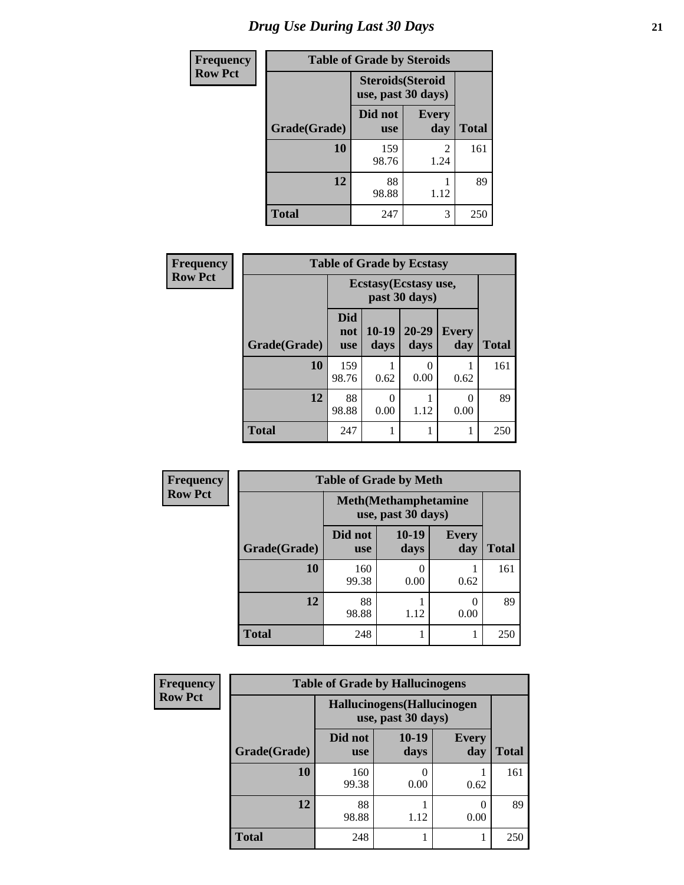# Drug Use During Last 30 Days

| Frequency Row Pct | | | |
|---|---|---|---|
| **Table of Grade by Steroids** | | | |
| | **Steroids(Steroid use, past 30 days)** | | |
| **Grade(Grade)** | **Did not use** | **Every day** | **Total** |
| **10** | 159 98.76 | 2 1.24 | 161 |
| **12** | 88 98.88 | 1 1.12 | 89 |
| **Total** | 247 | 3 | 250 |

| Frequency Row Pct | | | | | |
|---|---|---|---|---|---|
| **Table of Grade by Ecstasy** | | | | | |
| | **Ecstasy(Ecstasy use, past 30 days)** | | | | |
| **Grade(Grade)** | **Did not use** | **10-19 days** | **20-29 days** | **Every day** | **Total** |
| **10** | 159 98.76 | 1 0.62 | 0 0.00 | 1 0.62 | 161 |
| **12** | 88 98.88 | 0 0.00 | 1 1.12 | 0 0.00 | 89 |
| **Total** | 247 | 1 | 1 | 1 | 250 |

| Frequency Row Pct | | | | |
|---|---|---|---|---|
| **Table of Grade by Meth** | | | | |
| | **Meth(Methamphetamine use, past 30 days)** | | | |
| **Grade(Grade)** | **Did not use** | **10-19 days** | **Every day** | **Total** |
| **10** | 160 99.38 | 0 0.00 | 1 0.62 | 161 |
| **12** | 88 98.88 | 1 1.12 | 0 0.00 | 89 |
| **Total** | 248 | 1 | 1 | 250 |

| Frequency Row Pct | | | | |
|---|---|---|---|---|
| **Table of Grade by Hallucinogens** | | | | |
| | **Hallucinogens(Hallucinogen use, past 30 days)** | | | |
| **Grade(Grade)** | **Did not use** | **10-19 days** | **Every day** | **Total** |
| **10** | 160 99.38 | 0 0.00 | 1 0.62 | 161 |
| **12** | 88 98.88 | 1 1.12 | 0 0.00 | 89 |
| **Total** | 248 | 1 | 1 | 250 |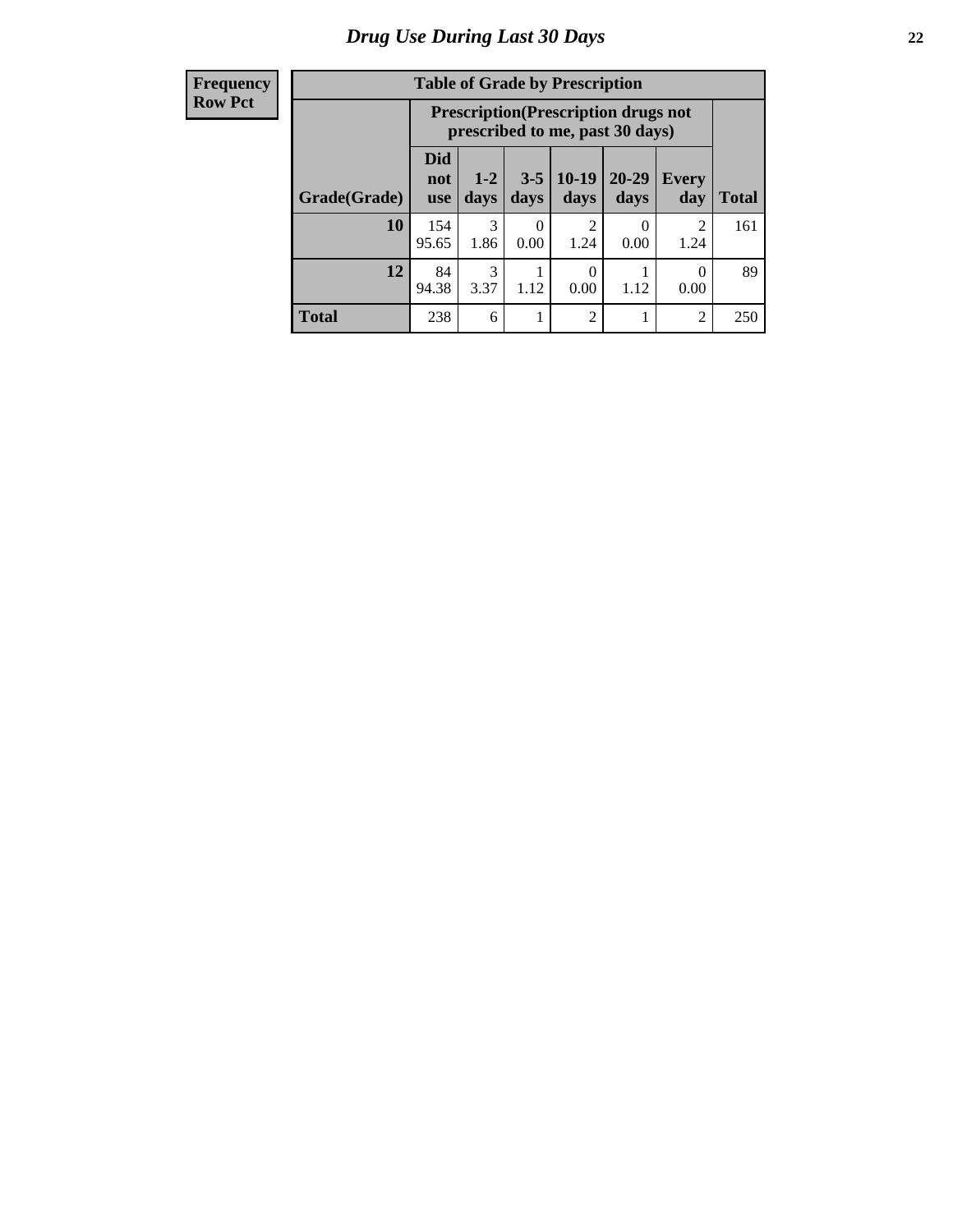# Drug Use During Last 30 Days

| Frequency Row Pct | Table of Grade by Prescription | | | | | | |
|---|---|---|---|---|---|---|---|
| | Prescription(Prescription drugs not prescribed to me, past 30 days) | | | | | | |
| Grade(Grade) | Did not use | 1-2 days | 3-5 days | 10-19 days | 20-29 days | Every day | Total |
| 10 | 154 95.65 | 3 1.86 | 0 0.00 | 2 1.24 | 0 0.00 | 2 1.24 | 161 |
| 12 | 84 94.38 | 3 3.37 | 1 1.12 | 0 0.00 | 1 1.12 | 0 0.00 | 89 |
| Total | 238 | 6 | 1 | 2 | 1 | 2 | 250 |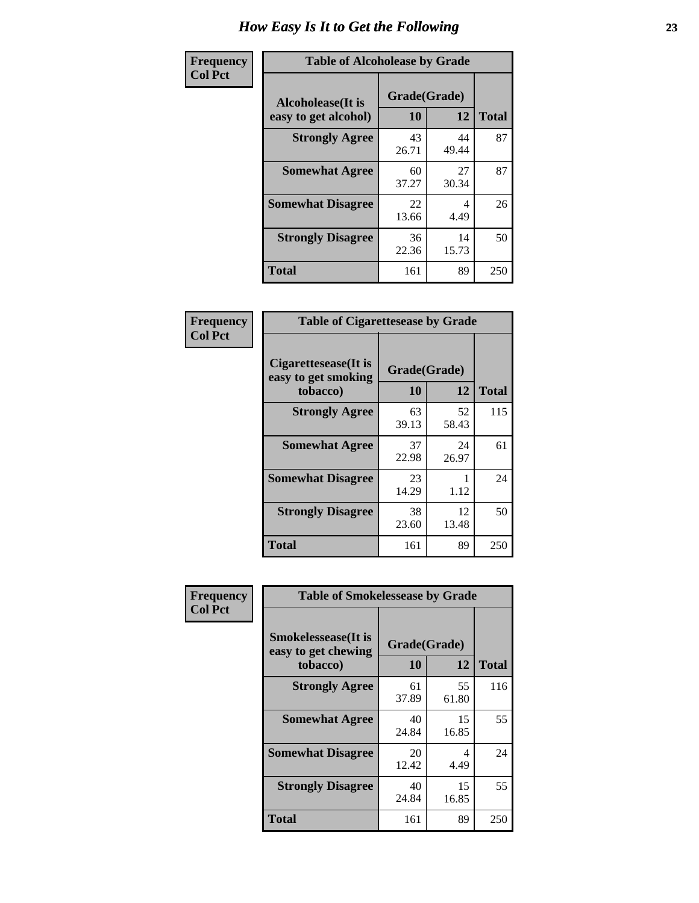# How Easy Is It to Get the Following

**Frequency**
**Col Pct**

| Table of Alcoholease by Grade | | | |
|---|---|---|---|
| **Alcoholease(It is easy to get alcohol)** | **Grade(Grade)** | | **Total** |
| | **10** | **12** | |
| **Strongly Agree** | 43<br>26.71 | 44<br>49.44 | 87 |
| **Somewhat Agree** | 60<br>37.27 | 27<br>30.34 | 87 |
| **Somewhat Disagree** | 22<br>13.66 | 4<br>4.49 | 26 |
| **Strongly Disagree** | 36<br>22.36 | 14<br>15.73 | 50 |
| **Total** | 161 | 89 | 250 |

**Frequency**
**Col Pct**

| Table of Cigarettesease by Grade | | | |
|---|---|---|---|
| **Cigarettesease(It is easy to get smoking tobacco)** | **Grade(Grade)** | | **Total** |
| | **10** | **12** | |
| **Strongly Agree** | 63<br>39.13 | 52<br>58.43 | 115 |
| **Somewhat Agree** | 37<br>22.98 | 24<br>26.97 | 61 |
| **Somewhat Disagree** | 23<br>14.29 | 1<br>1.12 | 24 |
| **Strongly Disagree** | 38<br>23.60 | 12<br>13.48 | 50 |
| **Total** | 161 | 89 | 250 |

**Frequency**
**Col Pct**

| Table of Smokelessease by Grade | | | |
|---|---|---|---|
| **Smokelessease(It is easy to get chewing tobacco)** | **Grade(Grade)** | | **Total** |
| | **10** | **12** | |
| **Strongly Agree** | 61<br>37.89 | 55<br>61.80 | 116 |
| **Somewhat Agree** | 40<br>24.84 | 15<br>16.85 | 55 |
| **Somewhat Disagree** | 20<br>12.42 | 4<br>4.49 | 24 |
| **Strongly Disagree** | 40<br>24.84 | 15<br>16.85 | 55 |
| **Total** | 161 | 89 | 250 |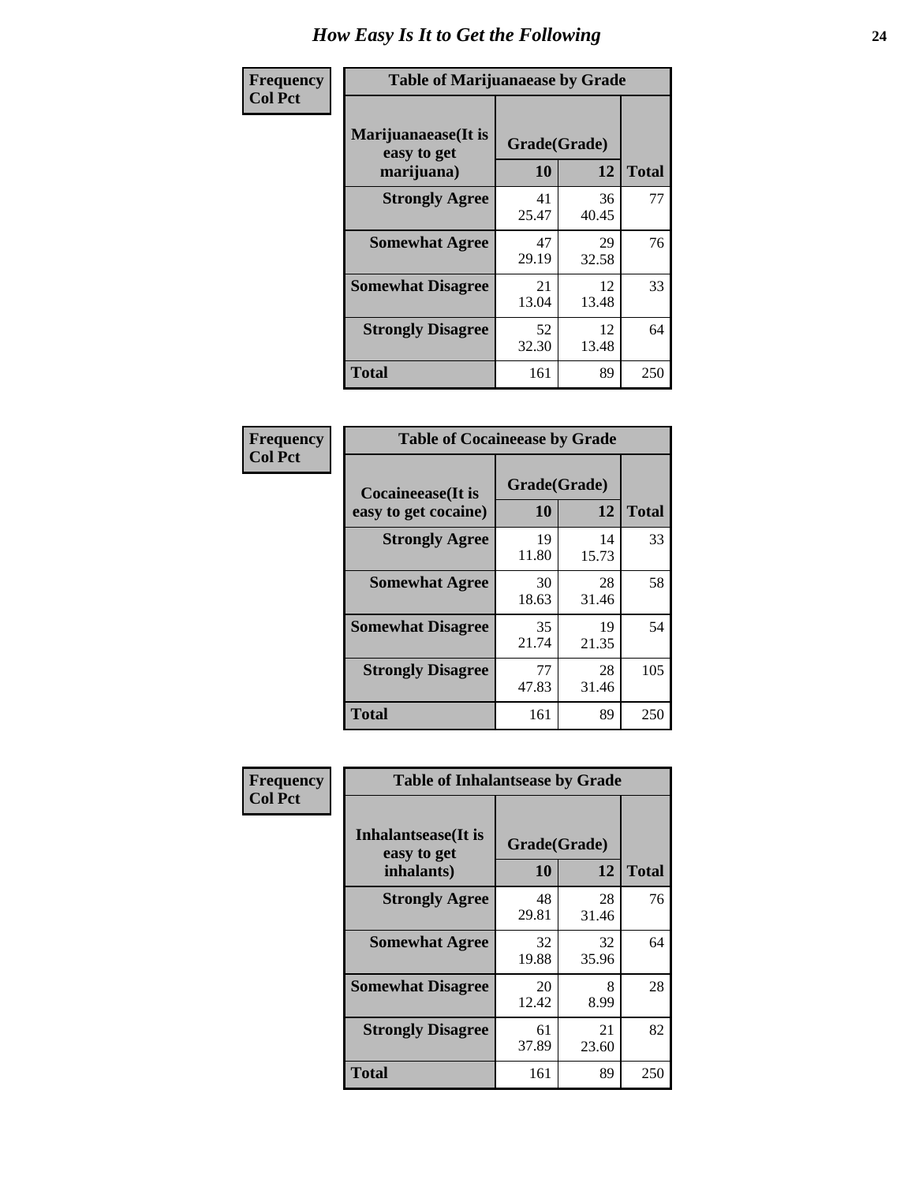# How Easy Is It to Get the Following

**Frequency**
**Col Pct**

| Table of Marijuanaease by Grade | | | |
|---|---|---|---|
| **Marijuanaease(It is easy to get marijuana)** | **Grade(Grade)** | | **Total** |
| | **10** | **12** | |
| **Strongly Agree** | 41<br>25.47 | 36<br>40.45 | 77 |
| **Somewhat Agree** | 47<br>29.19 | 29<br>32.58 | 76 |
| **Somewhat Disagree** | 21<br>13.04 | 12<br>13.48 | 33 |
| **Strongly Disagree** | 52<br>32.30 | 12<br>13.48 | 64 |
| **Total** | 161 | 89 | 250 |

**Frequency**
**Col Pct**

| Table of Cocaineease by Grade | | | |
|---|---|---|---|
| **Cocaineease(It is easy to get cocaine)** | **Grade(Grade)** | | **Total** |
| | **10** | **12** | |
| **Strongly Agree** | 19<br>11.80 | 14<br>15.73 | 33 |
| **Somewhat Agree** | 30<br>18.63 | 28<br>31.46 | 58 |
| **Somewhat Disagree** | 35<br>21.74 | 19<br>21.35 | 54 |
| **Strongly Disagree** | 77<br>47.83 | 28<br>31.46 | 105 |
| **Total** | 161 | 89 | 250 |

**Frequency**
**Col Pct**

| Table of Inhalantsease by Grade | | | |
|---|---|---|---|
| **Inhalantsease(It is easy to get inhalants)** | **Grade(Grade)** | | **Total** |
| | **10** | **12** | |
| **Strongly Agree** | 48<br>29.81 | 28<br>31.46 | 76 |
| **Somewhat Agree** | 32<br>19.88 | 32<br>35.96 | 64 |
| **Somewhat Disagree** | 20<br>12.42 | 8<br>8.99 | 28 |
| **Strongly Disagree** | 61<br>37.89 | 21<br>23.60 | 82 |
| **Total** | 161 | 89 | 250 |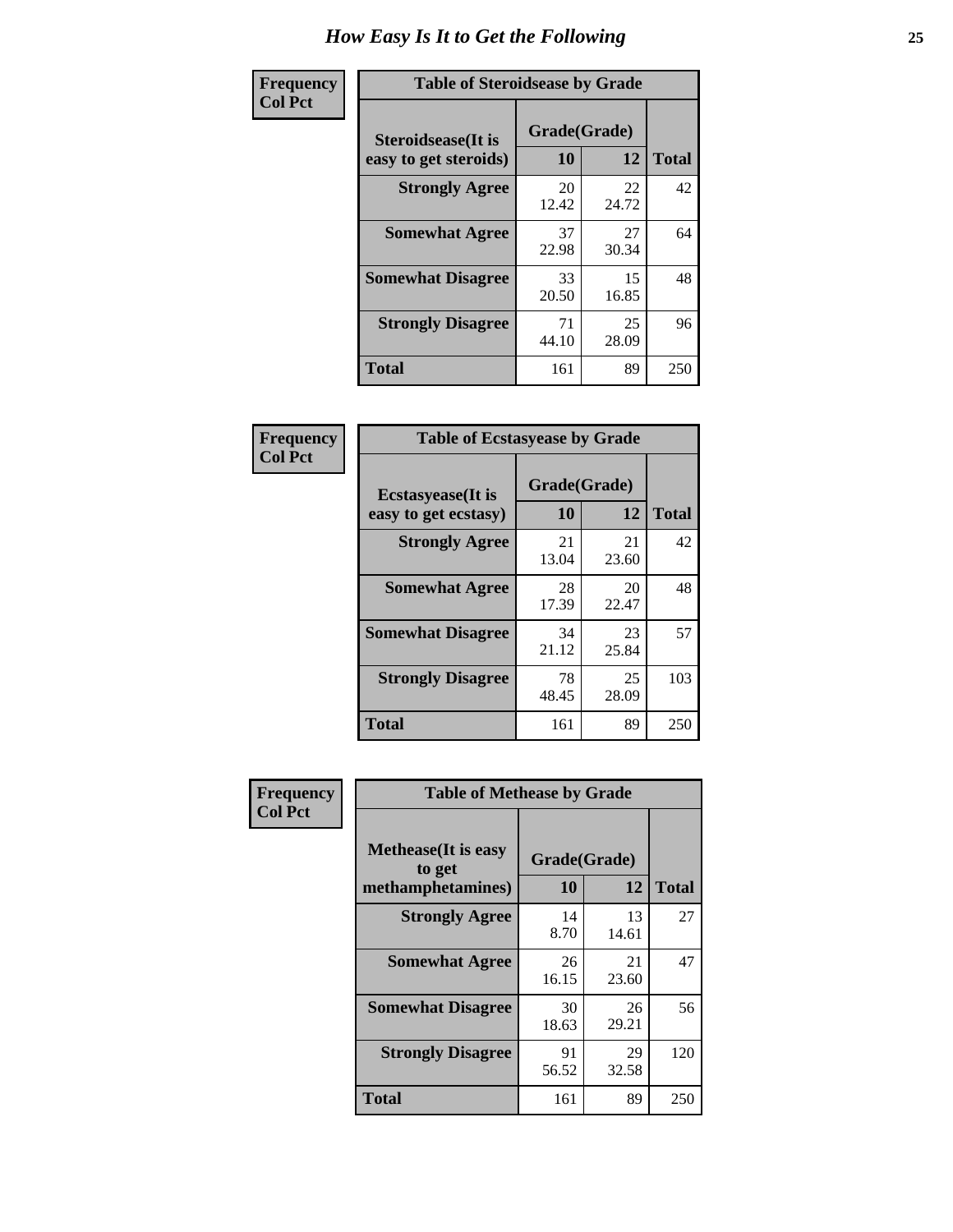# How Easy Is It to Get the Following

| Frequency<br>Col Pct | Table of Steroidsease by Grade | | |
|---|---|---|---|
| Steroidsease(It is easy to get steroids) | Grade(Grade) 10 | 12 | Total |
| Strongly Agree | 20<br>12.42 | 22<br>24.72 | 42 |
| Somewhat Agree | 37<br>22.98 | 27<br>30.34 | 64 |
| Somewhat Disagree | 33<br>20.50 | 15<br>16.85 | 48 |
| Strongly Disagree | 71<br>44.10 | 25<br>28.09 | 96 |
| Total | 161 | 89 | 250 |

| Frequency<br>Col Pct | Table of Ecstasyease by Grade | | |
|---|---|---|---|
| Ecstasyease(It is easy to get ecstasy) | Grade(Grade) 10 | 12 | Total |
| Strongly Agree | 21<br>13.04 | 21<br>23.60 | 42 |
| Somewhat Agree | 28<br>17.39 | 20<br>22.47 | 48 |
| Somewhat Disagree | 34<br>21.12 | 23<br>25.84 | 57 |
| Strongly Disagree | 78<br>48.45 | 25<br>28.09 | 103 |
| Total | 161 | 89 | 250 |

| Frequency<br>Col Pct | Table of Methease by Grade | | |
|---|---|---|---|
| Methease(It is easy to get methamphetamines) | Grade(Grade) 10 | 12 | Total |
| Strongly Agree | 14<br>8.70 | 13<br>14.61 | 27 |
| Somewhat Agree | 26<br>16.15 | 21<br>23.60 | 47 |
| Somewhat Disagree | 30<br>18.63 | 26<br>29.21 | 56 |
| Strongly Disagree | 91<br>56.52 | 29<br>32.58 | 120 |
| Total | 161 | 89 | 250 |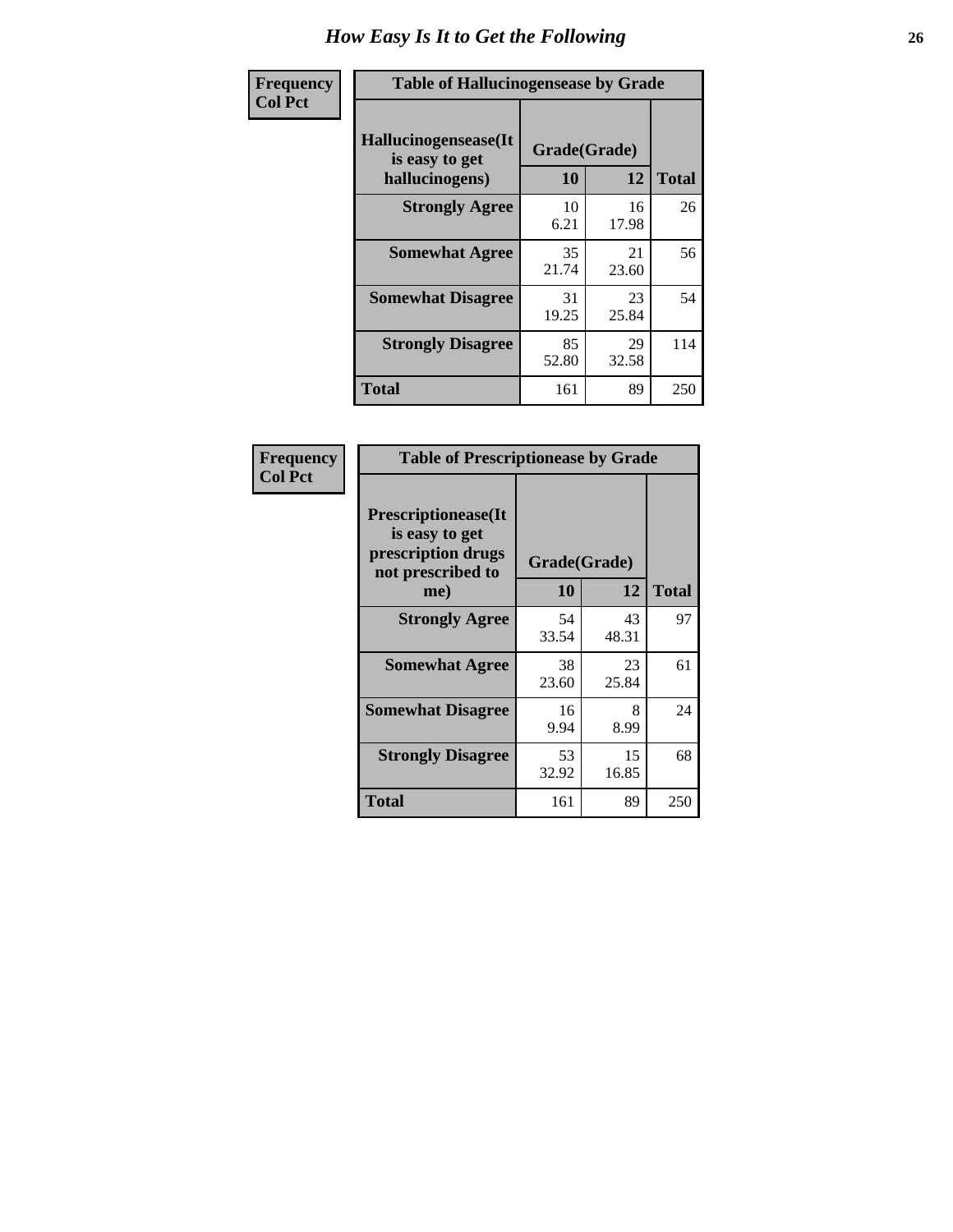# How Easy Is It to Get the Following

| Frequency<br>Col Pct | Table of Hallucinogensease by Grade | | |
|---|---|---|---|
| Hallucinogensease(It is easy to get hallucinogens) | Grade(Grade) | | |
| | 10 | 12 | Total |
| Strongly Agree | 10<br>6.21 | 16<br>17.98 | 26 |
| Somewhat Agree | 35<br>21.74 | 21<br>23.60 | 56 |
| Somewhat Disagree | 31<br>19.25 | 23<br>25.84 | 54 |
| Strongly Disagree | 85<br>52.80 | 29<br>32.58 | 114 |
| Total | 161 | 89 | 250 |

| Frequency<br>Col Pct | Table of Prescriptionease by Grade | | |
|---|---|---|---|
| Prescriptionease(It is easy to get prescription drugs not prescribed to me) | Grade(Grade) | | |
| | 10 | 12 | Total |
| Strongly Agree | 54<br>33.54 | 43<br>48.31 | 97 |
| Somewhat Agree | 38<br>23.60 | 23<br>25.84 | 61 |
| Somewhat Disagree | 16<br>9.94 | 8<br>8.99 | 24 |
| Strongly Disagree | 53<br>32.92 | 15<br>16.85 | 68 |
| Total | 161 | 89 | 250 |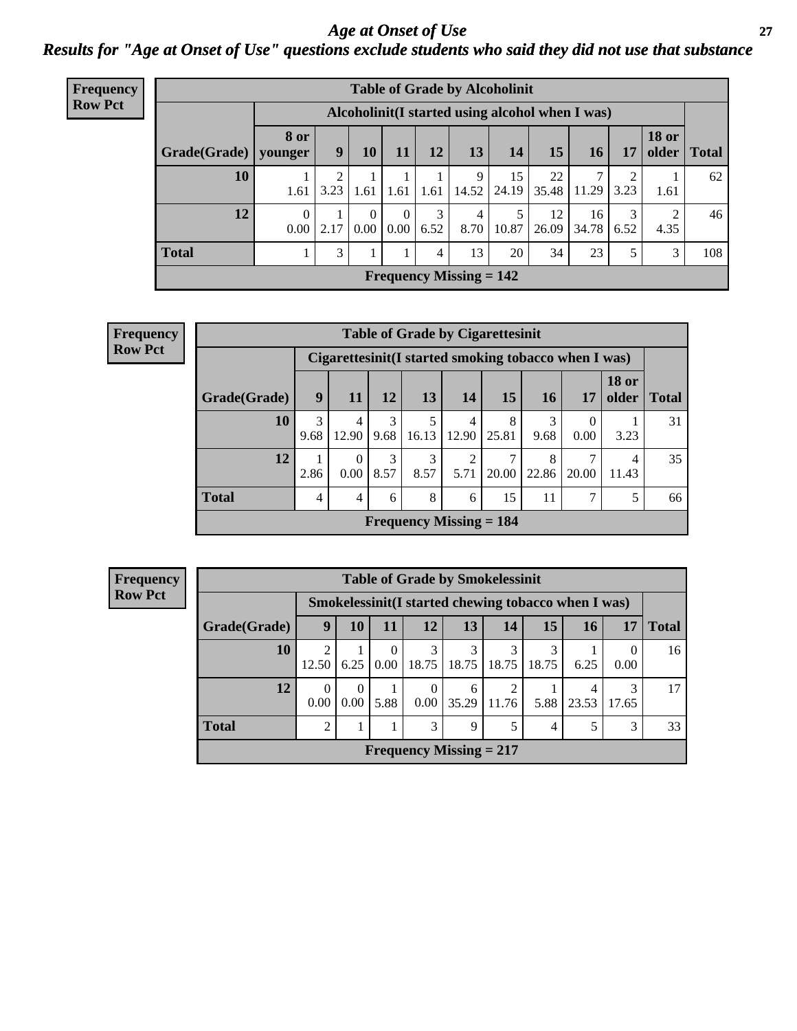# *Age at Onset of Use*

## *Results for "Age at Onset of Use" questions exclude students who said they did not use that substance*

**Frequency**
**Row Pct**

| Table of Grade by Alcoholinit | | | | | | | | | | | | |
|---|---|---|---|---|---|---|---|---|---|---|---|---|
| | Alcoholinit(I started using alcohol when I was) | | | | | | | | | | | |
| Grade(Grade) | 8 or younger | 9 | 10 | 11 | 12 | 13 | 14 | 15 | 16 | 17 | 18 or older | Total |
| 10 | 1<br>1.61 | 2<br>3.23 | 1<br>1.61 | 1<br>1.61 | 1<br>1.61 | 9<br>14.52 | 15<br>24.19 | 22<br>35.48 | 7<br>11.29 | 2<br>3.23 | 1<br>1.61 | 62 |
| 12 | 0<br>0.00 | 1<br>2.17 | 0<br>0.00 | 0<br>0.00 | 3<br>6.52 | 4<br>8.70 | 5<br>10.87 | 12<br>26.09 | 16<br>34.78 | 3<br>6.52 | 2<br>4.35 | 46 |
| Total | 1 | 3 | 1 | 1 | 4 | 13 | 20 | 34 | 23 | 5 | 3 | 108 |
| Frequency Missing = 142 | | | | | | | | | | | | |

**Frequency**
**Row Pct**

| Table of Grade by Cigarettesinit | | | | | | | | | | |
|---|---|---|---|---|---|---|---|---|---|---|
| | Cigarettesinit(I started smoking tobacco when I was) | | | | | | | | | |
| Grade(Grade) | 9 | 11 | 12 | 13 | 14 | 15 | 16 | 17 | 18 or older | Total |
| 10 | 3<br>9.68 | 4<br>12.90 | 3<br>9.68 | 5<br>16.13 | 4<br>12.90 | 8<br>25.81 | 3<br>9.68 | 0<br>0.00 | 1<br>3.23 | 31 |
| 12 | 1<br>2.86 | 0<br>0.00 | 3<br>8.57 | 3<br>8.57 | 2<br>5.71 | 7<br>20.00 | 8<br>22.86 | 7<br>20.00 | 4<br>11.43 | 35 |
| Total | 4 | 4 | 6 | 8 | 6 | 15 | 11 | 7 | 5 | 66 |
| Frequency Missing = 184 | | | | | | | | | | |

**Frequency**
**Row Pct**

| Table of Grade by Smokelessinit | | | | | | | | | | |
|---|---|---|---|---|---|---|---|---|---|---|
| | Smokelessinit(I started chewing tobacco when I was) | | | | | | | | | |
| Grade(Grade) | 9 | 10 | 11 | 12 | 13 | 14 | 15 | 16 | 17 | Total |
| 10 | 2<br>12.50 | 1<br>6.25 | 0<br>0.00 | 3<br>18.75 | 3<br>18.75 | 3<br>18.75 | 3<br>18.75 | 1<br>6.25 | 0<br>0.00 | 16 |
| 12 | 0<br>0.00 | 0<br>0.00 | 1<br>5.88 | 0<br>0.00 | 6<br>35.29 | 2<br>11.76 | 1<br>5.88 | 4<br>23.53 | 3<br>17.65 | 17 |
| Total | 2 | 1 | 1 | 3 | 9 | 5 | 4 | 5 | 3 | 33 |
| Frequency Missing = 217 | | | | | | | | | | |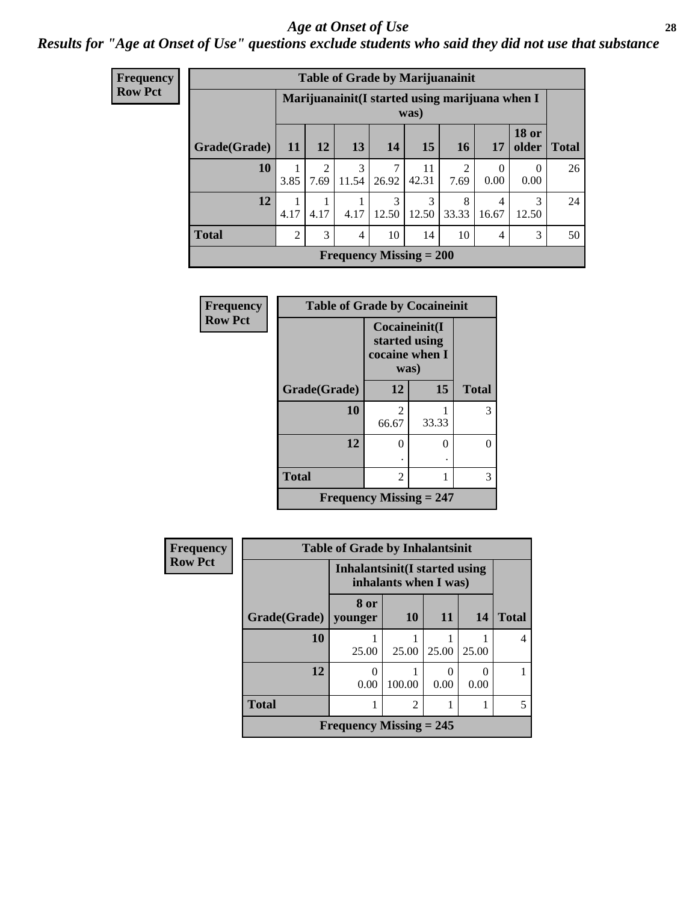# Age at Onset of Use

*Results for "Age at Onset of Use" questions exclude students who said they did not use that substance*

**Frequency**
**Row Pct**

**Table of Grade by Marijuanainit**

| Grade(Grade) | Marijuanainit(I started using marijuana when I was) | | | | | | | | Total |
|---|---|---|---|---|---|---|---|---|---|
| | 11 | 12 | 13 | 14 | 15 | 16 | 17 | 18 or older | |
| 10 | 1<br>3.85 | 2<br>7.69 | 3<br>11.54 | 7<br>26.92 | 11<br>42.31 | 2<br>7.69 | 0<br>0.00 | 0<br>0.00 | 26 |
| 12 | 1<br>4.17 | 1<br>4.17 | 1<br>4.17 | 3<br>12.50 | 3<br>12.50 | 8<br>33.33 | 4<br>16.67 | 3<br>12.50 | 24 |
| Total | 2 | 3 | 4 | 10 | 14 | 10 | 4 | 3 | 50 |

**Frequency Missing = 200**

**Frequency**
**Row Pct**

**Table of Grade by Cocaineinit**

| Grade(Grade) | Cocaineinit(I started using cocaine when I was) | | Total |
|---|---|---|---|
| | 12 | 15 | |
| 10 | 2<br>66.67 | 1<br>33.33 | 3 |
| 12 | 0<br>. | 0<br>. | 0 |
| Total | 2 | 1 | 3 |

**Frequency Missing = 247**

**Frequency**
**Row Pct**

**Table of Grade by Inhalantsinit**

| Grade(Grade) | Inhalantsinit(I started using inhalants when I was) | | | | Total |
|---|---|---|---|---|---|
| | 8 or younger | 10 | 11 | 14 | |
| 10 | 1<br>25.00 | 1<br>25.00 | 1<br>25.00 | 1<br>25.00 | 4 |
| 12 | 0<br>0.00 | 1<br>100.00 | 0<br>0.00 | 0<br>0.00 | 1 |
| Total | 1 | 2 | 1 | 1 | 5 |

**Frequency Missing = 245**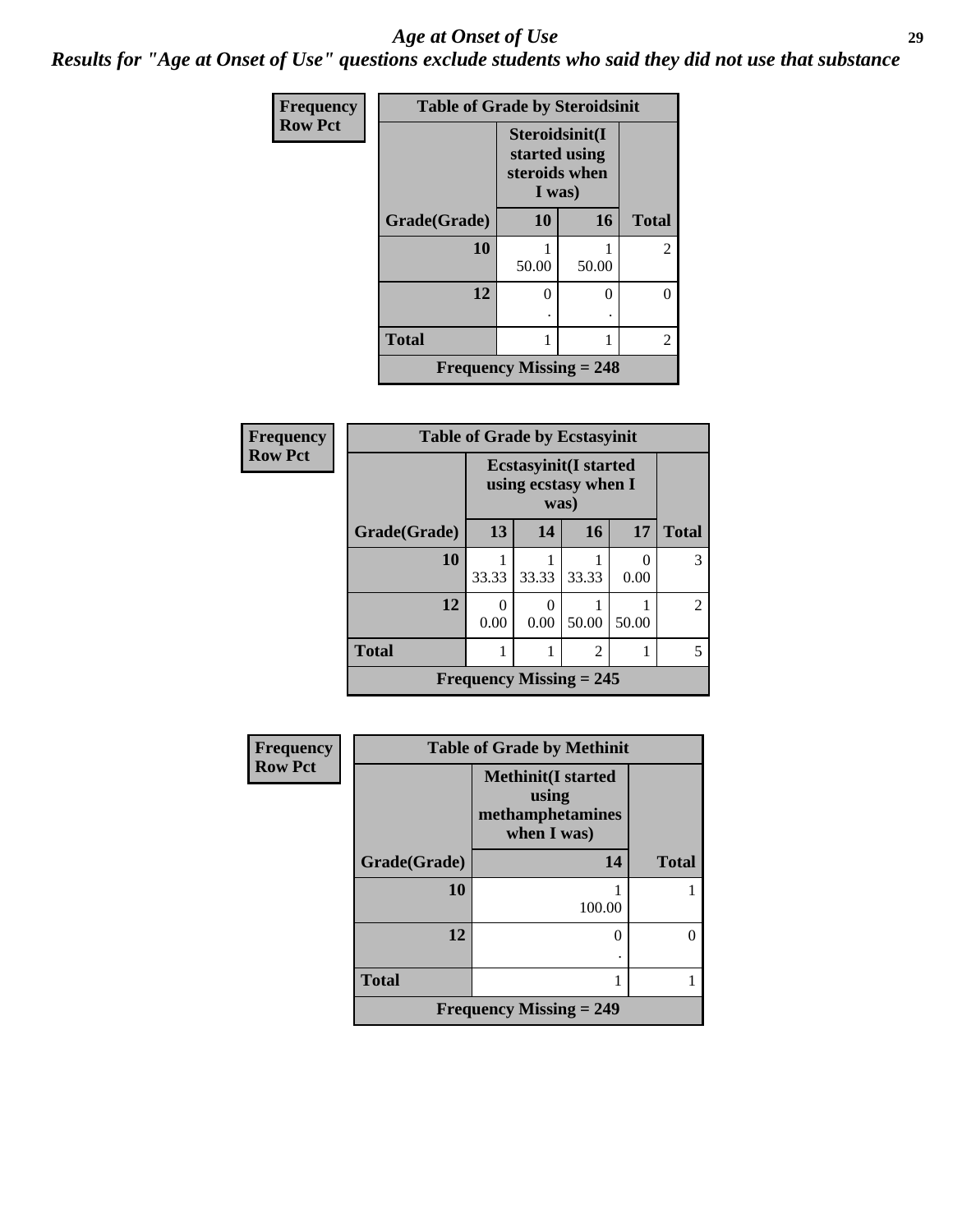## Age at Onset of Use

### Results for "Age at Onset of Use" questions exclude students who said they did not use that substance

**Frequency / Row Pct**

**Table of Grade by Steroidsinit**

| Grade(Grade) | Steroidsinit(I started using steroids when I was) 10 | 16 | Total |
|---|---|---|---|
| 10 | 1<br>50.00 | 1<br>50.00 | 2 |
| 12 | 0<br>. | 0<br>. | 0 |
| Total | 1 | 1 | 2 |

Frequency Missing = 248

**Frequency / Row Pct**

**Table of Grade by Ecstasyinit**

| Grade(Grade) | Ecstasyinit(I started using ecstasy when I was) 13 | 14 | 16 | 17 | Total |
|---|---|---|---|---|---|
| 10 | 1<br>33.33 | 1<br>33.33 | 1<br>33.33 | 0<br>0.00 | 3 |
| 12 | 0<br>0.00 | 0<br>0.00 | 1<br>50.00 | 1<br>50.00 | 2 |
| Total | 1 | 1 | 2 | 1 | 5 |

Frequency Missing = 245

**Frequency / Row Pct**

**Table of Grade by Methinit**

| Grade(Grade) | Methinit(I started using methamphetamines when I was) 14 | Total |
|---|---|---|
| 10 | 1<br>100.00 | 1 |
| 12 | 0<br>. | 0 |
| Total | 1 | 1 |

Frequency Missing = 249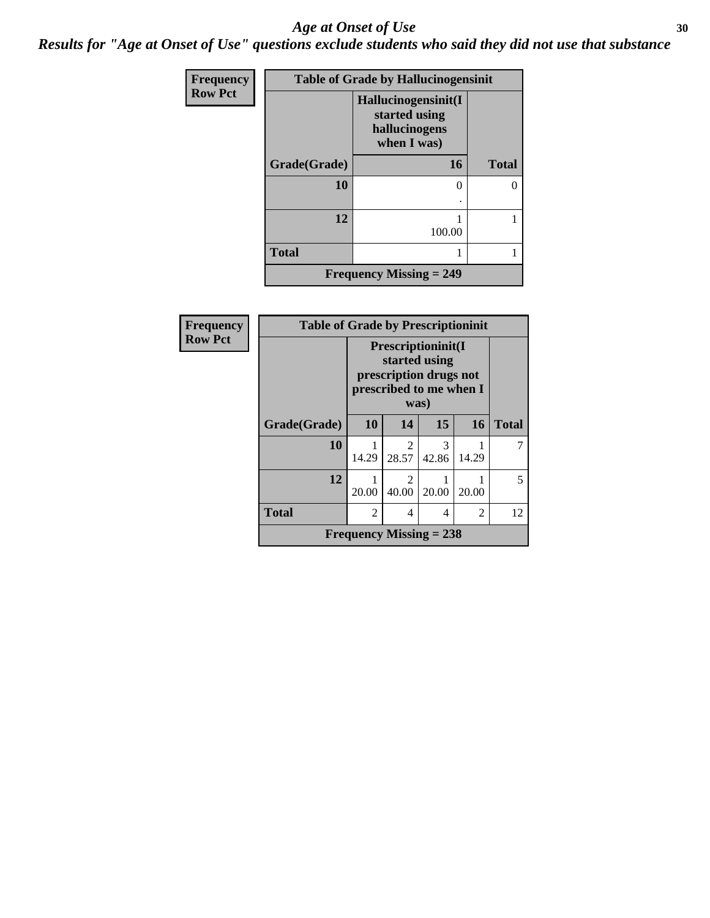# Age at Onset of Use

***Results for "Age at Onset of Use" questions exclude students who said they did not use that substance***

**Frequency**
**Row Pct**

| Table of Grade by Hallucinogensinit | | |
|---|---|---|
| | **Hallucinogensinit(I started using hallucinogens when I was)** | |
| **Grade(Grade)** | **16** | **Total** |
| **10** | 0<br>. | 0 |
| **12** | 1<br>100.00 | 1 |
| **Total** | 1 | 1 |
| **Frequency Missing = 249** | | |

**Frequency**
**Row Pct**

| Table of Grade by Prescriptioninit | | | | | |
|---|---|---|---|---|---|
| | **Prescriptioninit(I started using prescription drugs not prescribed to me when I was)** | | | | |
| **Grade(Grade)** | **10** | **14** | **15** | **16** | **Total** |
| **10** | 1<br>14.29 | 2<br>28.57 | 3<br>42.86 | 1<br>14.29 | 7 |
| **12** | 1<br>20.00 | 2<br>40.00 | 1<br>20.00 | 1<br>20.00 | 5 |
| **Total** | 2 | 4 | 4 | 2 | 12 |
| **Frequency Missing = 238** | | | | | |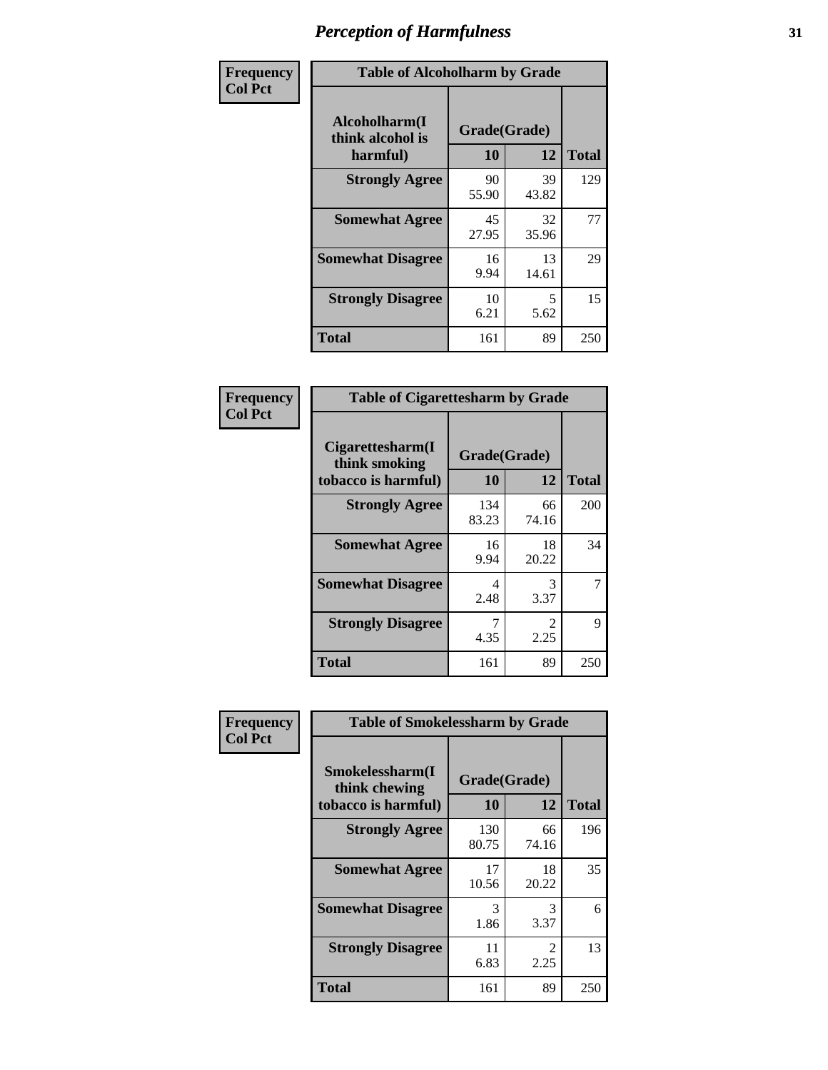# Perception of Harmfulness

| Frequency<br>Col Pct | Table of Alcoholharm by Grade | | |
|---|---|---|---|
| **Alcoholharm(I think alcohol is harmful)** | **Grade(Grade)** | | **Total** |
| | **10** | **12** | |
| **Strongly Agree** | 90<br>55.90 | 39<br>43.82 | 129 |
| **Somewhat Agree** | 45<br>27.95 | 32<br>35.96 | 77 |
| **Somewhat Disagree** | 16<br>9.94 | 13<br>14.61 | 29 |
| **Strongly Disagree** | 10<br>6.21 | 5<br>5.62 | 15 |
| **Total** | 161 | 89 | 250 |

| Frequency<br>Col Pct | Table of Cigarettesharm by Grade | | |
|---|---|---|---|
| **Cigarettesharm(I think smoking tobacco is harmful)** | **Grade(Grade)** | | **Total** |
| | **10** | **12** | |
| **Strongly Agree** | 134<br>83.23 | 66<br>74.16 | 200 |
| **Somewhat Agree** | 16<br>9.94 | 18<br>20.22 | 34 |
| **Somewhat Disagree** | 4<br>2.48 | 3<br>3.37 | 7 |
| **Strongly Disagree** | 7<br>4.35 | 2<br>2.25 | 9 |
| **Total** | 161 | 89 | 250 |

| Frequency<br>Col Pct | Table of Smokelessharm by Grade | | |
|---|---|---|---|
| **Smokelessharm(I think chewing tobacco is harmful)** | **Grade(Grade)** | | **Total** |
| | **10** | **12** | |
| **Strongly Agree** | 130<br>80.75 | 66<br>74.16 | 196 |
| **Somewhat Agree** | 17<br>10.56 | 18<br>20.22 | 35 |
| **Somewhat Disagree** | 3<br>1.86 | 3<br>3.37 | 6 |
| **Strongly Disagree** | 11<br>6.83 | 2<br>2.25 | 13 |
| **Total** | 161 | 89 | 250 |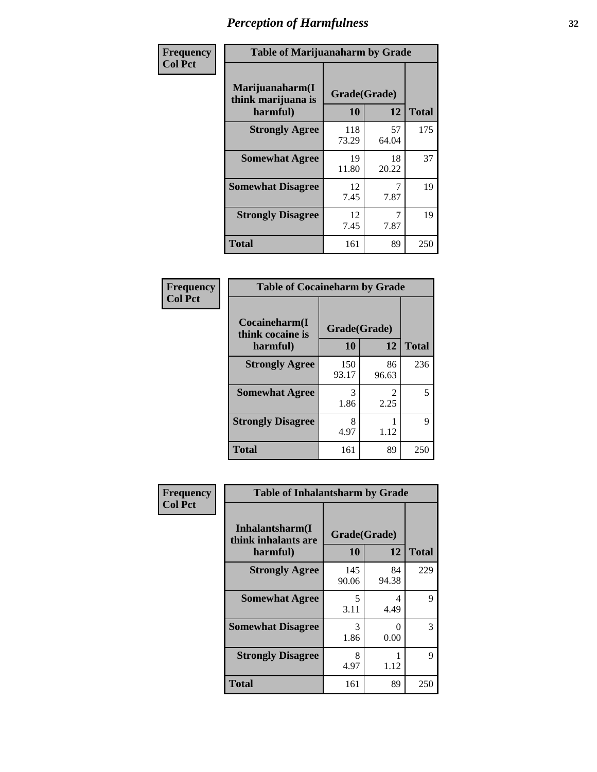# Perception of Harmfulness

**Frequency**
**Col Pct**

| Table of Marijuanaharm by Grade | | | |
|---|---|---|---|
| **Marijuanaharm(I think marijuana is harmful)** | **Grade(Grade)** | | **Total** |
| | **10** | **12** | |
| **Strongly Agree** | 118<br>73.29 | 57<br>64.04 | 175 |
| **Somewhat Agree** | 19<br>11.80 | 18<br>20.22 | 37 |
| **Somewhat Disagree** | 12<br>7.45 | 7<br>7.87 | 19 |
| **Strongly Disagree** | 12<br>7.45 | 7<br>7.87 | 19 |
| **Total** | 161 | 89 | 250 |

**Frequency**
**Col Pct**

| Table of Cocaineharm by Grade | | | |
|---|---|---|---|
| **Cocaineharm(I think cocaine is harmful)** | **Grade(Grade)** | | **Total** |
| | **10** | **12** | |
| **Strongly Agree** | 150<br>93.17 | 86<br>96.63 | 236 |
| **Somewhat Agree** | 3<br>1.86 | 2<br>2.25 | 5 |
| **Strongly Disagree** | 8<br>4.97 | 1<br>1.12 | 9 |
| **Total** | 161 | 89 | 250 |

**Frequency**
**Col Pct**

| Table of Inhalantsharm by Grade | | | |
|---|---|---|---|
| **Inhalantsharm(I think inhalants are harmful)** | **Grade(Grade)** | | **Total** |
| | **10** | **12** | |
| **Strongly Agree** | 145<br>90.06 | 84<br>94.38 | 229 |
| **Somewhat Agree** | 5<br>3.11 | 4<br>4.49 | 9 |
| **Somewhat Disagree** | 3<br>1.86 | 0<br>0.00 | 3 |
| **Strongly Disagree** | 8<br>4.97 | 1<br>1.12 | 9 |
| **Total** | 161 | 89 | 250 |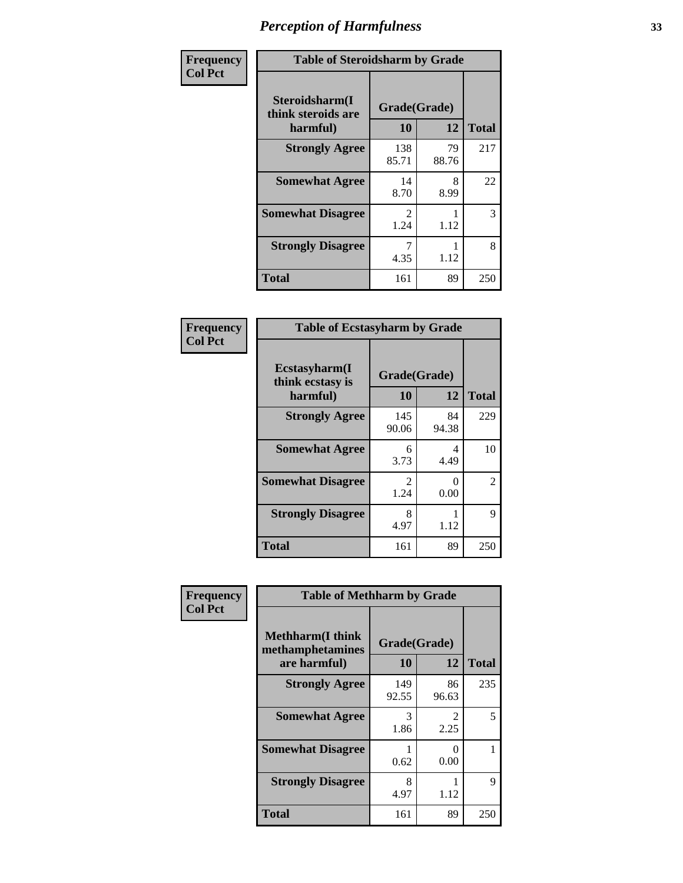# Perception of Harmfulness

| Frequency<br>Col Pct | Table of Steroidsharm by Grade | | |
|---|---|---|---|
| **Steroidsharm(I think steroids are harmful)** | **Grade(Grade)** | | |
| | **10** | **12** | **Total** |
| **Strongly Agree** | 138<br>85.71 | 79<br>88.76 | 217 |
| **Somewhat Agree** | 14<br>8.70 | 8<br>8.99 | 22 |
| **Somewhat Disagree** | 2<br>1.24 | 1<br>1.12 | 3 |
| **Strongly Disagree** | 7<br>4.35 | 1<br>1.12 | 8 |
| **Total** | 161 | 89 | 250 |

| Frequency<br>Col Pct | Table of Ecstasyharm by Grade | | |
|---|---|---|---|
| **Ecstasyharm(I think ecstasy is harmful)** | **Grade(Grade)** | | |
| | **10** | **12** | **Total** |
| **Strongly Agree** | 145<br>90.06 | 84<br>94.38 | 229 |
| **Somewhat Agree** | 6<br>3.73 | 4<br>4.49 | 10 |
| **Somewhat Disagree** | 2<br>1.24 | 0<br>0.00 | 2 |
| **Strongly Disagree** | 8<br>4.97 | 1<br>1.12 | 9 |
| **Total** | 161 | 89 | 250 |

| Frequency<br>Col Pct | Table of Methharm by Grade | | |
|---|---|---|---|
| **Methharm(I think methamphetamines are harmful)** | **Grade(Grade)** | | |
| | **10** | **12** | **Total** |
| **Strongly Agree** | 149<br>92.55 | 86<br>96.63 | 235 |
| **Somewhat Agree** | 3<br>1.86 | 2<br>2.25 | 5 |
| **Somewhat Disagree** | 1<br>0.62 | 0<br>0.00 | 1 |
| **Strongly Disagree** | 8<br>4.97 | 1<br>1.12 | 9 |
| **Total** | 161 | 89 | 250 |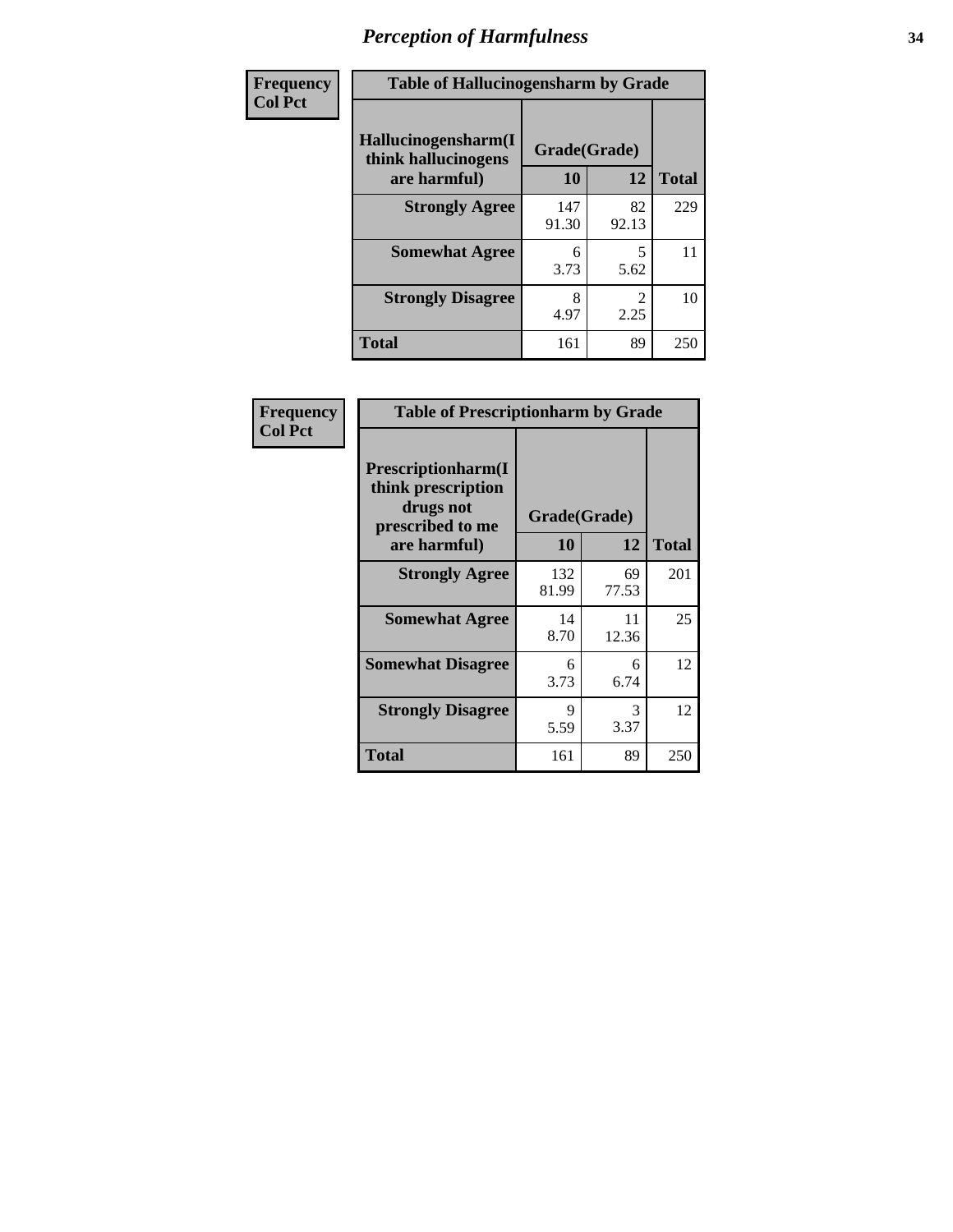# Perception of Harmfulness

**Frequency**
**Col Pct**

**Table of Hallucinogensharm by Grade**

| Hallucinogensharm(I think hallucinogens are harmful) | Grade(Grade) | | |
|---|---|---|---|
| | 10 | 12 | Total |
| Strongly Agree | 147<br>91.30 | 82<br>92.13 | 229 |
| Somewhat Agree | 6<br>3.73 | 5<br>5.62 | 11 |
| Strongly Disagree | 8<br>4.97 | 2<br>2.25 | 10 |
| Total | 161 | 89 | 250 |

**Frequency**
**Col Pct**

**Table of Prescriptionharm by Grade**

| Prescriptionharm(I think prescription drugs not prescribed to me are harmful) | Grade(Grade) | | |
|---|---|---|---|
| | 10 | 12 | Total |
| Strongly Agree | 132<br>81.99 | 69<br>77.53 | 201 |
| Somewhat Agree | 14<br>8.70 | 11<br>12.36 | 25 |
| Somewhat Disagree | 6<br>3.73 | 6<br>6.74 | 12 |
| Strongly Disagree | 9<br>5.59 | 3<br>3.37 | 12 |
| Total | 161 | 89 | 250 |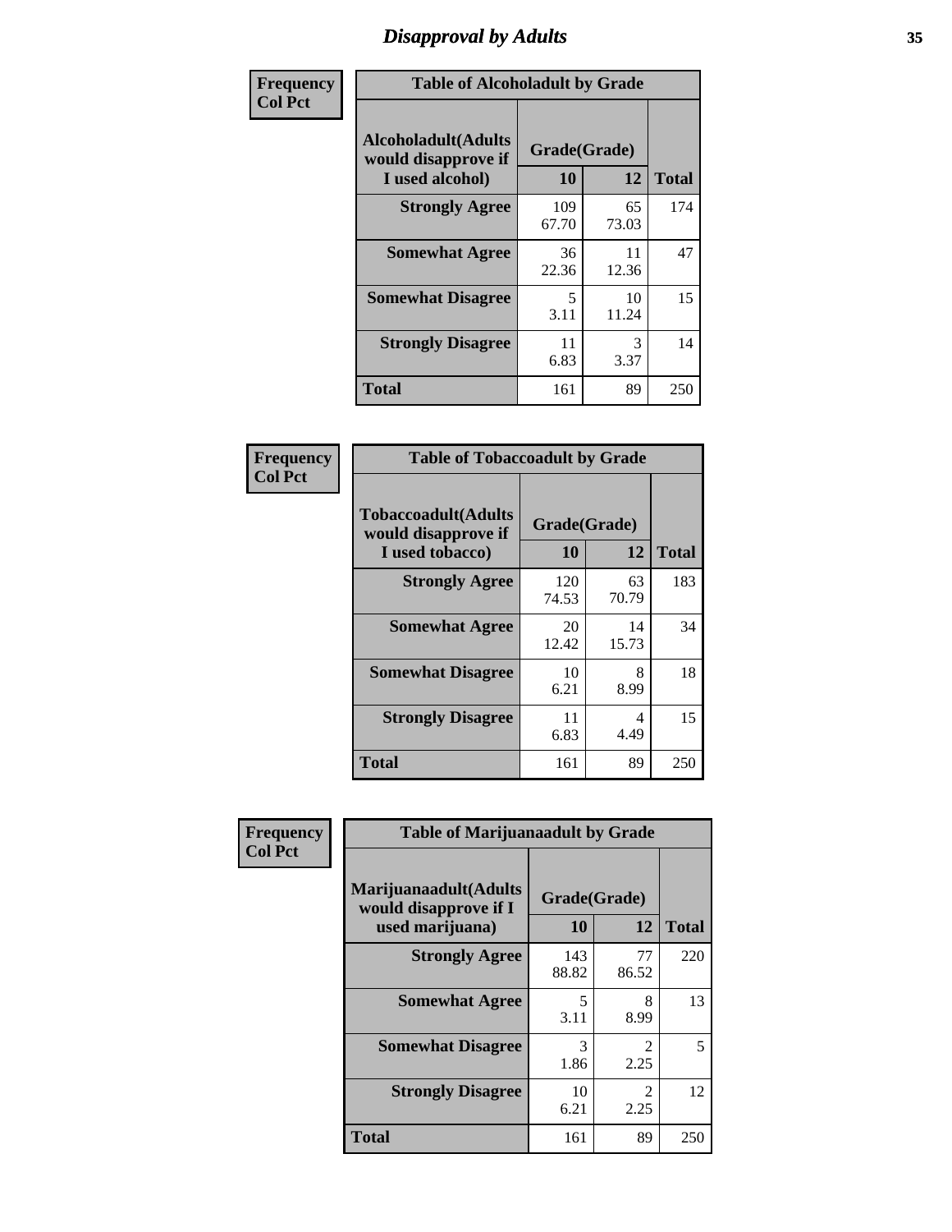# Disapproval by Adults

| Frequency<br>Col Pct | Table of Alcoholadult by Grade | | |
|---|---|---|---|
| **Alcoholadult(Adults would disapprove if I used alcohol)** | **Grade(Grade)** | | |
| | **10** | **12** | **Total** |
| **Strongly Agree** | 109<br>67.70 | 65<br>73.03 | 174 |
| **Somewhat Agree** | 36<br>22.36 | 11<br>12.36 | 47 |
| **Somewhat Disagree** | 5<br>3.11 | 10<br>11.24 | 15 |
| **Strongly Disagree** | 11<br>6.83 | 3<br>3.37 | 14 |
| **Total** | 161 | 89 | 250 |

| Frequency<br>Col Pct | Table of Tobaccoadult by Grade | | |
|---|---|---|---|
| **Tobaccoadult(Adults would disapprove if I used tobacco)** | **Grade(Grade)** | | |
| | **10** | **12** | **Total** |
| **Strongly Agree** | 120<br>74.53 | 63<br>70.79 | 183 |
| **Somewhat Agree** | 20<br>12.42 | 14<br>15.73 | 34 |
| **Somewhat Disagree** | 10<br>6.21 | 8<br>8.99 | 18 |
| **Strongly Disagree** | 11<br>6.83 | 4<br>4.49 | 15 |
| **Total** | 161 | 89 | 250 |

| Frequency<br>Col Pct | Table of Marijuanaadult by Grade | | |
|---|---|---|---|
| **Marijuanaadult(Adults would disapprove if I used marijuana)** | **Grade(Grade)** | | |
| | **10** | **12** | **Total** |
| **Strongly Agree** | 143<br>88.82 | 77<br>86.52 | 220 |
| **Somewhat Agree** | 5<br>3.11 | 8<br>8.99 | 13 |
| **Somewhat Disagree** | 3<br>1.86 | 2<br>2.25 | 5 |
| **Strongly Disagree** | 10<br>6.21 | 2<br>2.25 | 12 |
| **Total** | 161 | 89 | 250 |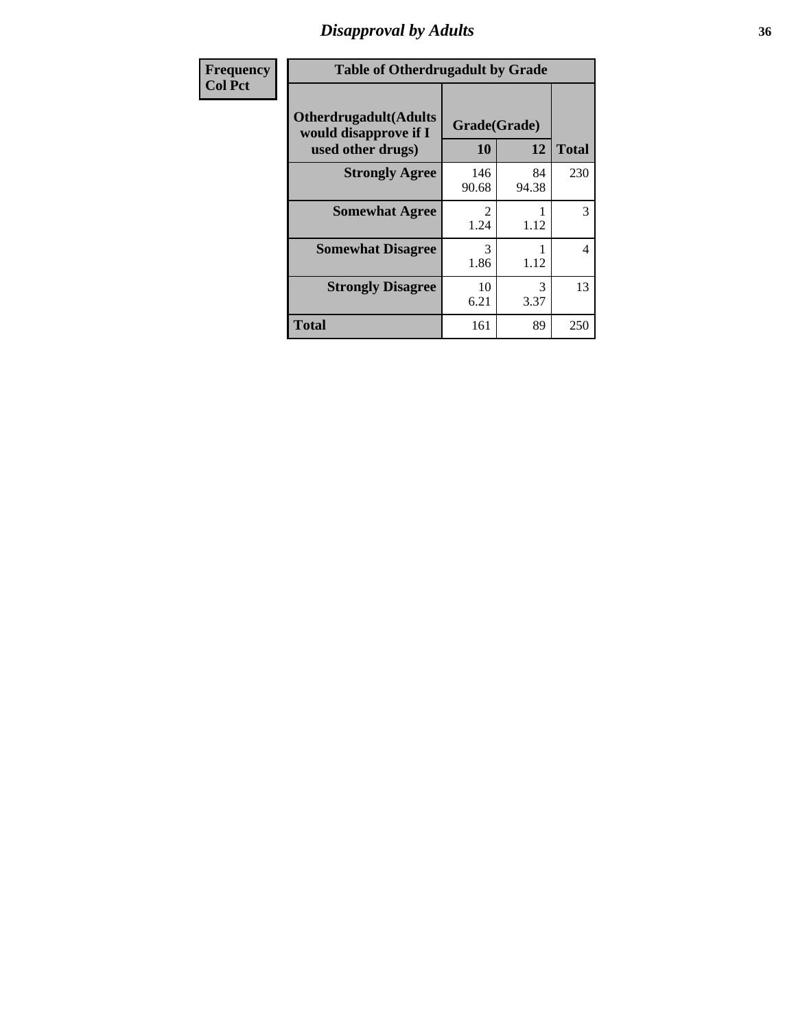| Frequency<br>Col Pct | Table of Otherdrugadult by Grade | | | |
|---|---|---|---|---|
| | Otherdrugadult(Adults would disapprove if I used other drugs) | Grade(Grade) | | |
| | | 10 | 12 | Total |
| | Strongly Agree | 146<br>90.68 | 84<br>94.38 | 230 |
| | Somewhat Agree | 2<br>1.24 | 1<br>1.12 | 3 |
| | Somewhat Disagree | 3<br>1.86 | 1<br>1.12 | 4 |
| | Strongly Disagree | 10<br>6.21 | 3<br>3.37 | 13 |
| | Total | 161 | 89 | 250 |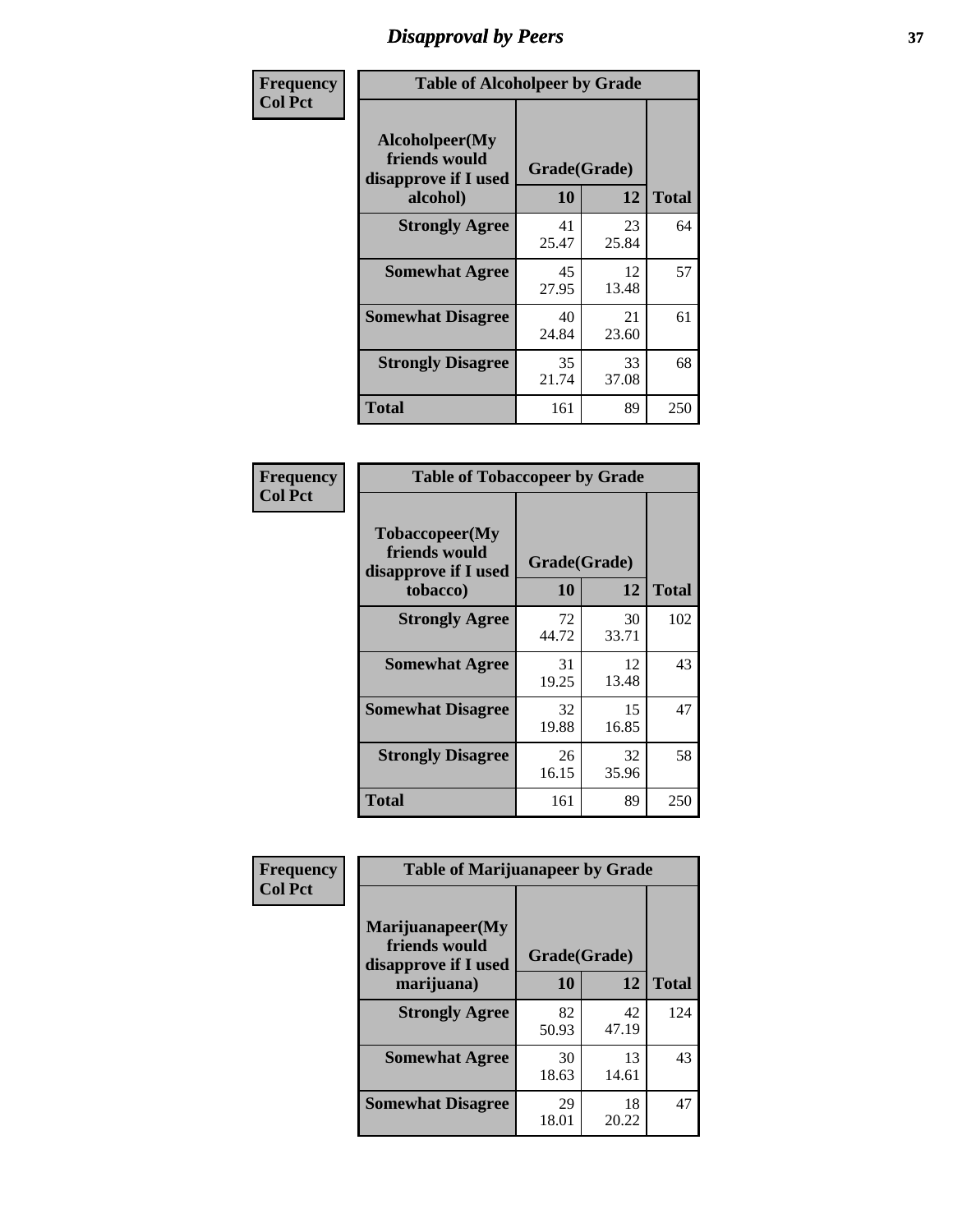# Disapproval by Peers

**Frequency**
**Col Pct**

| Table of Alcoholpeer by Grade | | | |
|---|---|---|---|
| **Alcoholpeer(My friends would disapprove if I used alcohol)** | **Grade(Grade)** | | **Total** |
| | **10** | **12** | |
| **Strongly Agree** | 41<br>25.47 | 23<br>25.84 | 64 |
| **Somewhat Agree** | 45<br>27.95 | 12<br>13.48 | 57 |
| **Somewhat Disagree** | 40<br>24.84 | 21<br>23.60 | 61 |
| **Strongly Disagree** | 35<br>21.74 | 33<br>37.08 | 68 |
| **Total** | 161 | 89 | 250 |

**Frequency**
**Col Pct**

| Table of Tobaccopeer by Grade | | | |
|---|---|---|---|
| **Tobaccopeer(My friends would disapprove if I used tobacco)** | **Grade(Grade)** | | **Total** |
| | **10** | **12** | |
| **Strongly Agree** | 72<br>44.72 | 30<br>33.71 | 102 |
| **Somewhat Agree** | 31<br>19.25 | 12<br>13.48 | 43 |
| **Somewhat Disagree** | 32<br>19.88 | 15<br>16.85 | 47 |
| **Strongly Disagree** | 26<br>16.15 | 32<br>35.96 | 58 |
| **Total** | 161 | 89 | 250 |

**Frequency**
**Col Pct**

| Table of Marijuanapeer by Grade | | | |
|---|---|---|---|
| **Marijuanapeer(My friends would disapprove if I used marijuana)** | **Grade(Grade)** | | **Total** |
| | **10** | **12** | |
| **Strongly Agree** | 82<br>50.93 | 42<br>47.19 | 124 |
| **Somewhat Agree** | 30<br>18.63 | 13<br>14.61 | 43 |
| **Somewhat Disagree** | 29<br>18.01 | 18<br>20.22 | 47 |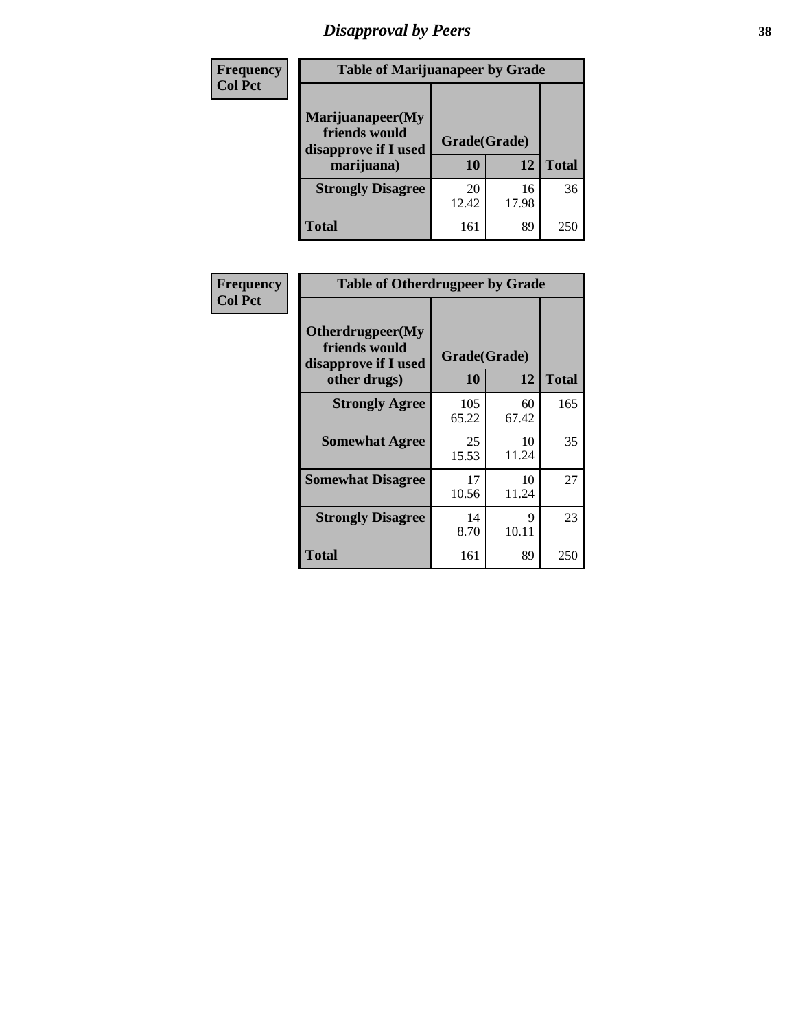# Disapproval by Peers

| Frequency<br>Col Pct | | | |
|---|---|---|---|

**Table of Marijuanapeer by Grade**

| Marijuanapeer(My friends would disapprove if I used marijuana) | Grade(Grade) | | |
|---|---|---|---|
| | 10 | 12 | Total |
| Strongly Disagree | 20<br>12.42 | 16<br>17.98 | 36 |
| Total | 161 | 89 | 250 |

| Frequency<br>Col Pct | | | |
|---|---|---|---|

**Table of Otherdrugpeer by Grade**

| Otherdrugpeer(My friends would disapprove if I used other drugs) | Grade(Grade) | | |
|---|---|---|---|
| | 10 | 12 | Total |
| Strongly Agree | 105<br>65.22 | 60<br>67.42 | 165 |
| Somewhat Agree | 25<br>15.53 | 10<br>11.24 | 35 |
| Somewhat Disagree | 17<br>10.56 | 10<br>11.24 | 27 |
| Strongly Disagree | 14<br>8.70 | 9<br>10.11 | 23 |
| Total | 161 | 89 | 250 |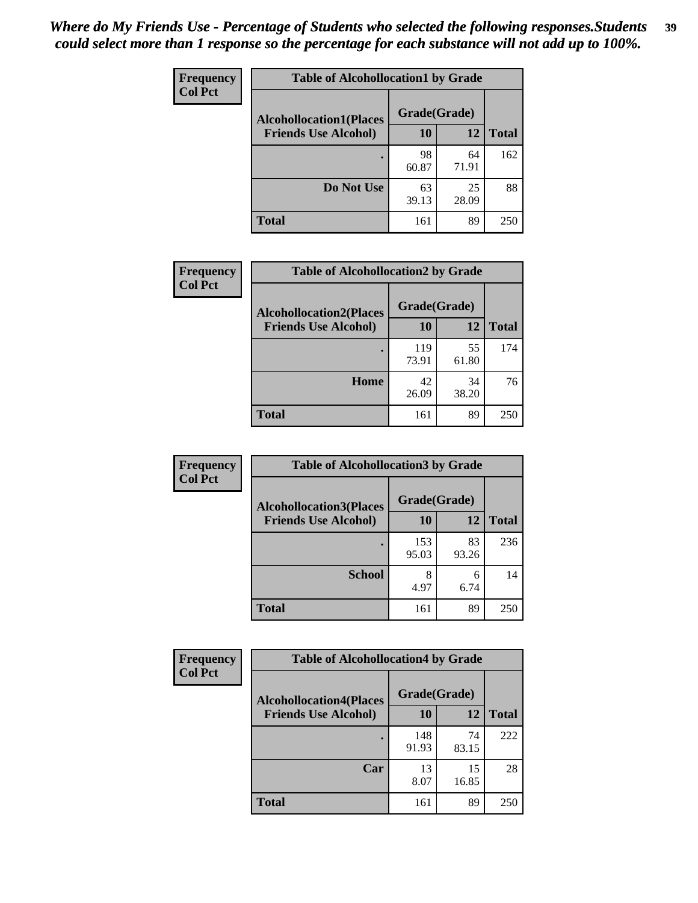*Where do My Friends Use - Percentage of Students who selected the following responses.Students could select more than 1 response so the percentage for each substance will not add up to 100%.*

| Frequency Col Pct | Table of Alcohollocation1 by Grade | | |
|---|---|---|---|
| Alcohollocation1(Places Friends Use Alcohol) | Grade(Grade) | | |
| | 10 | 12 | Total |
| . | 98<br>60.87 | 64<br>71.91 | 162 |
| Do Not Use | 63<br>39.13 | 25<br>28.09 | 88 |
| Total | 161 | 89 | 250 |

| Frequency Col Pct | Table of Alcohollocation2 by Grade | | |
|---|---|---|---|
| Alcohollocation2(Places Friends Use Alcohol) | Grade(Grade) | | |
| | 10 | 12 | Total |
| . | 119<br>73.91 | 55<br>61.80 | 174 |
| Home | 42<br>26.09 | 34<br>38.20 | 76 |
| Total | 161 | 89 | 250 |

| Frequency Col Pct | Table of Alcohollocation3 by Grade | | |
|---|---|---|---|
| Alcohollocation3(Places Friends Use Alcohol) | Grade(Grade) | | |
| | 10 | 12 | Total |
| . | 153<br>95.03 | 83<br>93.26 | 236 |
| School | 8<br>4.97 | 6<br>6.74 | 14 |
| Total | 161 | 89 | 250 |

| Frequency Col Pct | Table of Alcohollocation4 by Grade | | |
|---|---|---|---|
| Alcohollocation4(Places Friends Use Alcohol) | Grade(Grade) | | |
| | 10 | 12 | Total |
| . | 148<br>91.93 | 74<br>83.15 | 222 |
| Car | 13<br>8.07 | 15<br>16.85 | 28 |
| Total | 161 | 89 | 250 |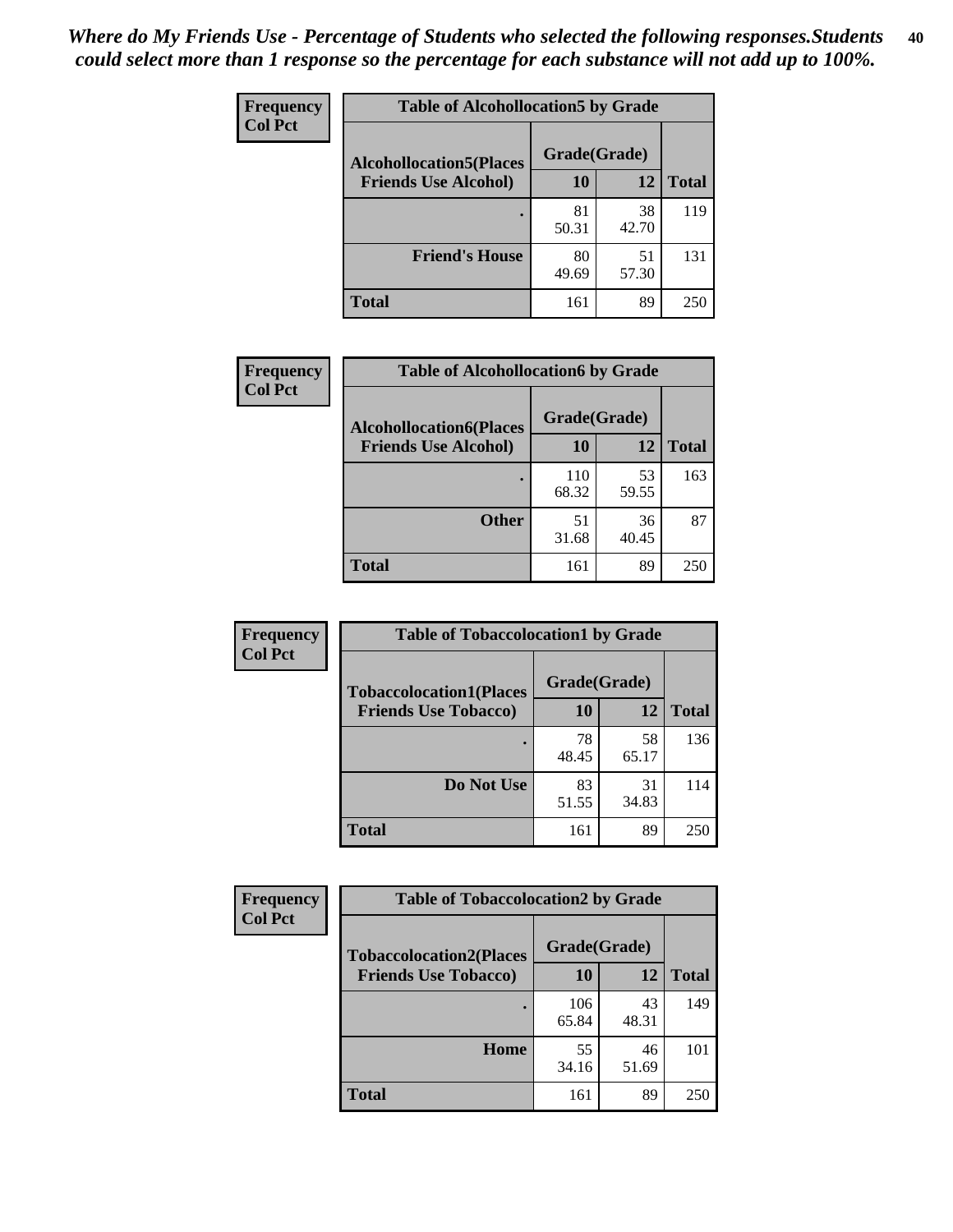*Where do My Friends Use - Percentage of Students who selected the following responses.Students could select more than 1 response so the percentage for each substance will not add up to 100%.*

**Frequency / Col Pct**

| Table of Alcohollocation5 by Grade | | | |
|---|---|---|---|
| Alcohollocation5(Places Friends Use Alcohol) | Grade(Grade) | | Total |
| | 10 | 12 | |
| . | 81<br>50.31 | 38<br>42.70 | 119 |
| Friend's House | 80<br>49.69 | 51<br>57.30 | 131 |
| Total | 161 | 89 | 250 |

**Frequency / Col Pct**

| Table of Alcohollocation6 by Grade | | | |
|---|---|---|---|
| Alcohollocation6(Places Friends Use Alcohol) | Grade(Grade) | | Total |
| | 10 | 12 | |
| . | 110<br>68.32 | 53<br>59.55 | 163 |
| Other | 51<br>31.68 | 36<br>40.45 | 87 |
| Total | 161 | 89 | 250 |

**Frequency / Col Pct**

| Table of Tobaccolocation1 by Grade | | | |
|---|---|---|---|
| Tobaccolocation1(Places Friends Use Tobacco) | Grade(Grade) | | Total |
| | 10 | 12 | |
| . | 78<br>48.45 | 58<br>65.17 | 136 |
| Do Not Use | 83<br>51.55 | 31<br>34.83 | 114 |
| Total | 161 | 89 | 250 |

**Frequency / Col Pct**

| Table of Tobaccolocation2 by Grade | | | |
|---|---|---|---|
| Tobaccolocation2(Places Friends Use Tobacco) | Grade(Grade) | | Total |
| | 10 | 12 | |
| . | 106<br>65.84 | 43<br>48.31 | 149 |
| Home | 55<br>34.16 | 46<br>51.69 | 101 |
| Total | 161 | 89 | 250 |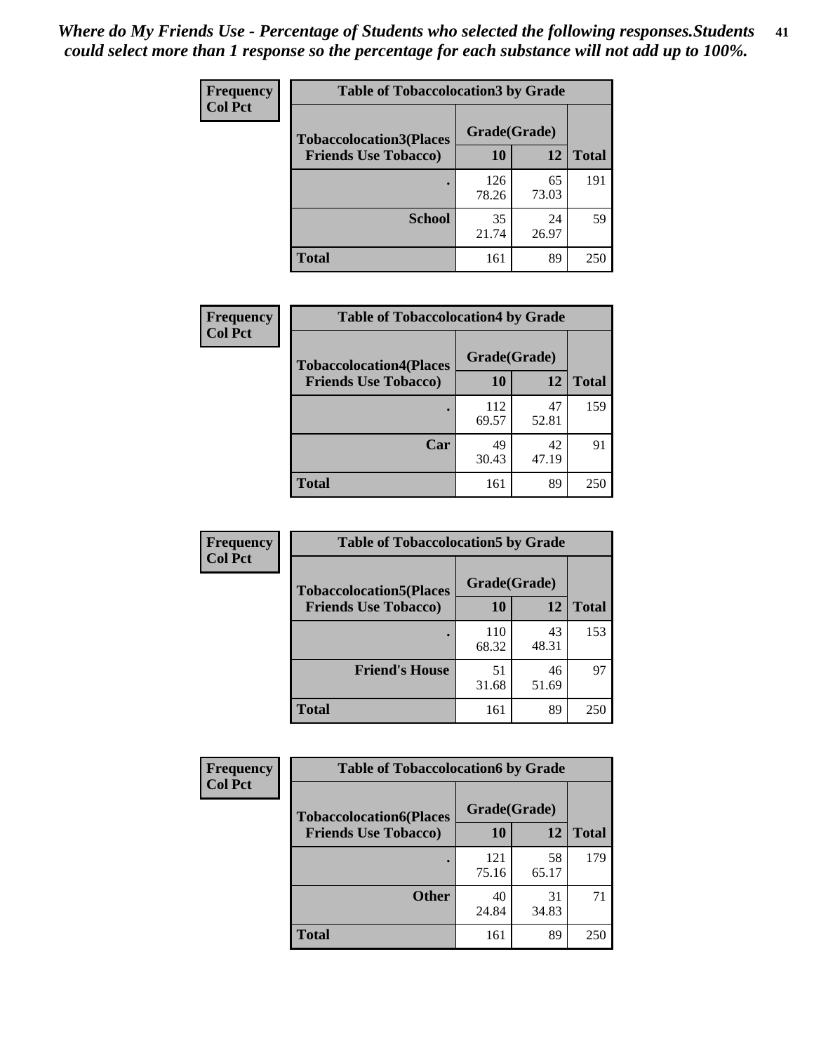*Where do My Friends Use - Percentage of Students who selected the following responses.Students could select more than 1 response so the percentage for each substance will not add up to 100%.*

**Frequency**
**Col Pct**

| Table of Tobaccolocation3 by Grade | | | |
|---|---|---|---|
| **Tobaccolocation3(Places Friends Use Tobacco)** | **Grade(Grade)** | | **Total** |
| | **10** | **12** | |
| **.** | 126<br>78.26 | 65<br>73.03 | 191 |
| **School** | 35<br>21.74 | 24<br>26.97 | 59 |
| **Total** | 161 | 89 | 250 |

**Frequency**
**Col Pct**

| Table of Tobaccolocation4 by Grade | | | |
|---|---|---|---|
| **Tobaccolocation4(Places Friends Use Tobacco)** | **Grade(Grade)** | | **Total** |
| | **10** | **12** | |
| **.** | 112<br>69.57 | 47<br>52.81 | 159 |
| **Car** | 49<br>30.43 | 42<br>47.19 | 91 |
| **Total** | 161 | 89 | 250 |

**Frequency**
**Col Pct**

| Table of Tobaccolocation5 by Grade | | | |
|---|---|---|---|
| **Tobaccolocation5(Places Friends Use Tobacco)** | **Grade(Grade)** | | **Total** |
| | **10** | **12** | |
| **.** | 110<br>68.32 | 43<br>48.31 | 153 |
| **Friend's House** | 51<br>31.68 | 46<br>51.69 | 97 |
| **Total** | 161 | 89 | 250 |

**Frequency**
**Col Pct**

| Table of Tobaccolocation6 by Grade | | | |
|---|---|---|---|
| **Tobaccolocation6(Places Friends Use Tobacco)** | **Grade(Grade)** | | **Total** |
| | **10** | **12** | |
| **.** | 121<br>75.16 | 58<br>65.17 | 179 |
| **Other** | 40<br>24.84 | 31<br>34.83 | 71 |
| **Total** | 161 | 89 | 250 |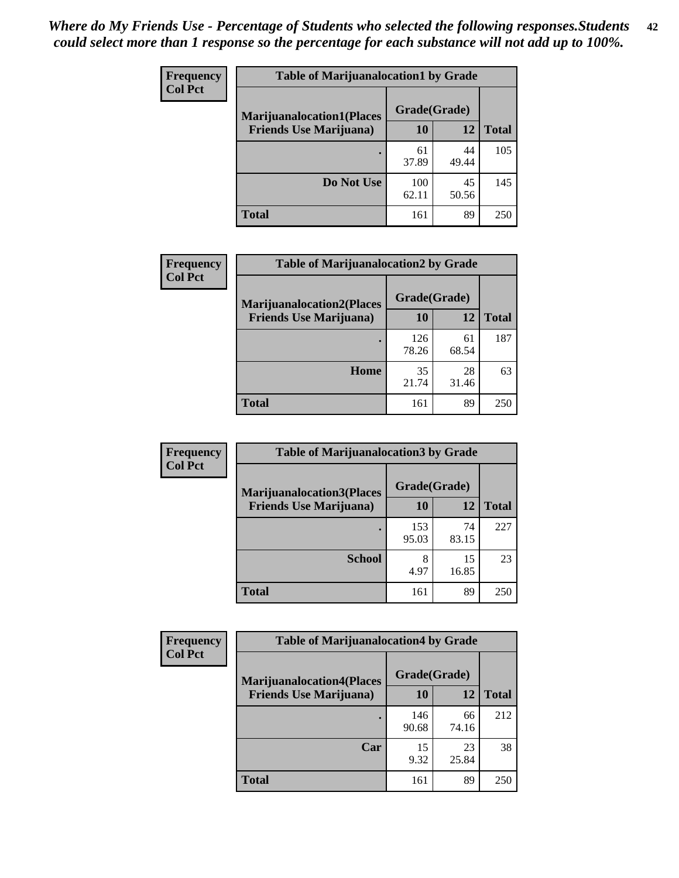*Where do My Friends Use - Percentage of Students who selected the following responses.Students could select more than 1 response so the percentage for each substance will not add up to 100%.*

**Frequency**
**Col Pct**

| Table of Marijuanalocation1 by Grade | | | |
|---|---|---|---|
| **Marijuanalocation1(Places Friends Use Marijuana)** | **Grade(Grade)** | | **Total** |
| | **10** | **12** | |
| **.** | 61<br>37.89 | 44<br>49.44 | 105 |
| **Do Not Use** | 100<br>62.11 | 45<br>50.56 | 145 |
| **Total** | 161 | 89 | 250 |

**Frequency**
**Col Pct**

| Table of Marijuanalocation2 by Grade | | | |
|---|---|---|---|
| **Marijuanalocation2(Places Friends Use Marijuana)** | **Grade(Grade)** | | **Total** |
| | **10** | **12** | |
| **.** | 126<br>78.26 | 61<br>68.54 | 187 |
| **Home** | 35<br>21.74 | 28<br>31.46 | 63 |
| **Total** | 161 | 89 | 250 |

**Frequency**
**Col Pct**

| Table of Marijuanalocation3 by Grade | | | |
|---|---|---|---|
| **Marijuanalocation3(Places Friends Use Marijuana)** | **Grade(Grade)** | | **Total** |
| | **10** | **12** | |
| **.** | 153<br>95.03 | 74<br>83.15 | 227 |
| **School** | 8<br>4.97 | 15<br>16.85 | 23 |
| **Total** | 161 | 89 | 250 |

**Frequency**
**Col Pct**

| Table of Marijuanalocation4 by Grade | | | |
|---|---|---|---|
| **Marijuanalocation4(Places Friends Use Marijuana)** | **Grade(Grade)** | | **Total** |
| | **10** | **12** | |
| **.** | 146<br>90.68 | 66<br>74.16 | 212 |
| **Car** | 15<br>9.32 | 23<br>25.84 | 38 |
| **Total** | 161 | 89 | 250 |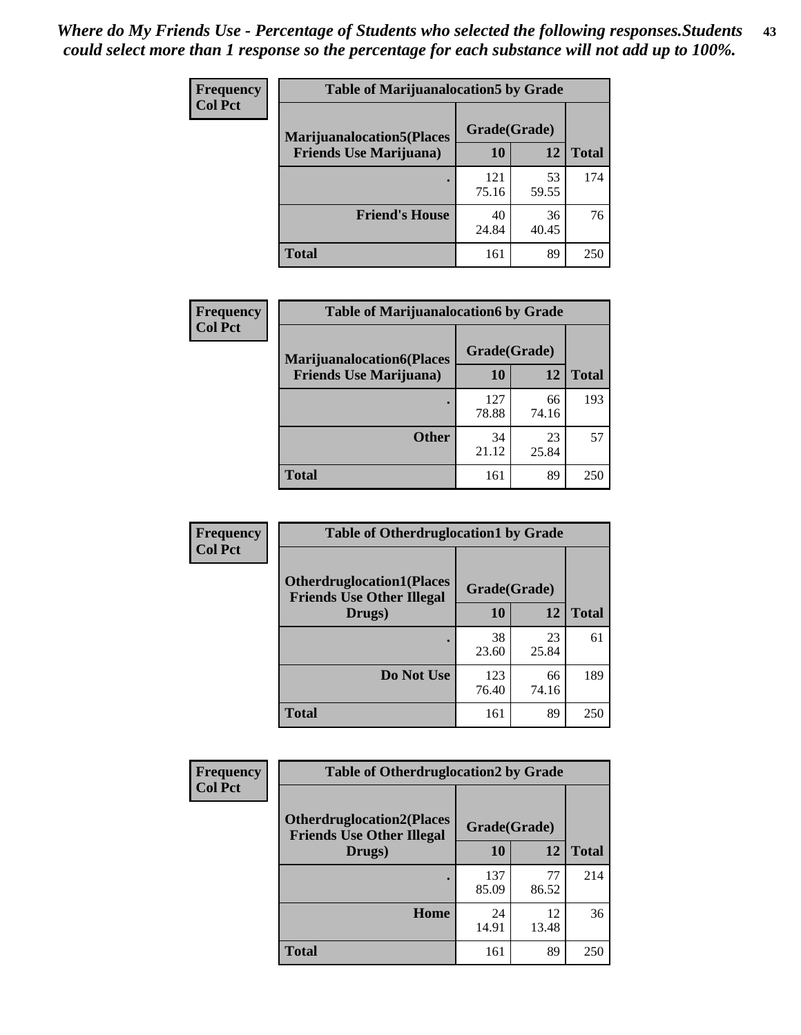*Where do My Friends Use - Percentage of Students who selected the following responses.Students could select more than 1 response so the percentage for each substance will not add up to 100%.*

| Frequency Col Pct | Table of Marijuanalocation5 by Grade | | |
|---|---|---|---|
| Marijuanalocation5(Places Friends Use Marijuana) | Grade(Grade) | | |
| | 10 | 12 | Total |
| . | 121<br>75.16 | 53<br>59.55 | 174 |
| Friend's House | 40<br>24.84 | 36<br>40.45 | 76 |
| Total | 161 | 89 | 250 |

| Frequency Col Pct | Table of Marijuanalocation6 by Grade | | |
|---|---|---|---|
| Marijuanalocation6(Places Friends Use Marijuana) | Grade(Grade) | | |
| | 10 | 12 | Total |
| . | 127<br>78.88 | 66<br>74.16 | 193 |
| Other | 34<br>21.12 | 23<br>25.84 | 57 |
| Total | 161 | 89 | 250 |

| Frequency Col Pct | Table of Otherdruglocation1 by Grade | | |
|---|---|---|---|
| Otherdruglocation1(Places Friends Use Other Illegal Drugs) | Grade(Grade) | | |
| | 10 | 12 | Total |
| . | 38<br>23.60 | 23<br>25.84 | 61 |
| Do Not Use | 123<br>76.40 | 66<br>74.16 | 189 |
| Total | 161 | 89 | 250 |

| Frequency Col Pct | Table of Otherdruglocation2 by Grade | | |
|---|---|---|---|
| Otherdruglocation2(Places Friends Use Other Illegal Drugs) | Grade(Grade) | | |
| | 10 | 12 | Total |
| . | 137<br>85.09 | 77<br>86.52 | 214 |
| Home | 24<br>14.91 | 12<br>13.48 | 36 |
| Total | 161 | 89 | 250 |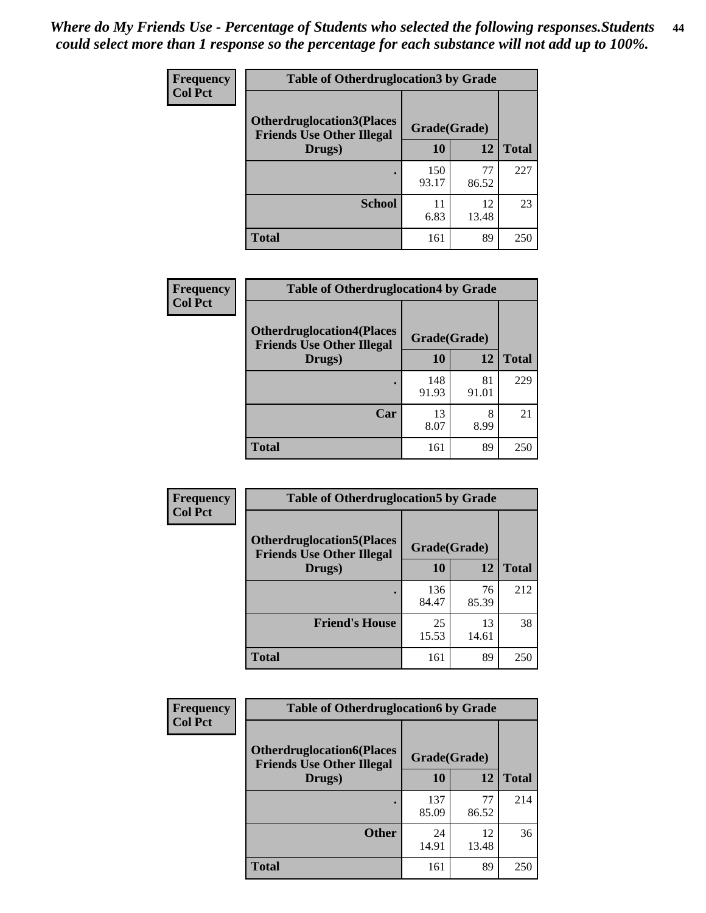*Where do My Friends Use - Percentage of Students who selected the following responses.Students could select more than 1 response so the percentage for each substance will not add up to 100%.*

**Frequency**
**Col Pct**

| Table of Otherdruglocation3 by Grade | | | |
|---|---|---|---|
| Otherdruglocation3(Places Friends Use Other Illegal Drugs) | Grade(Grade) | | |
| | 10 | 12 | Total |
| . | 150<br>93.17 | 77<br>86.52 | 227 |
| School | 11<br>6.83 | 12<br>13.48 | 23 |
| Total | 161 | 89 | 250 |

**Frequency**
**Col Pct**

| Table of Otherdruglocation4 by Grade | | | |
|---|---|---|---|
| Otherdruglocation4(Places Friends Use Other Illegal Drugs) | Grade(Grade) | | |
| | 10 | 12 | Total |
| . | 148<br>91.93 | 81<br>91.01 | 229 |
| Car | 13<br>8.07 | 8<br>8.99 | 21 |
| Total | 161 | 89 | 250 |

**Frequency**
**Col Pct**

| Table of Otherdruglocation5 by Grade | | | |
|---|---|---|---|
| Otherdruglocation5(Places Friends Use Other Illegal Drugs) | Grade(Grade) | | |
| | 10 | 12 | Total |
| . | 136<br>84.47 | 76<br>85.39 | 212 |
| Friend's House | 25<br>15.53 | 13<br>14.61 | 38 |
| Total | 161 | 89 | 250 |

**Frequency**
**Col Pct**

| Table of Otherdruglocation6 by Grade | | | |
|---|---|---|---|
| Otherdruglocation6(Places Friends Use Other Illegal Drugs) | Grade(Grade) | | |
| | 10 | 12 | Total |
| . | 137<br>85.09 | 77<br>86.52 | 214 |
| Other | 24<br>14.91 | 12<br>13.48 | 36 |
| Total | 161 | 89 | 250 |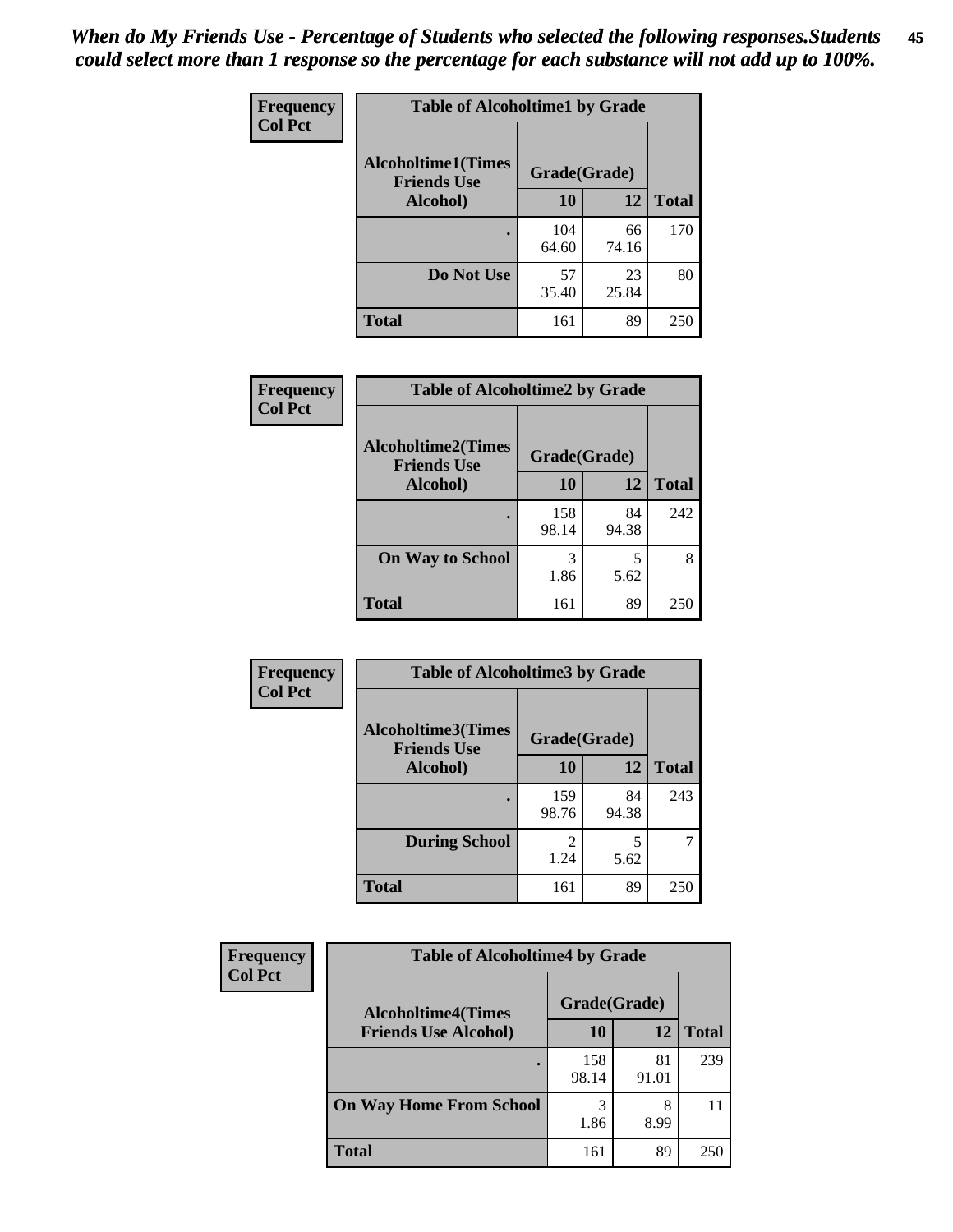*When do My Friends Use - Percentage of Students who selected the following responses.Students could select more than 1 response so the percentage for each substance will not add up to 100%.*

**Table of Alcoholtime1 by Grade**

| Alcoholtime1(Times Friends Use Alcohol) | Grade(Grade) 10 | 12 | Total |
|---|---|---|---|
| . | 104<br>64.60 | 66<br>74.16 | 170 |
| Do Not Use | 57<br>35.40 | 23<br>25.84 | 80 |
| Total | 161 | 89 | 250 |

Frequency / Col Pct

**Table of Alcoholtime2 by Grade**

| Alcoholtime2(Times Friends Use Alcohol) | Grade(Grade) 10 | 12 | Total |
|---|---|---|---|
| . | 158<br>98.14 | 84<br>94.38 | 242 |
| On Way to School | 3<br>1.86 | 5<br>5.62 | 8 |
| Total | 161 | 89 | 250 |

Frequency / Col Pct

**Table of Alcoholtime3 by Grade**

| Alcoholtime3(Times Friends Use Alcohol) | Grade(Grade) 10 | 12 | Total |
|---|---|---|---|
| . | 159<br>98.76 | 84<br>94.38 | 243 |
| During School | 2<br>1.24 | 5<br>5.62 | 7 |
| Total | 161 | 89 | 250 |

Frequency / Col Pct

**Table of Alcoholtime4 by Grade**

| Alcoholtime4(Times Friends Use Alcohol) | Grade(Grade) 10 | 12 | Total |
|---|---|---|---|
| . | 158<br>98.14 | 81<br>91.01 | 239 |
| On Way Home From School | 3<br>1.86 | 8<br>8.99 | 11 |
| Total | 161 | 89 | 250 |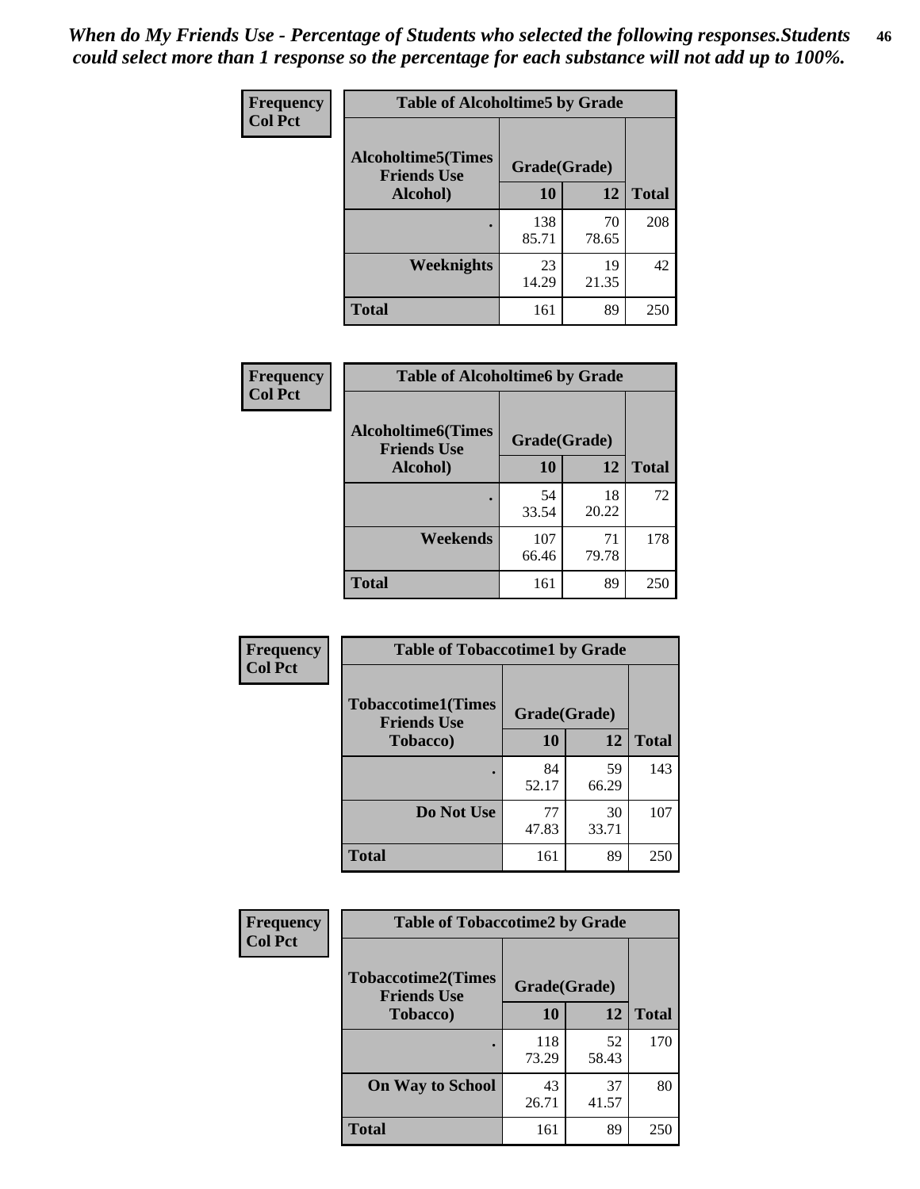*When do My Friends Use - Percentage of Students who selected the following responses.Students could select more than 1 response so the percentage for each substance will not add up to 100%.*

**Table of Alcoholtime5 by Grade**

| Frequency Col Pct | | | |
|---|---|---|---|
| **Alcoholtime5(Times Friends Use Alcohol)** | **Grade(Grade)** | | **Total** |
| | **10** | **12** | |
| **.** | 138<br>85.71 | 70<br>78.65 | 208 |
| **Weeknights** | 23<br>14.29 | 19<br>21.35 | 42 |
| **Total** | 161 | 89 | 250 |

**Table of Alcoholtime6 by Grade**

| Frequency Col Pct | | | |
|---|---|---|---|
| **Alcoholtime6(Times Friends Use Alcohol)** | **Grade(Grade)** | | **Total** |
| | **10** | **12** | |
| **.** | 54<br>33.54 | 18<br>20.22 | 72 |
| **Weekends** | 107<br>66.46 | 71<br>79.78 | 178 |
| **Total** | 161 | 89 | 250 |

**Table of Tobaccotime1 by Grade**

| Frequency Col Pct | | | |
|---|---|---|---|
| **Tobaccotime1(Times Friends Use Tobacco)** | **Grade(Grade)** | | **Total** |
| | **10** | **12** | |
| **.** | 84<br>52.17 | 59<br>66.29 | 143 |
| **Do Not Use** | 77<br>47.83 | 30<br>33.71 | 107 |
| **Total** | 161 | 89 | 250 |

**Table of Tobaccotime2 by Grade**

| Frequency Col Pct | | | |
|---|---|---|---|
| **Tobaccotime2(Times Friends Use Tobacco)** | **Grade(Grade)** | | **Total** |
| | **10** | **12** | |
| **.** | 118<br>73.29 | 52<br>58.43 | 170 |
| **On Way to School** | 43<br>26.71 | 37<br>41.57 | 80 |
| **Total** | 161 | 89 | 250 |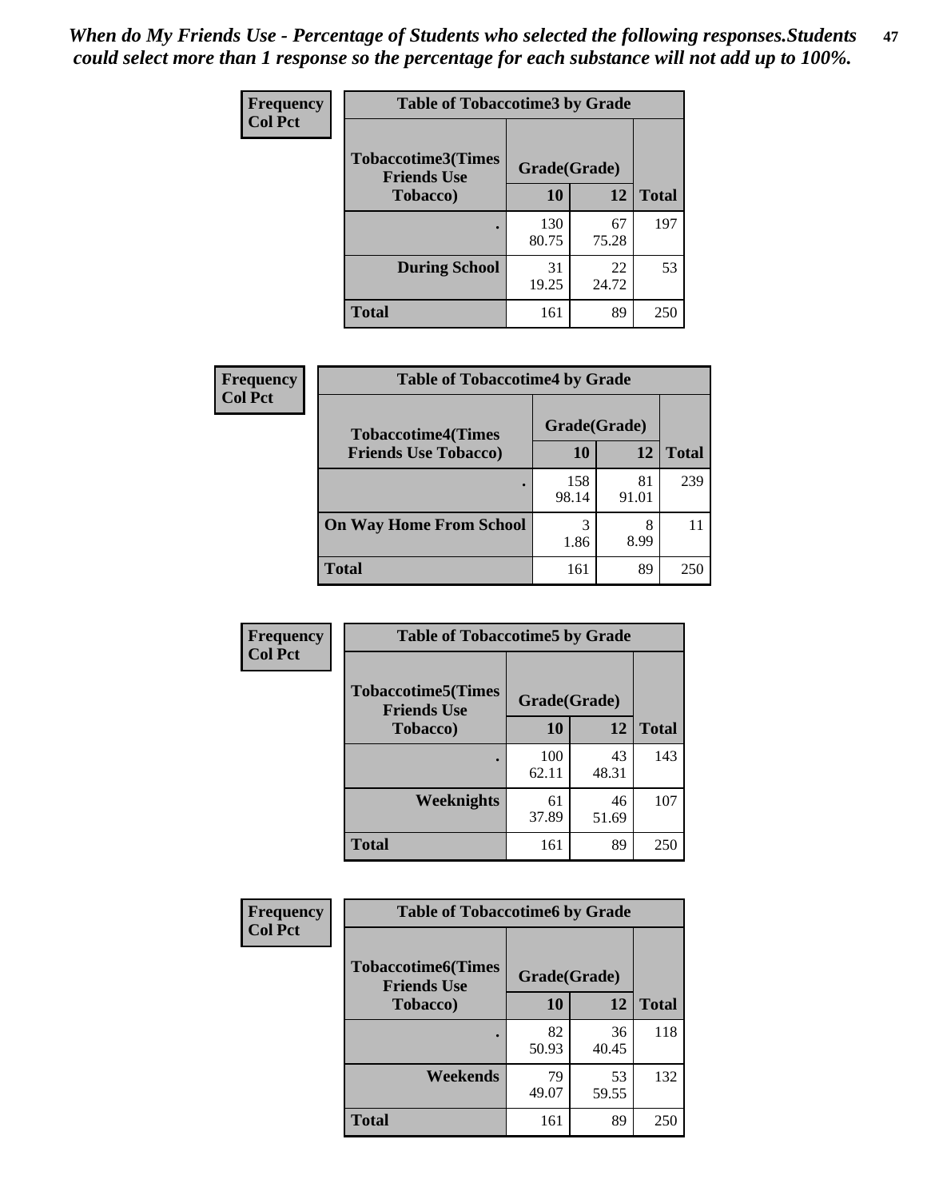*When do My Friends Use - Percentage of Students who selected the following responses.Students could select more than 1 response so the percentage for each substance will not add up to 100%.*

**Frequency**
**Col Pct**

| Table of Tobaccotime3 by Grade | | | |
|---|---|---|---|
| **Tobaccotime3(Times Friends Use Tobacco)** | **Grade(Grade)** | | **Total** |
| | **10** | **12** | |
| **.** | 130<br>80.75 | 67<br>75.28 | 197 |
| **During School** | 31<br>19.25 | 22<br>24.72 | 53 |
| **Total** | 161 | 89 | 250 |

**Frequency**
**Col Pct**

| Table of Tobaccotime4 by Grade | | | |
|---|---|---|---|
| **Tobaccotime4(Times Friends Use Tobacco)** | **Grade(Grade)** | | **Total** |
| | **10** | **12** | |
| **.** | 158<br>98.14 | 81<br>91.01 | 239 |
| **On Way Home From School** | 3<br>1.86 | 8<br>8.99 | 11 |
| **Total** | 161 | 89 | 250 |

**Frequency**
**Col Pct**

| Table of Tobaccotime5 by Grade | | | |
|---|---|---|---|
| **Tobaccotime5(Times Friends Use Tobacco)** | **Grade(Grade)** | | **Total** |
| | **10** | **12** | |
| **.** | 100<br>62.11 | 43<br>48.31 | 143 |
| **Weeknights** | 61<br>37.89 | 46<br>51.69 | 107 |
| **Total** | 161 | 89 | 250 |

**Frequency**
**Col Pct**

| Table of Tobaccotime6 by Grade | | | |
|---|---|---|---|
| **Tobaccotime6(Times Friends Use Tobacco)** | **Grade(Grade)** | | **Total** |
| | **10** | **12** | |
| **.** | 82<br>50.93 | 36<br>40.45 | 118 |
| **Weekends** | 79<br>49.07 | 53<br>59.55 | 132 |
| **Total** | 161 | 89 | 250 |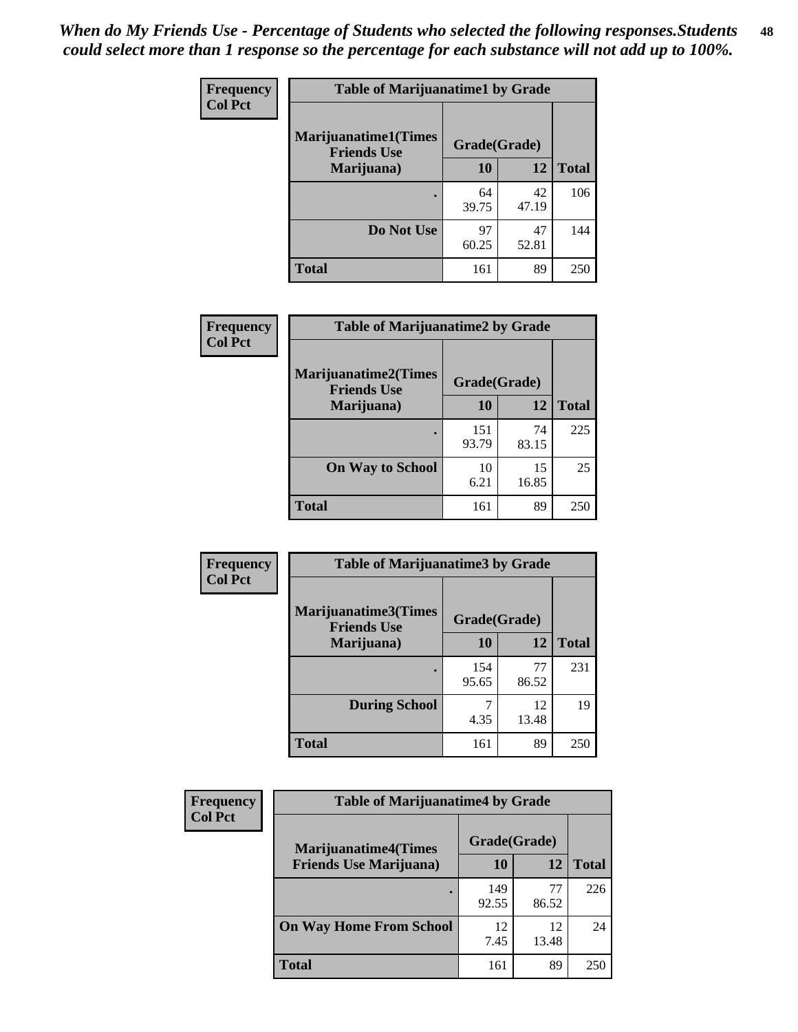*When do My Friends Use - Percentage of Students who selected the following responses.Students could select more than 1 response so the percentage for each substance will not add up to 100%.*

**Frequency**
**Col Pct**

| Table of Marijuanatime1 by Grade | | | |
|---|---|---|---|
| **Marijuanatime1(Times Friends Use Marijuana)** | **Grade(Grade)** | | |
| | **10** | **12** | **Total** |
| **.** | 64<br>39.75 | 42<br>47.19 | 106 |
| **Do Not Use** | 97<br>60.25 | 47<br>52.81 | 144 |
| **Total** | 161 | 89 | 250 |

**Frequency**
**Col Pct**

| Table of Marijuanatime2 by Grade | | | |
|---|---|---|---|
| **Marijuanatime2(Times Friends Use Marijuana)** | **Grade(Grade)** | | |
| | **10** | **12** | **Total** |
| **.** | 151<br>93.79 | 74<br>83.15 | 225 |
| **On Way to School** | 10<br>6.21 | 15<br>16.85 | 25 |
| **Total** | 161 | 89 | 250 |

**Frequency**
**Col Pct**

| Table of Marijuanatime3 by Grade | | | |
|---|---|---|---|
| **Marijuanatime3(Times Friends Use Marijuana)** | **Grade(Grade)** | | |
| | **10** | **12** | **Total** |
| **.** | 154<br>95.65 | 77<br>86.52 | 231 |
| **During School** | 7<br>4.35 | 12<br>13.48 | 19 |
| **Total** | 161 | 89 | 250 |

**Frequency**
**Col Pct**

| Table of Marijuanatime4 by Grade | | | |
|---|---|---|---|
| **Marijuanatime4(Times Friends Use Marijuana)** | **Grade(Grade)** | | |
| | **10** | **12** | **Total** |
| **.** | 149<br>92.55 | 77<br>86.52 | 226 |
| **On Way Home From School** | 12<br>7.45 | 12<br>13.48 | 24 |
| **Total** | 161 | 89 | 250 |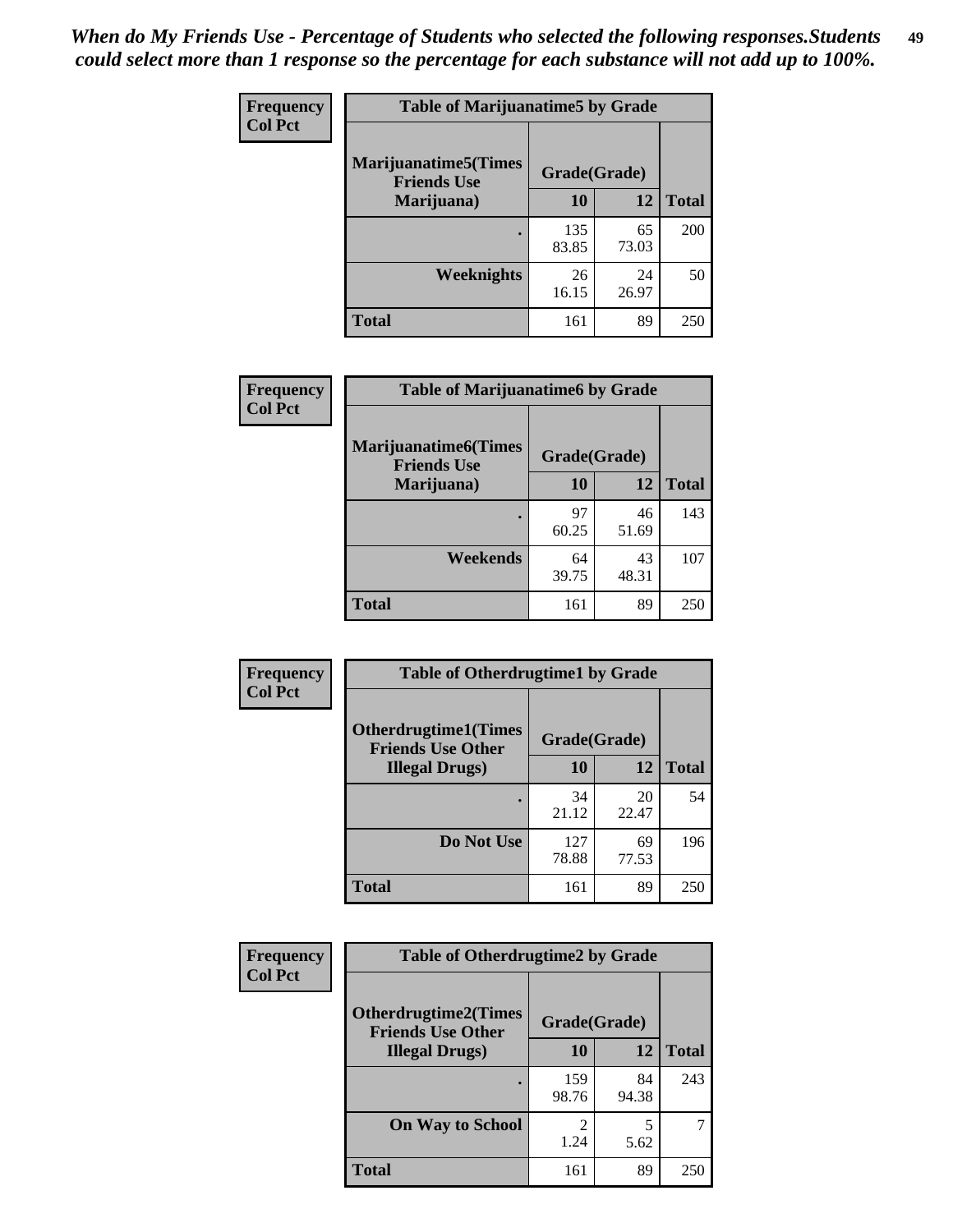*When do My Friends Use - Percentage of Students who selected the following responses.Students could select more than 1 response so the percentage for each substance will not add up to 100%.*

**Frequency**
**Col Pct**

| Table of Marijuanatime5 by Grade | | | |
|---|---|---|---|
| **Marijuanatime5(Times Friends Use Marijuana)** | **Grade(Grade)** | | **Total** |
| | **10** | **12** | |
| **.** | 135<br>83.85 | 65<br>73.03 | 200 |
| **Weeknights** | 26<br>16.15 | 24<br>26.97 | 50 |
| **Total** | 161 | 89 | 250 |

**Frequency**
**Col Pct**

| Table of Marijuanatime6 by Grade | | | |
|---|---|---|---|
| **Marijuanatime6(Times Friends Use Marijuana)** | **Grade(Grade)** | | **Total** |
| | **10** | **12** | |
| **.** | 97<br>60.25 | 46<br>51.69 | 143 |
| **Weekends** | 64<br>39.75 | 43<br>48.31 | 107 |
| **Total** | 161 | 89 | 250 |

**Frequency**
**Col Pct**

| Table of Otherdrugtime1 by Grade | | | |
|---|---|---|---|
| **Otherdrugtime1(Times Friends Use Other Illegal Drugs)** | **Grade(Grade)** | | **Total** |
| | **10** | **12** | |
| **.** | 34<br>21.12 | 20<br>22.47 | 54 |
| **Do Not Use** | 127<br>78.88 | 69<br>77.53 | 196 |
| **Total** | 161 | 89 | 250 |

**Frequency**
**Col Pct**

| Table of Otherdrugtime2 by Grade | | | |
|---|---|---|---|
| **Otherdrugtime2(Times Friends Use Other Illegal Drugs)** | **Grade(Grade)** | | **Total** |
| | **10** | **12** | |
| **.** | 159<br>98.76 | 84<br>94.38 | 243 |
| **On Way to School** | 2<br>1.24 | 5<br>5.62 | 7 |
| **Total** | 161 | 89 | 250 |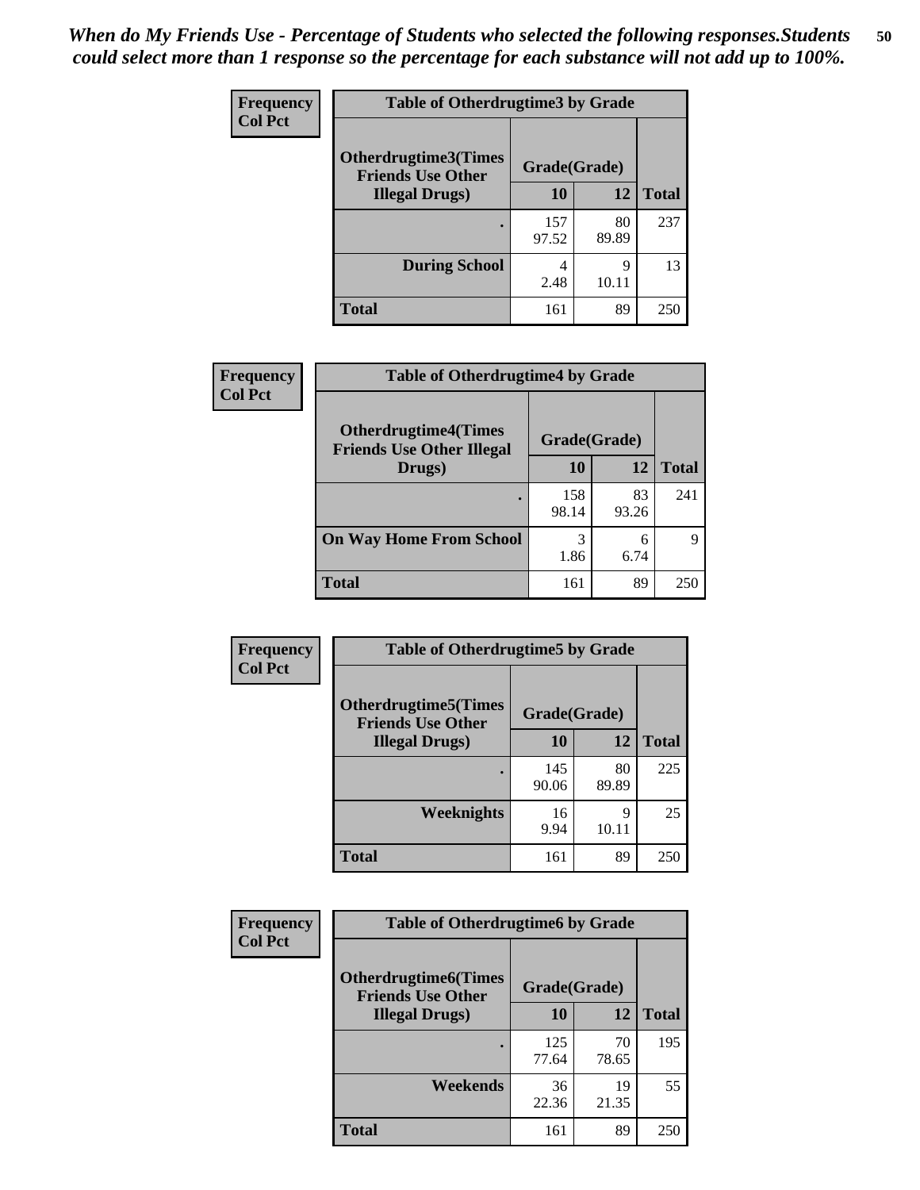*When do My Friends Use - Percentage of Students who selected the following responses.Students could select more than 1 response so the percentage for each substance will not add up to 100%.*

Frequency
Col Pct

| Table of Otherdrugtime3 by Grade | | | |
|---|---|---|---|
| Otherdrugtime3(Times Friends Use Other Illegal Drugs) | Grade(Grade) | | Total |
| | 10 | 12 | |
| . | 157<br>97.52 | 80<br>89.89 | 237 |
| During School | 4<br>2.48 | 9<br>10.11 | 13 |
| Total | 161 | 89 | 250 |

Frequency
Col Pct

| Table of Otherdrugtime4 by Grade | | | |
|---|---|---|---|
| Otherdrugtime4(Times Friends Use Other Illegal Drugs) | Grade(Grade) | | Total |
| | 10 | 12 | |
| . | 158<br>98.14 | 83<br>93.26 | 241 |
| On Way Home From School | 3<br>1.86 | 6<br>6.74 | 9 |
| Total | 161 | 89 | 250 |

Frequency
Col Pct

| Table of Otherdrugtime5 by Grade | | | |
|---|---|---|---|
| Otherdrugtime5(Times Friends Use Other Illegal Drugs) | Grade(Grade) | | Total |
| | 10 | 12 | |
| . | 145<br>90.06 | 80<br>89.89 | 225 |
| Weeknights | 16<br>9.94 | 9<br>10.11 | 25 |
| Total | 161 | 89 | 250 |

Frequency
Col Pct

| Table of Otherdrugtime6 by Grade | | | |
|---|---|---|---|
| Otherdrugtime6(Times Friends Use Other Illegal Drugs) | Grade(Grade) | | Total |
| | 10 | 12 | |
| . | 125<br>77.64 | 70<br>78.65 | 195 |
| Weekends | 36<br>22.36 | 19<br>21.35 | 55 |
| Total | 161 | 89 | 250 |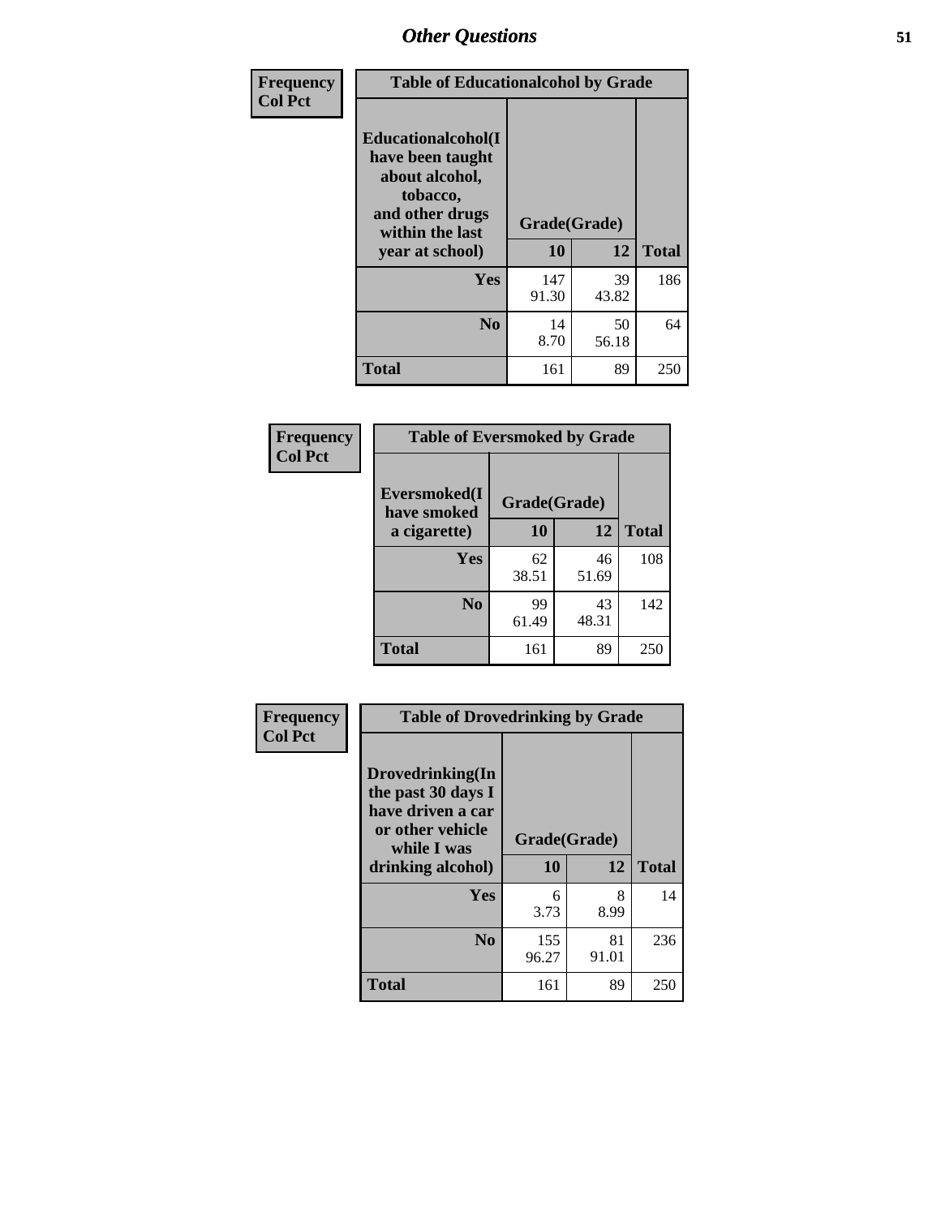## Other Questions

**Frequency**
**Col Pct**

| Table of Educationalalcohol by Grade | | | |
|---|---|---|---|
| **Educationalalcohol(I have been taught about alcohol, tobacco, and other drugs within the last year at school)** | **Grade(Grade)** | | |
| | **10** | **12** | **Total** |
| **Yes** | 147<br>91.30 | 39<br>43.82 | 186 |
| **No** | 14<br>8.70 | 50<br>56.18 | 64 |
| **Total** | 161 | 89 | 250 |

**Frequency**
**Col Pct**

| Table of Eversmoked by Grade | | | |
|---|---|---|---|
| **Eversmoked(I have smoked a cigarette)** | **Grade(Grade)** | | |
| | **10** | **12** | **Total** |
| **Yes** | 62<br>38.51 | 46<br>51.69 | 108 |
| **No** | 99<br>61.49 | 43<br>48.31 | 142 |
| **Total** | 161 | 89 | 250 |

**Frequency**
**Col Pct**

| Table of Drovedrinking by Grade | | | |
|---|---|---|---|
| **Drovedrinking(In the past 30 days I have driven a car or other vehicle while I was drinking alcohol)** | **Grade(Grade)** | | |
| | **10** | **12** | **Total** |
| **Yes** | 6<br>3.73 | 8<br>8.99 | 14 |
| **No** | 155<br>96.27 | 81<br>91.01 | 236 |
| **Total** | 161 | 89 | 250 |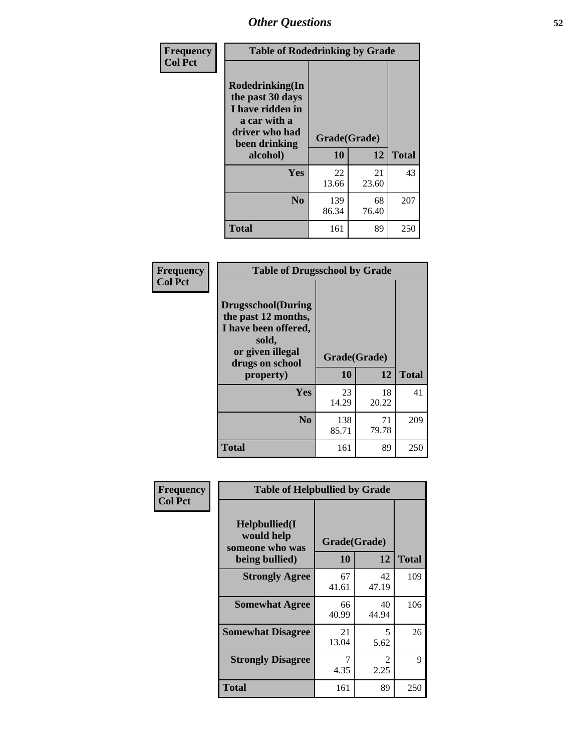# Other Questions

**Frequency**
**Col Pct**

| Table of Rodedrinking by Grade | | | |
|---|---|---|---|
| **Rodedrinking(In the past 30 days I have ridden in a car with a driver who had been drinking alcohol)** | **Grade(Grade)** | | |
| | **10** | **12** | **Total** |
| **Yes** | 22<br>13.66 | 21<br>23.60 | 43 |
| **No** | 139<br>86.34 | 68<br>76.40 | 207 |
| **Total** | 161 | 89 | 250 |

**Frequency**
**Col Pct**

| Table of Drugsschool by Grade | | | |
|---|---|---|---|
| **Drugsschool(During the past 12 months, I have been offered, sold, or given illegal drugs on school property)** | **Grade(Grade)** | | |
| | **10** | **12** | **Total** |
| **Yes** | 23<br>14.29 | 18<br>20.22 | 41 |
| **No** | 138<br>85.71 | 71<br>79.78 | 209 |
| **Total** | 161 | 89 | 250 |

**Frequency**
**Col Pct**

| Table of Helpbullied by Grade | | | |
|---|---|---|---|
| **Helpbullied(I would help someone who was being bullied)** | **Grade(Grade)** | | |
| | **10** | **12** | **Total** |
| **Strongly Agree** | 67<br>41.61 | 42<br>47.19 | 109 |
| **Somewhat Agree** | 66<br>40.99 | 40<br>44.94 | 106 |
| **Somewhat Disagree** | 21<br>13.04 | 5<br>5.62 | 26 |
| **Strongly Disagree** | 7<br>4.35 | 2<br>2.25 | 9 |
| **Total** | 161 | 89 | 250 |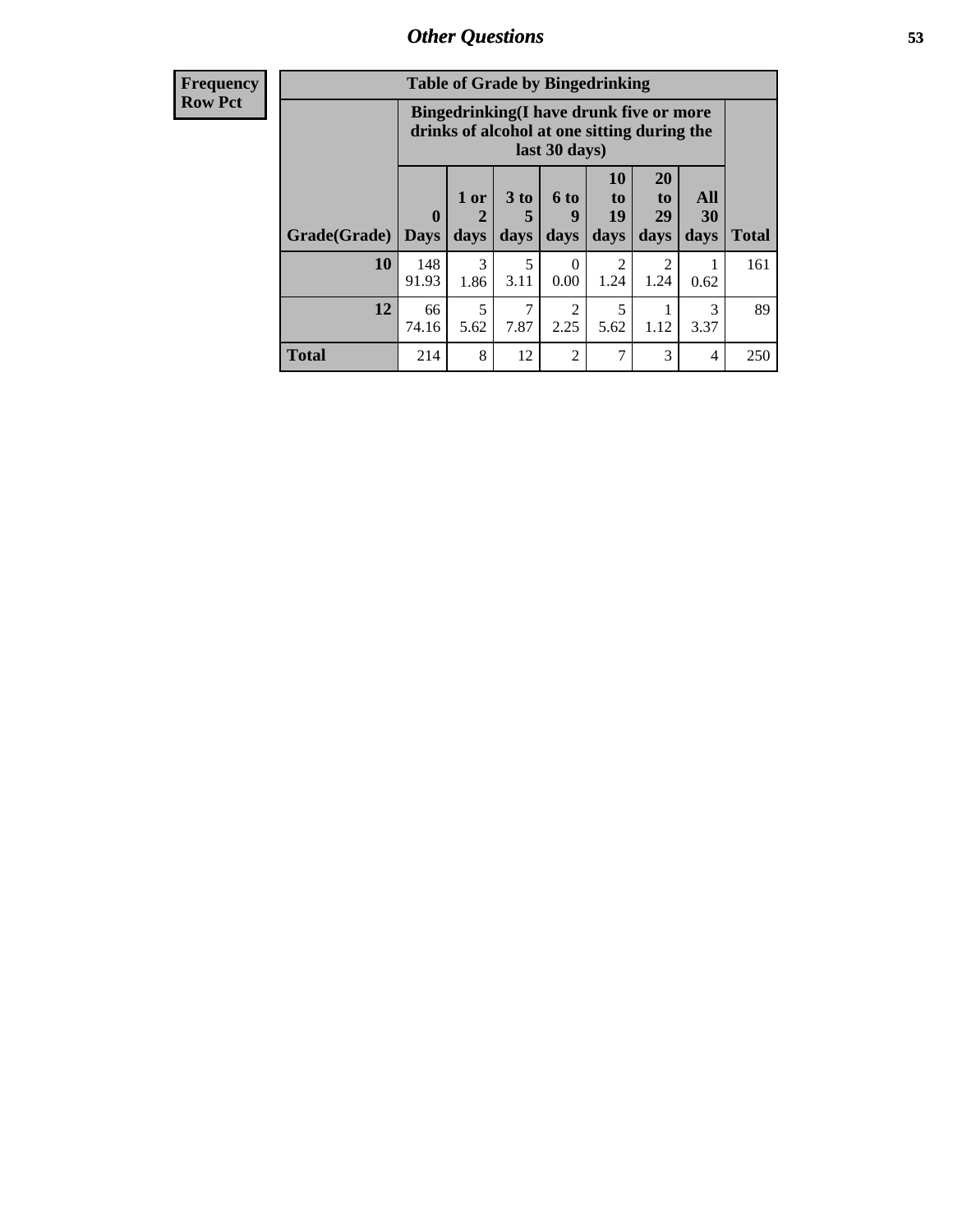# Other Questions

| Frequency<br>Row Pct | Table of Grade by Bingedrinking | | | | | | | |
|---|---|---|---|---|---|---|---|---|
| | Bingedrinking(I have drunk five or more drinks of alcohol at one sitting during the last 30 days) | | | | | | | |
| Grade(Grade) | 0 Days | 1 or 2 days | 3 to 5 days | 6 to 9 days | 10 to 19 days | 20 to 29 days | All 30 days | Total |
| 10 | 148<br>91.93 | 3<br>1.86 | 5<br>3.11 | 0<br>0.00 | 2<br>1.24 | 2<br>1.24 | 1<br>0.62 | 161 |
| 12 | 66<br>74.16 | 5<br>5.62 | 7<br>7.87 | 2<br>2.25 | 5<br>5.62 | 1<br>1.12 | 3<br>3.37 | 89 |
| Total | 214 | 8 | 12 | 2 | 7 | 3 | 4 | 250 |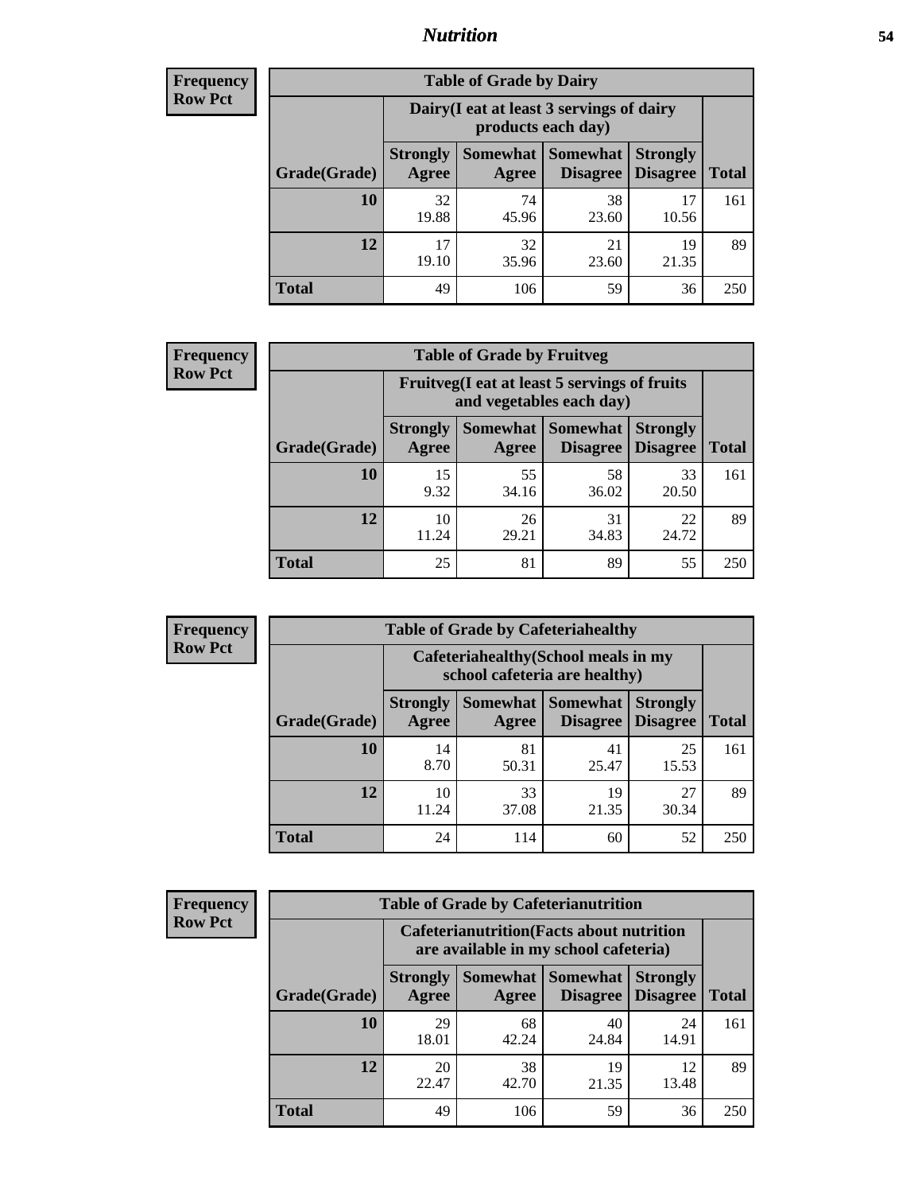**Frequency Row Pct**

| Table of Grade by Dairy | | | | | |
|---|---|---|---|---|---|
| | Dairy(I eat at least 3 servings of dairy products each day) | | | | |
| Grade(Grade) | Strongly Agree | Somewhat Agree | Somewhat Disagree | Strongly Disagree | Total |
| 10 | 32<br>19.88 | 74<br>45.96 | 38<br>23.60 | 17<br>10.56 | 161 |
| 12 | 17<br>19.10 | 32<br>35.96 | 21<br>23.60 | 19<br>21.35 | 89 |
| Total | 49 | 106 | 59 | 36 | 250 |

**Frequency Row Pct**

| Table of Grade by Fruitveg | | | | | |
|---|---|---|---|---|---|
| | Fruitveg(I eat at least 5 servings of fruits and vegetables each day) | | | | |
| Grade(Grade) | Strongly Agree | Somewhat Agree | Somewhat Disagree | Strongly Disagree | Total |
| 10 | 15<br>9.32 | 55<br>34.16 | 58<br>36.02 | 33<br>20.50 | 161 |
| 12 | 10<br>11.24 | 26<br>29.21 | 31<br>34.83 | 22<br>24.72 | 89 |
| Total | 25 | 81 | 89 | 55 | 250 |

**Frequency Row Pct**

| Table of Grade by Cafeteriahealthy | | | | | |
|---|---|---|---|---|---|
| | Cafeteriahealthy(School meals in my school cafeteria are healthy) | | | | |
| Grade(Grade) | Strongly Agree | Somewhat Agree | Somewhat Disagree | Strongly Disagree | Total |
| 10 | 14<br>8.70 | 81<br>50.31 | 41<br>25.47 | 25<br>15.53 | 161 |
| 12 | 10<br>11.24 | 33<br>37.08 | 19<br>21.35 | 27<br>30.34 | 89 |
| Total | 24 | 114 | 60 | 52 | 250 |

**Frequency Row Pct**

| Table of Grade by Cafeterianutrition | | | | | |
|---|---|---|---|---|---|
| | Cafeterianutrition(Facts about nutrition are available in my school cafeteria) | | | | |
| Grade(Grade) | Strongly Agree | Somewhat Agree | Somewhat Disagree | Strongly Disagree | Total |
| 10 | 29<br>18.01 | 68<br>42.24 | 40<br>24.84 | 24<br>14.91 | 161 |
| 12 | 20<br>22.47 | 38<br>42.70 | 19<br>21.35 | 12<br>13.48 | 89 |
| Total | 49 | 106 | 59 | 36 | 250 |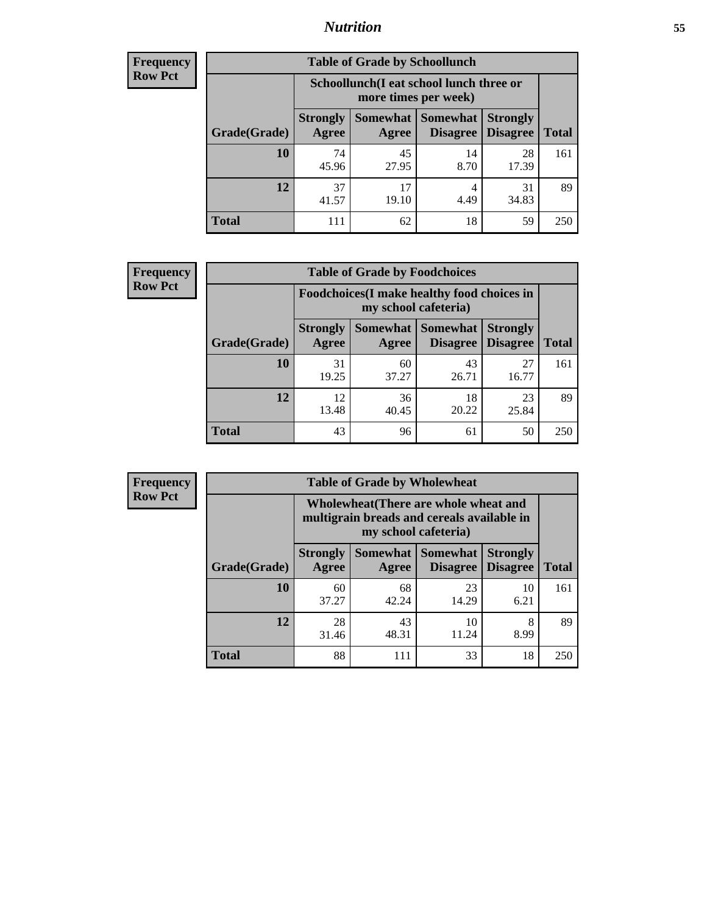## Nutrition

**Frequency**
**Row Pct**

| Table of Grade by Schoollunch | | | | | |
|---|---|---|---|---|---|
| | Schoollunch(I eat school lunch three or more times per week) | | | | |
| Grade(Grade) | Strongly Agree | Somewhat Agree | Somewhat Disagree | Strongly Disagree | Total |
| 10 | 74<br>45.96 | 45<br>27.95 | 14<br>8.70 | 28<br>17.39 | 161 |
| 12 | 37<br>41.57 | 17<br>19.10 | 4<br>4.49 | 31<br>34.83 | 89 |
| Total | 111 | 62 | 18 | 59 | 250 |

**Frequency**
**Row Pct**

| Table of Grade by Foodchoices | | | | | |
|---|---|---|---|---|---|
| | Foodchoices(I make healthy food choices in my school cafeteria) | | | | |
| Grade(Grade) | Strongly Agree | Somewhat Agree | Somewhat Disagree | Strongly Disagree | Total |
| 10 | 31<br>19.25 | 60<br>37.27 | 43<br>26.71 | 27<br>16.77 | 161 |
| 12 | 12<br>13.48 | 36<br>40.45 | 18<br>20.22 | 23<br>25.84 | 89 |
| Total | 43 | 96 | 61 | 50 | 250 |

**Frequency**
**Row Pct**

| Table of Grade by Wholewheat | | | | | |
|---|---|---|---|---|---|
| | Wholewheat(There are whole wheat and multigrain breads and cereals available in my school cafeteria) | | | | |
| Grade(Grade) | Strongly Agree | Somewhat Agree | Somewhat Disagree | Strongly Disagree | Total |
| 10 | 60<br>37.27 | 68<br>42.24 | 23<br>14.29 | 10<br>6.21 | 161 |
| 12 | 28<br>31.46 | 43<br>48.31 | 10<br>11.24 | 8<br>8.99 | 89 |
| Total | 88 | 111 | 33 | 18 | 250 |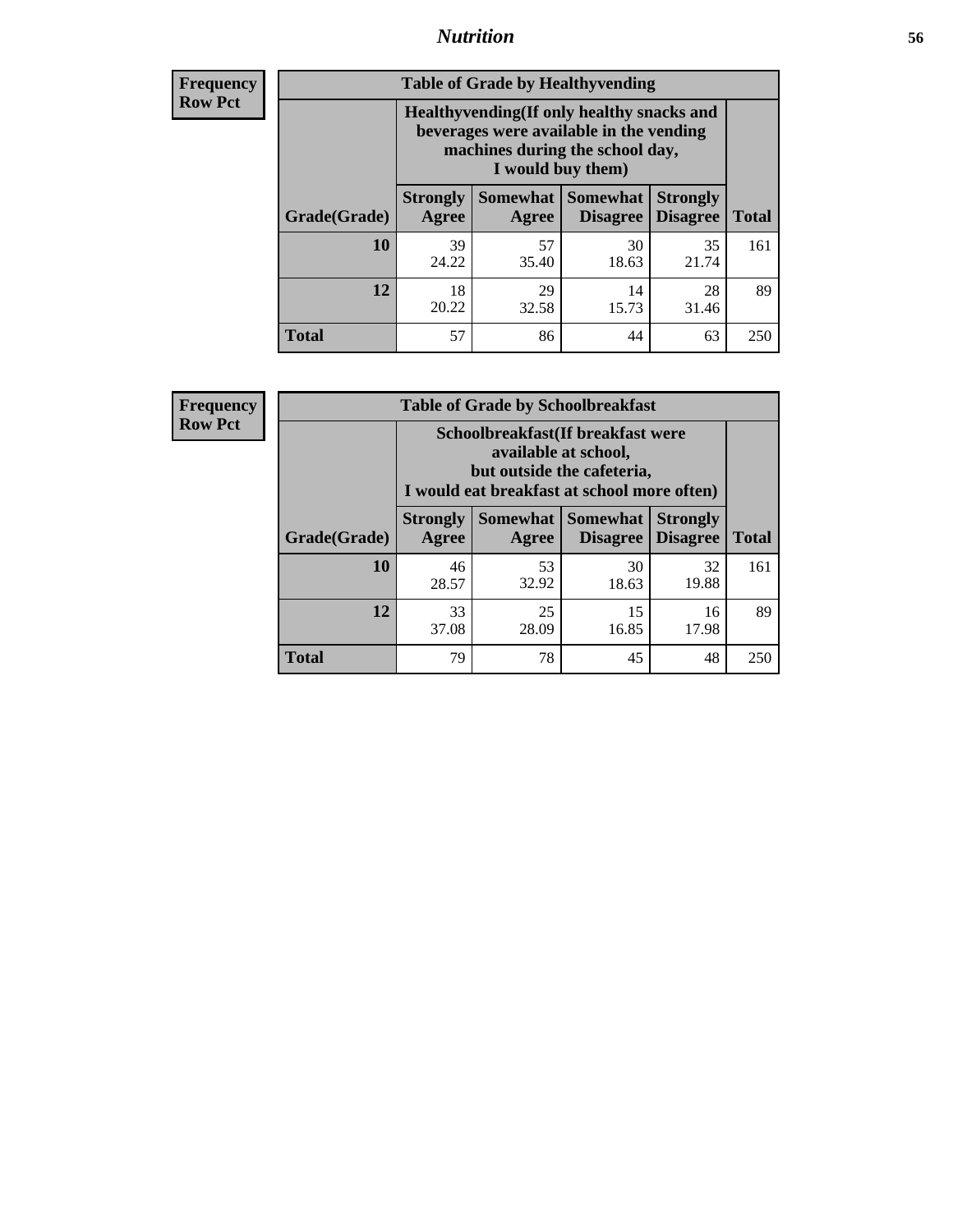## Nutrition

**Frequency**
**Row Pct**

| Table of Grade by Healthyvending | | | | | |
|---|---|---|---|---|---|
| | Healthyvending(If only healthy snacks and beverages were available in the vending machines during the school day, I would buy them) | | | | |
| Grade(Grade) | Strongly Agree | Somewhat Agree | Somewhat Disagree | Strongly Disagree | Total |
| **10** | 39<br>24.22 | 57<br>35.40 | 30<br>18.63 | 35<br>21.74 | 161 |
| **12** | 18<br>20.22 | 29<br>32.58 | 14<br>15.73 | 28<br>31.46 | 89 |
| **Total** | 57 | 86 | 44 | 63 | 250 |

**Frequency**
**Row Pct**

| Table of Grade by Schoolbreakfast | | | | | |
|---|---|---|---|---|---|
| | Schoolbreakfast(If breakfast were available at school, but outside the cafeteria, I would eat breakfast at school more often) | | | | |
| Grade(Grade) | Strongly Agree | Somewhat Agree | Somewhat Disagree | Strongly Disagree | Total |
| **10** | 46<br>28.57 | 53<br>32.92 | 30<br>18.63 | 32<br>19.88 | 161 |
| **12** | 33<br>37.08 | 25<br>28.09 | 15<br>16.85 | 16<br>17.98 | 89 |
| **Total** | 79 | 78 | 45 | 48 | 250 |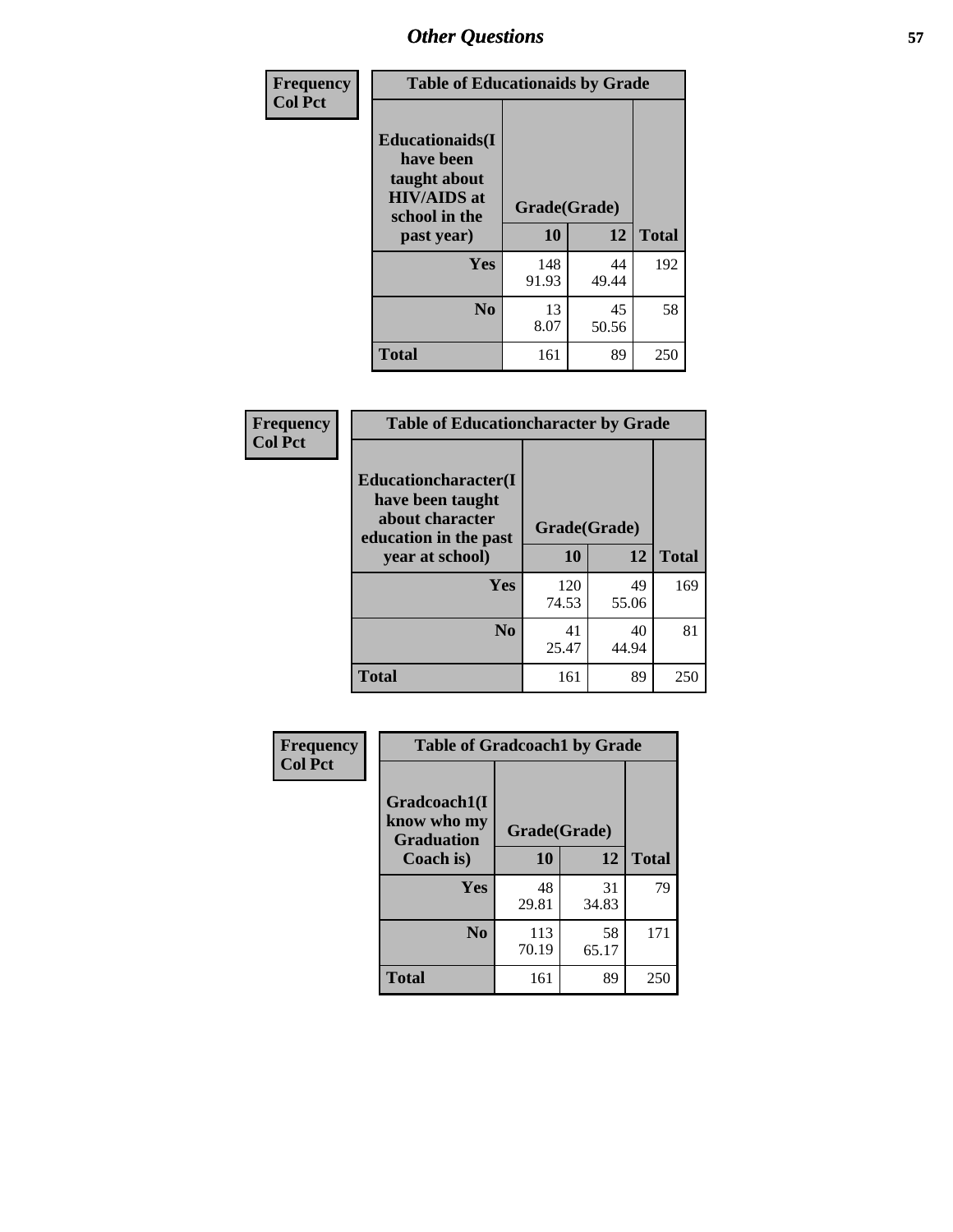## Other Questions

| Frequency Col Pct |
|---|

**Table of Educationaids by Grade**

| Educationaids(I have been taught about HIV/AIDS at school in the past year) | Grade(Grade) | | Total |
|---|---|---|---|
| | 10 | 12 | |
| Yes | 148<br>91.93 | 44<br>49.44 | 192 |
| No | 13<br>8.07 | 45<br>50.56 | 58 |
| Total | 161 | 89 | 250 |

| Frequency Col Pct |
|---|

**Table of Educationcharacter by Grade**

| Educationcharacter(I have been taught about character education in the past year at school) | Grade(Grade) | | Total |
|---|---|---|---|
| | 10 | 12 | |
| Yes | 120<br>74.53 | 49<br>55.06 | 169 |
| No | 41<br>25.47 | 40<br>44.94 | 81 |
| Total | 161 | 89 | 250 |

| Frequency Col Pct |
|---|

**Table of Gradcoach1 by Grade**

| Gradcoach1(I know who my Graduation Coach is) | Grade(Grade) | | Total |
|---|---|---|---|
| | 10 | 12 | |
| Yes | 48<br>29.81 | 31<br>34.83 | 79 |
| No | 113<br>70.19 | 58<br>65.17 | 171 |
| Total | 161 | 89 | 250 |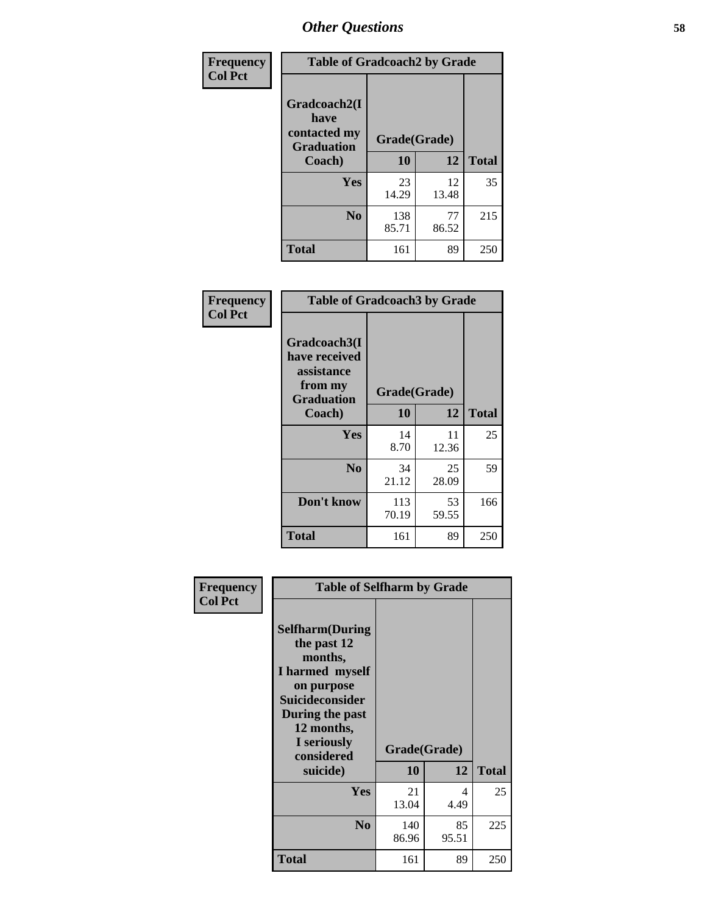# Other Questions

**Frequency**
**Col Pct**

| Table of Gradcoach2 by Grade | | | |
|---|---|---|---|
| Gradcoach2(I have contacted my Graduation Coach) | Grade(Grade) | | |
| | 10 | 12 | Total |
| Yes | 23<br>14.29 | 12<br>13.48 | 35 |
| No | 138<br>85.71 | 77<br>86.52 | 215 |
| Total | 161 | 89 | 250 |

**Frequency**
**Col Pct**

| Table of Gradcoach3 by Grade | | | |
|---|---|---|---|
| Gradcoach3(I have received assistance from my Graduation Coach) | Grade(Grade) | | |
| | 10 | 12 | Total |
| Yes | 14<br>8.70 | 11<br>12.36 | 25 |
| No | 34<br>21.12 | 25<br>28.09 | 59 |
| Don't know | 113<br>70.19 | 53<br>59.55 | 166 |
| Total | 161 | 89 | 250 |

**Frequency**
**Col Pct**

| Table of Selfharm by Grade | | | |
|---|---|---|---|
| Selfharm(During the past 12 months, I harmed myself on purpose Suicideconsider During the past 12 months, I seriously considered suicide) | Grade(Grade) | | |
| | 10 | 12 | Total |
| Yes | 21<br>13.04 | 4<br>4.49 | 25 |
| No | 140<br>86.96 | 85<br>95.51 | 225 |
| Total | 161 | 89 | 250 |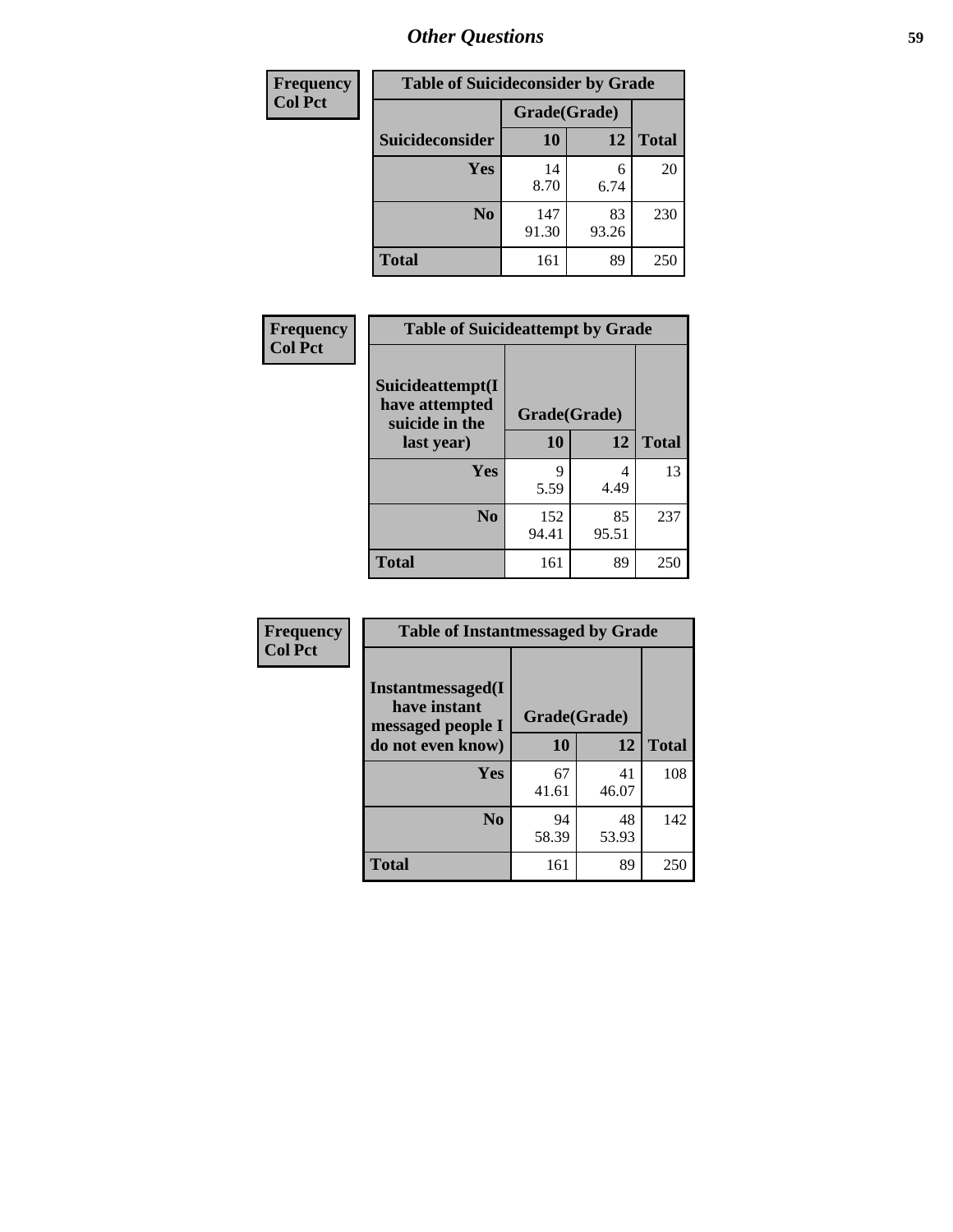## Other Questions

| Frequency<br>Col Pct | Table of Suicideconsider by Grade | | |
|---|---|---|---|
| | Grade(Grade) | | |
| Suicideconsider | 10 | 12 | Total |
| Yes | 14<br>8.70 | 6<br>6.74 | 20 |
| No | 147<br>91.30 | 83<br>93.26 | 230 |
| Total | 161 | 89 | 250 |

| Frequency<br>Col Pct | Table of Suicideattempt by Grade | | |
|---|---|---|---|
| Suicideattempt(I have attempted suicide in the last year) | Grade(Grade) | | |
| | 10 | 12 | Total |
| Yes | 9<br>5.59 | 4<br>4.49 | 13 |
| No | 152<br>94.41 | 85<br>95.51 | 237 |
| Total | 161 | 89 | 250 |

| Frequency<br>Col Pct | Table of Instantmessaged by Grade | | |
|---|---|---|---|
| Instantmessaged(I have instant messaged people I do not even know) | Grade(Grade) | | |
| | 10 | 12 | Total |
| Yes | 67<br>41.61 | 41<br>46.07 | 108 |
| No | 94<br>58.39 | 48<br>53.93 | 142 |
| Total | 161 | 89 | 250 |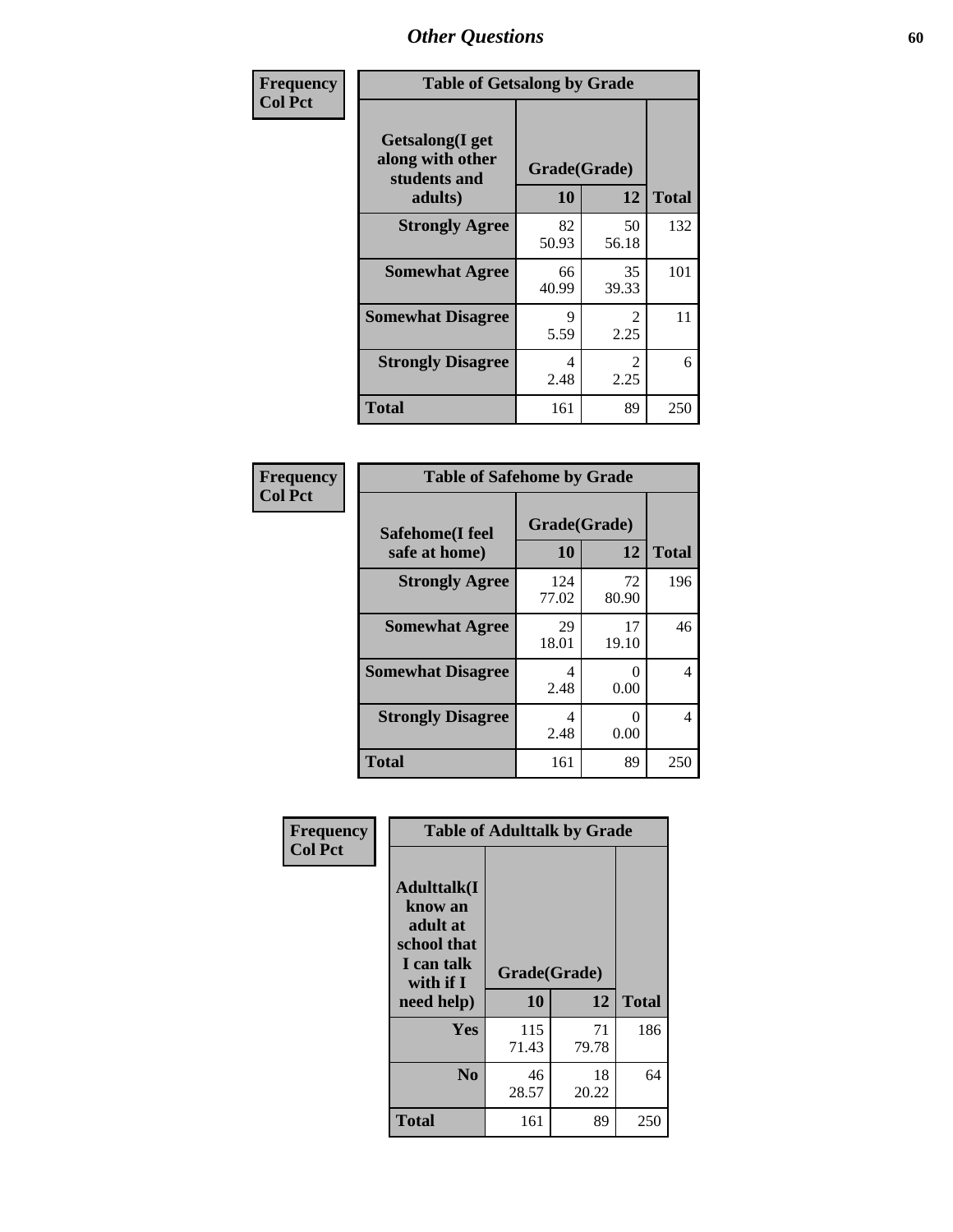# Other Questions

**Frequency / Col Pct**

| Table of Getsalong by Grade | | | |
|---|---|---|---|
| Getsalong(I get along with other students and adults) | Grade(Grade) | | |
| | 10 | 12 | Total |
| Strongly Agree | 82<br>50.93 | 50<br>56.18 | 132 |
| Somewhat Agree | 66<br>40.99 | 35<br>39.33 | 101 |
| Somewhat Disagree | 9<br>5.59 | 2<br>2.25 | 11 |
| Strongly Disagree | 4<br>2.48 | 2<br>2.25 | 6 |
| Total | 161 | 89 | 250 |

**Frequency / Col Pct**

| Table of Safehome by Grade | | | |
|---|---|---|---|
| Safehome(I feel safe at home) | Grade(Grade) | | |
| | 10 | 12 | Total |
| Strongly Agree | 124<br>77.02 | 72<br>80.90 | 196 |
| Somewhat Agree | 29<br>18.01 | 17<br>19.10 | 46 |
| Somewhat Disagree | 4<br>2.48 | 0<br>0.00 | 4 |
| Strongly Disagree | 4<br>2.48 | 0<br>0.00 | 4 |
| Total | 161 | 89 | 250 |

**Frequency / Col Pct**

| Table of Adulttalk by Grade | | | |
|---|---|---|---|
| Adulttalk(I know an adult at school that I can talk with if I need help) | Grade(Grade) | | |
| | 10 | 12 | Total |
| Yes | 115<br>71.43 | 71<br>79.78 | 186 |
| No | 46<br>28.57 | 18<br>20.22 | 64 |
| Total | 161 | 89 | 250 |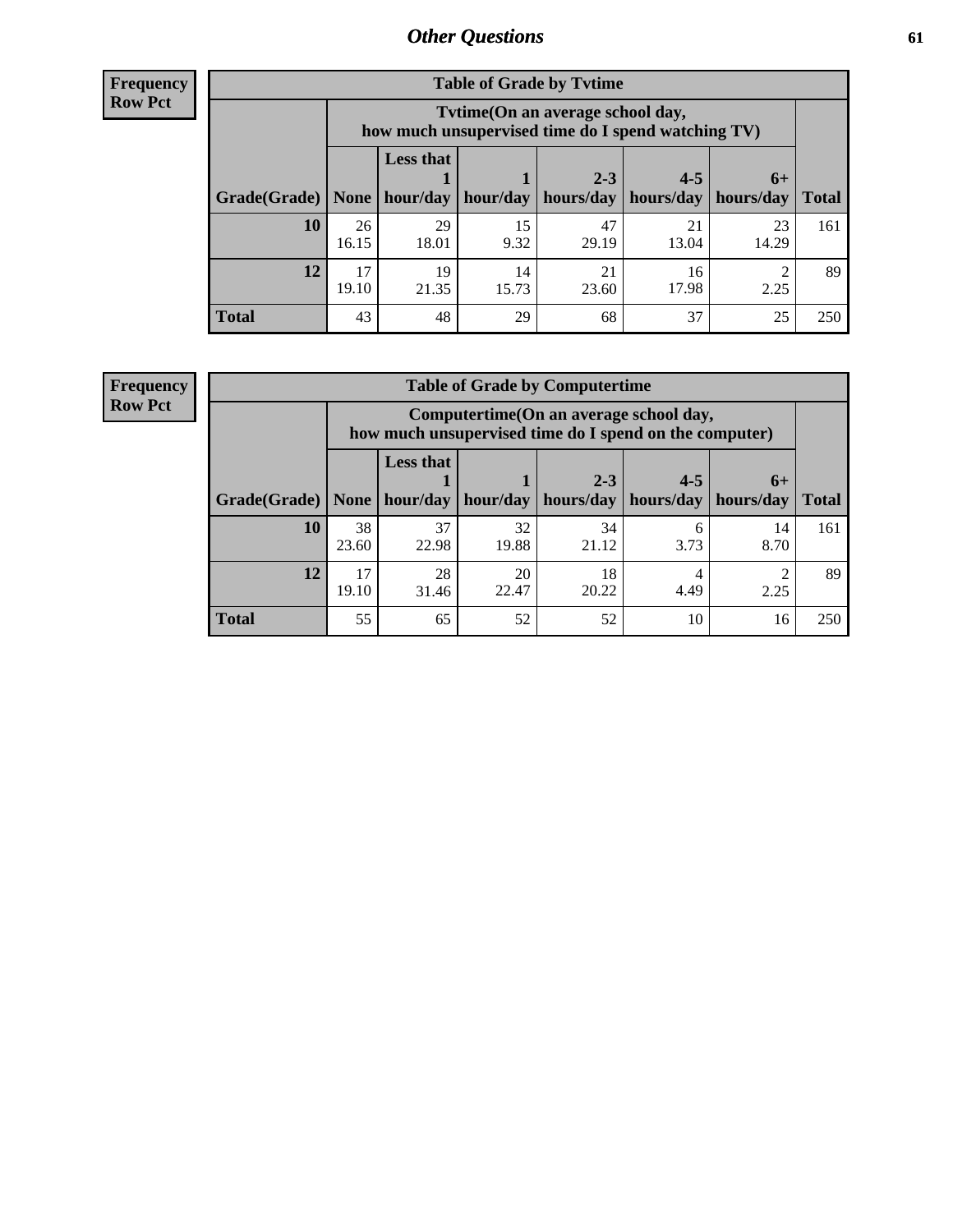## Other Questions

**Frequency**
**Row Pct**

| Table of Grade by Tvtime | | | | | | | |
|---|---|---|---|---|---|---|---|
| | Tvtime(On an average school day, how much unsupervised time do I spend watching TV) | | | | | | |
| Grade(Grade) | None | Less that 1 hour/day | 1 hour/day | 2-3 hours/day | 4-5 hours/day | 6+ hours/day | Total |
| **10** | 26<br>16.15 | 29<br>18.01 | 15<br>9.32 | 47<br>29.19 | 21<br>13.04 | 23<br>14.29 | 161 |
| **12** | 17<br>19.10 | 19<br>21.35 | 14<br>15.73 | 21<br>23.60 | 16<br>17.98 | 2<br>2.25 | 89 |
| **Total** | 43 | 48 | 29 | 68 | 37 | 25 | 250 |

**Frequency**
**Row Pct**

| Table of Grade by Computertime | | | | | | | |
|---|---|---|---|---|---|---|---|
| | Computertime(On an average school day, how much unsupervised time do I spend on the computer) | | | | | | |
| Grade(Grade) | None | Less that 1 hour/day | 1 hour/day | 2-3 hours/day | 4-5 hours/day | 6+ hours/day | Total |
| **10** | 38<br>23.60 | 37<br>22.98 | 32<br>19.88 | 34<br>21.12 | 6<br>3.73 | 14<br>8.70 | 161 |
| **12** | 17<br>19.10 | 28<br>31.46 | 20<br>22.47 | 18<br>20.22 | 4<br>4.49 | 2<br>2.25 | 89 |
| **Total** | 55 | 65 | 52 | 52 | 10 | 16 | 250 |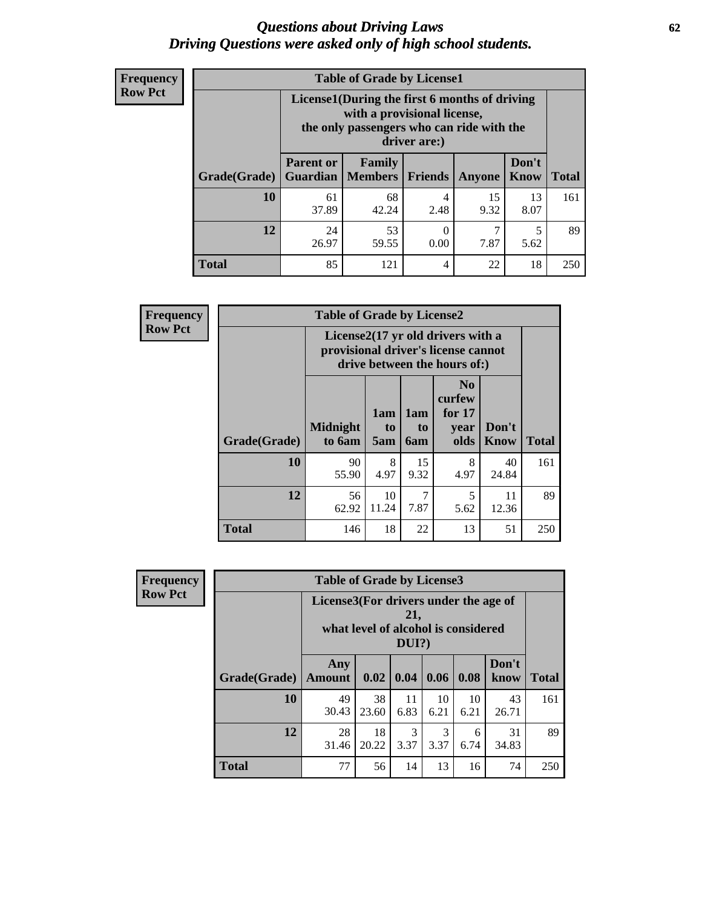# *Questions about Driving Laws*
## *Driving Questions were asked only of high school students.*

**Frequency**
**Row Pct**

**Table of Grade by License1**

| | License1(During the first 6 months of driving with a provisional license, the only passengers who can ride with the driver are:) | | | | | |
|---|---|---|---|---|---|---|
| **Grade(Grade)** | **Parent or Guardian** | **Family Members** | **Friends** | **Anyone** | **Don't Know** | **Total** |
| **10** | 61<br>37.89 | 68<br>42.24 | 4<br>2.48 | 15<br>9.32 | 13<br>8.07 | 161 |
| **12** | 24<br>26.97 | 53<br>59.55 | 0<br>0.00 | 7<br>7.87 | 5<br>5.62 | 89 |
| **Total** | 85 | 121 | 4 | 22 | 18 | 250 |

**Frequency**
**Row Pct**

**Table of Grade by License2**

| | License2(17 yr old drivers with a provisional driver's license cannot drive between the hours of:) | | | | | |
|---|---|---|---|---|---|---|
| **Grade(Grade)** | **Midnight to 6am** | **1am to 5am** | **1am to 6am** | **No curfew for 17 year olds** | **Don't Know** | **Total** |
| **10** | 90<br>55.90 | 8<br>4.97 | 15<br>9.32 | 8<br>4.97 | 40<br>24.84 | 161 |
| **12** | 56<br>62.92 | 10<br>11.24 | 7<br>7.87 | 5<br>5.62 | 11<br>12.36 | 89 |
| **Total** | 146 | 18 | 22 | 13 | 51 | 250 |

**Frequency**
**Row Pct**

**Table of Grade by License3**

| | License3(For drivers under the age of 21, what level of alcohol is considered DUI?) | | | | | | |
|---|---|---|---|---|---|---|---|
| **Grade(Grade)** | **Any Amount** | **0.02** | **0.04** | **0.06** | **0.08** | **Don't know** | **Total** |
| **10** | 49<br>30.43 | 38<br>23.60 | 11<br>6.83 | 10<br>6.21 | 10<br>6.21 | 43<br>26.71 | 161 |
| **12** | 28<br>31.46 | 18<br>20.22 | 3<br>3.37 | 3<br>3.37 | 6<br>6.74 | 31<br>34.83 | 89 |
| **Total** | 77 | 56 | 14 | 13 | 16 | 74 | 250 |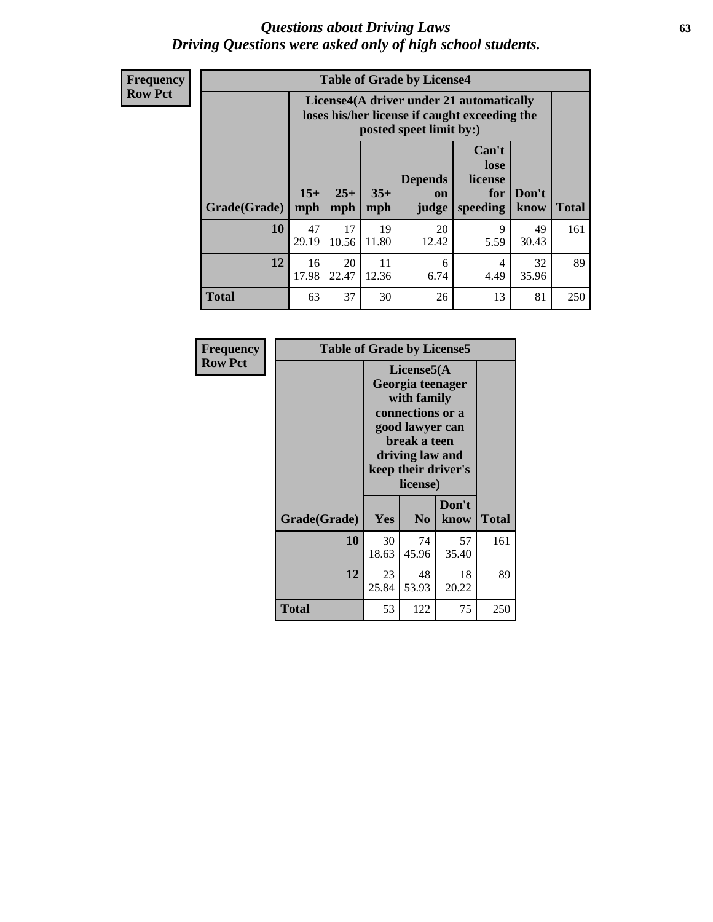# *Questions about Driving Laws*
# *Driving Questions were asked only of high school students.*

**Frequency**
**Row Pct**

**Table of Grade by License4**

| Grade(Grade) | License4(A driver under 21 automatically loses his/her license if caught exceeding the posted speet limit by:) | | | | | | Total |
|---|---|---|---|---|---|---|---|
| | 15+ mph | 25+ mph | 35+ mph | Depends on judge | Can't lose license for speeding | Don't know | |
| **10** | 47<br>29.19 | 17<br>10.56 | 19<br>11.80 | 20<br>12.42 | 9<br>5.59 | 49<br>30.43 | 161 |
| **12** | 16<br>17.98 | 20<br>22.47 | 11<br>12.36 | 6<br>6.74 | 4<br>4.49 | 32<br>35.96 | 89 |
| **Total** | 63 | 37 | 30 | 26 | 13 | 81 | 250 |

**Frequency**
**Row Pct**

**Table of Grade by License5**

| Grade(Grade) | License5(A Georgia teenager with family connections or a good lawyer can break a teen driving law and keep their driver's license) | | | Total |
|---|---|---|---|---|
| | Yes | No | Don't know | |
| **10** | 30<br>18.63 | 74<br>45.96 | 57<br>35.40 | 161 |
| **12** | 23<br>25.84 | 48<br>53.93 | 18<br>20.22 | 89 |
| **Total** | 53 | 122 | 75 | 250 |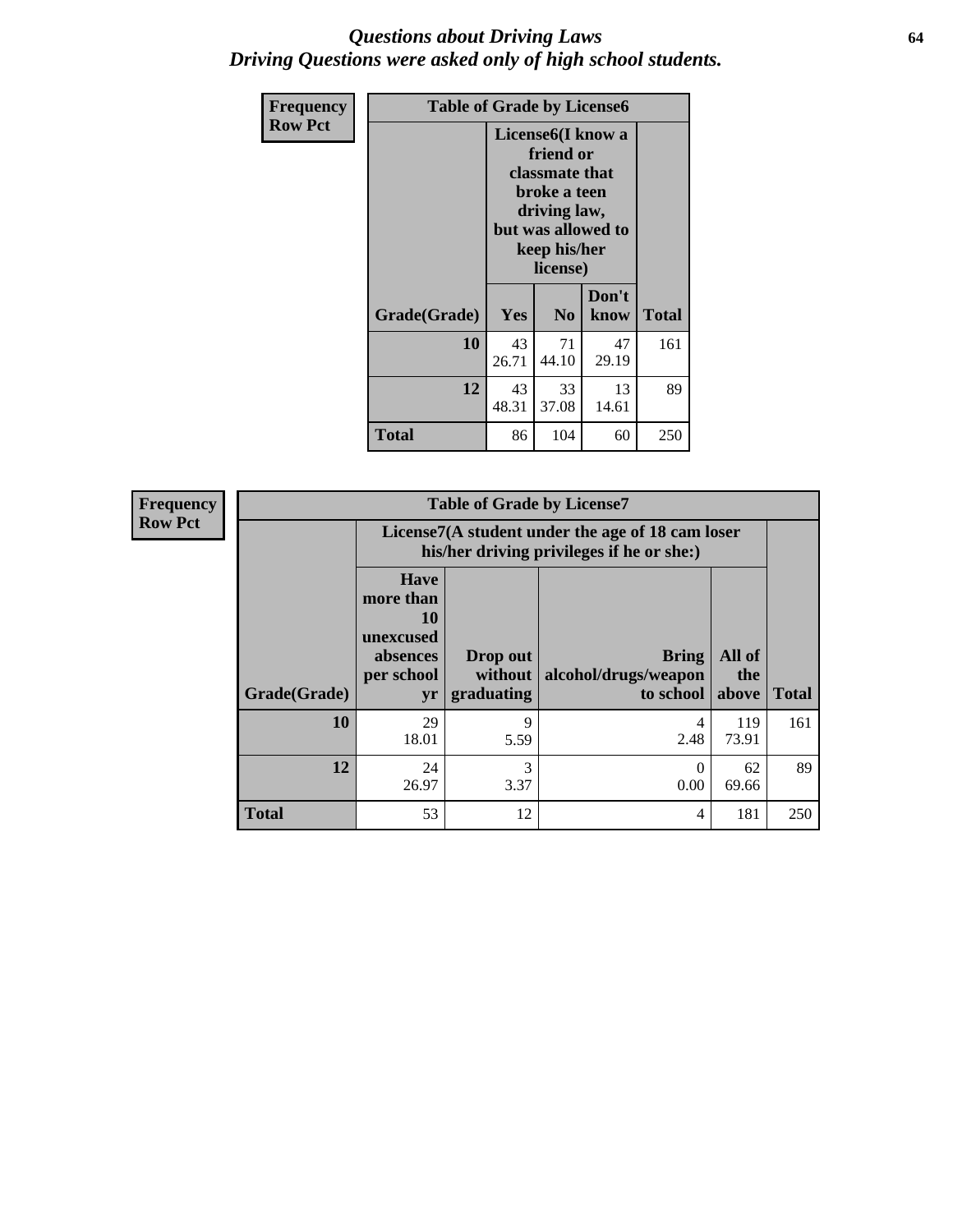# *Questions about Driving Laws*
# *Driving Questions were asked only of high school students.*

**Frequency**
**Row Pct**

**Table of Grade by License6**

| Grade(Grade) | License6(I know a friend or classmate that broke a teen driving law, but was allowed to keep his/her license) | | | Total |
|---|---|---|---|---|
| | Yes | No | Don't know | |
| 10 | 43<br>26.71 | 71<br>44.10 | 47<br>29.19 | 161 |
| 12 | 43<br>48.31 | 33<br>37.08 | 13<br>14.61 | 89 |
| Total | 86 | 104 | 60 | 250 |

**Frequency**
**Row Pct**

**Table of Grade by License7**

| Grade(Grade) | License7(A student under the age of 18 cam loser his/her driving privileges if he or she:) | | | | Total |
|---|---|---|---|---|---|
| | Have more than 10 unexcused absences per school yr | Drop out without graduating | Bring alcohol/drugs/weapon to school | All of the above | |
| 10 | 29<br>18.01 | 9<br>5.59 | 4<br>2.48 | 119<br>73.91 | 161 |
| 12 | 24<br>26.97 | 3<br>3.37 | 0<br>0.00 | 62<br>69.66 | 89 |
| Total | 53 | 12 | 4 | 181 | 250 |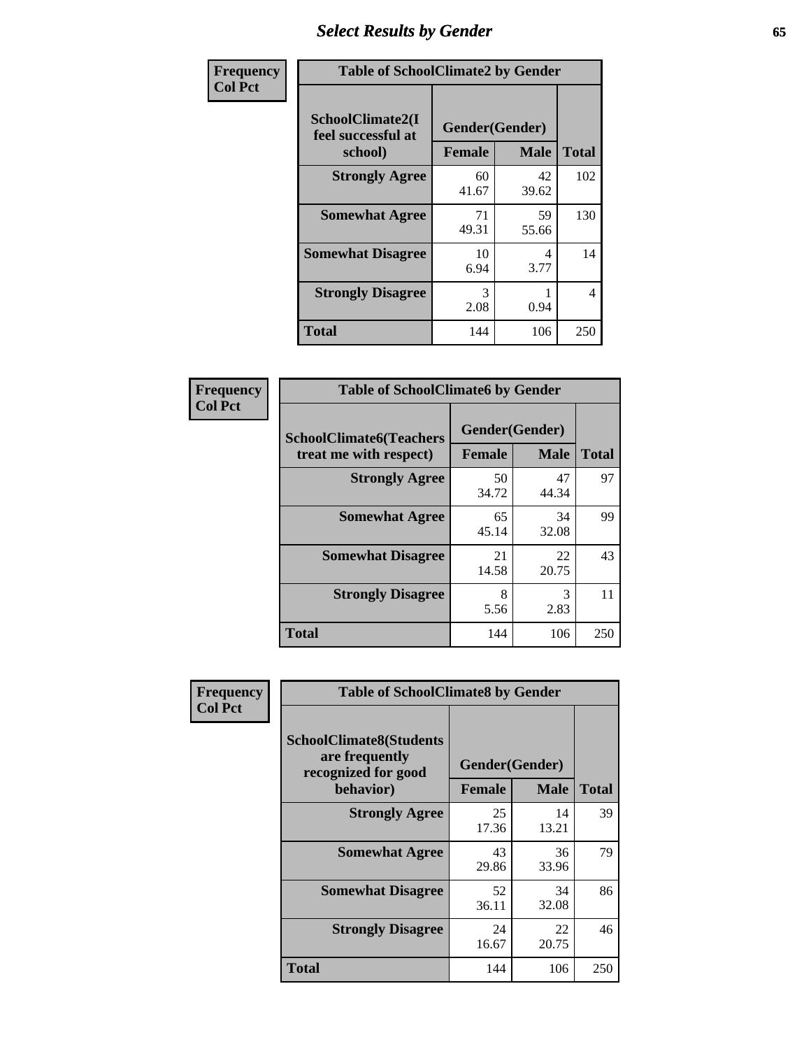# Select Results by Gender

**Frequency**
**Col Pct**

**Table of SchoolClimate2 by Gender**

| SchoolClimate2(I feel successful at school) | Gender(Gender) | | |
|---|---|---|---|
| | Female | Male | Total |
| Strongly Agree | 60<br>41.67 | 42<br>39.62 | 102 |
| Somewhat Agree | 71<br>49.31 | 59<br>55.66 | 130 |
| Somewhat Disagree | 10<br>6.94 | 4<br>3.77 | 14 |
| Strongly Disagree | 3<br>2.08 | 1<br>0.94 | 4 |
| Total | 144 | 106 | 250 |

**Frequency**
**Col Pct**

**Table of SchoolClimate6 by Gender**

| SchoolClimate6(Teachers treat me with respect) | Gender(Gender) | | |
|---|---|---|---|
| | Female | Male | Total |
| Strongly Agree | 50<br>34.72 | 47<br>44.34 | 97 |
| Somewhat Agree | 65<br>45.14 | 34<br>32.08 | 99 |
| Somewhat Disagree | 21<br>14.58 | 22<br>20.75 | 43 |
| Strongly Disagree | 8<br>5.56 | 3<br>2.83 | 11 |
| Total | 144 | 106 | 250 |

**Frequency**
**Col Pct**

**Table of SchoolClimate8 by Gender**

| SchoolClimate8(Students are frequently recognized for good behavior) | Gender(Gender) | | |
|---|---|---|---|
| | Female | Male | Total |
| Strongly Agree | 25<br>17.36 | 14<br>13.21 | 39 |
| Somewhat Agree | 43<br>29.86 | 36<br>33.96 | 79 |
| Somewhat Disagree | 52<br>36.11 | 34<br>32.08 | 86 |
| Strongly Disagree | 24<br>16.67 | 22<br>20.75 | 46 |
| Total | 144 | 106 | 250 |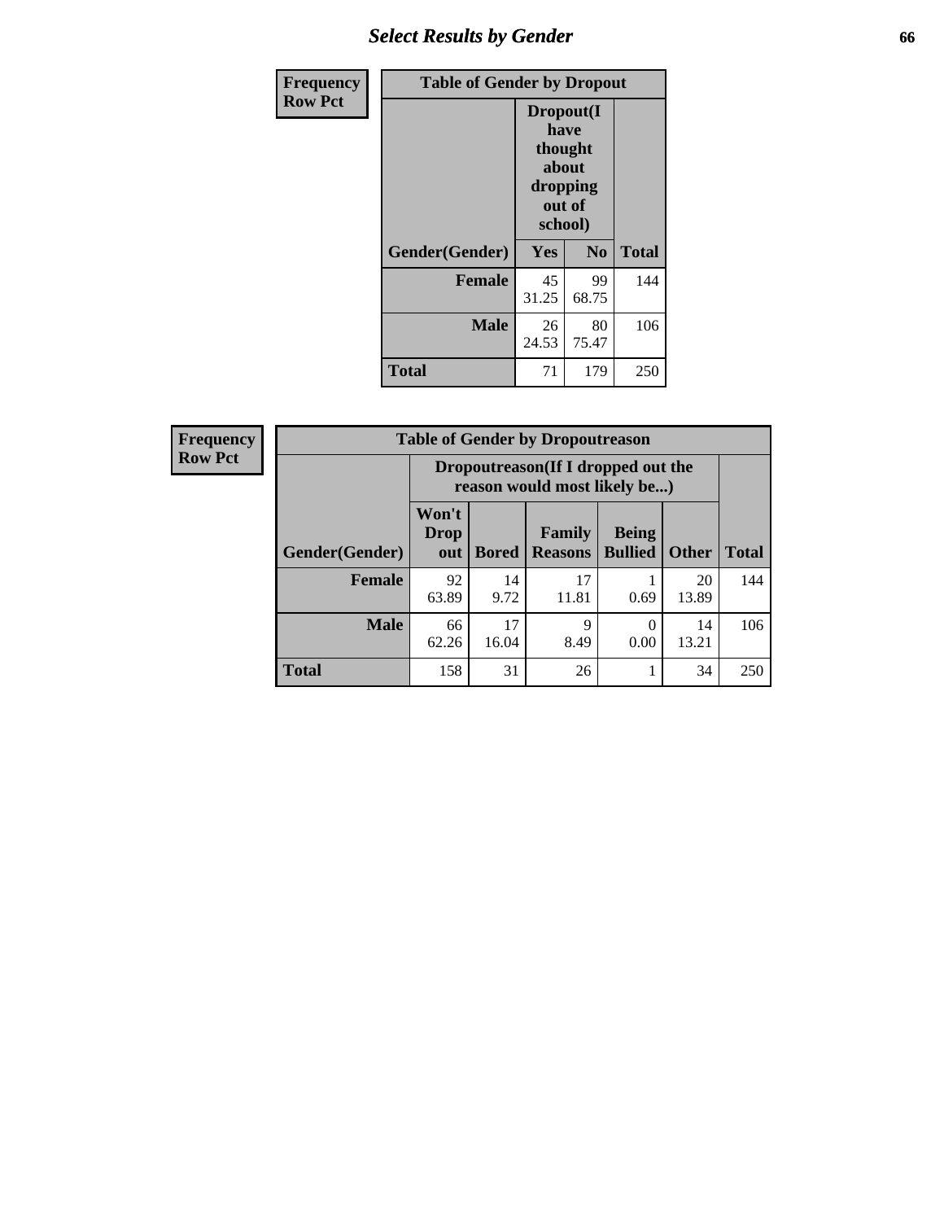## Select Results by Gender

**Frequency Row Pct**

| Table of Gender by Dropout | | | |
|---|---|---|---|
| | Dropout(I have thought about dropping out of school) | | |
| Gender(Gender) | Yes | No | Total |
| **Female** | 45<br>31.25 | 99<br>68.75 | 144 |
| **Male** | 26<br>24.53 | 80<br>75.47 | 106 |
| **Total** | 71 | 179 | 250 |

**Frequency Row Pct**

| Table of Gender by Dropoutreason | | | | | | |
|---|---|---|---|---|---|---|
| | Dropoutreason(If I dropped out the reason would most likely be...) | | | | | |
| Gender(Gender) | Won't Drop out | Bored | Family Reasons | Being Bullied | Other | Total |
| **Female** | 92<br>63.89 | 14<br>9.72 | 17<br>11.81 | 1<br>0.69 | 20<br>13.89 | 144 |
| **Male** | 66<br>62.26 | 17<br>16.04 | 9<br>8.49 | 0<br>0.00 | 14<br>13.21 | 106 |
| **Total** | 158 | 31 | 26 | 1 | 34 | 250 |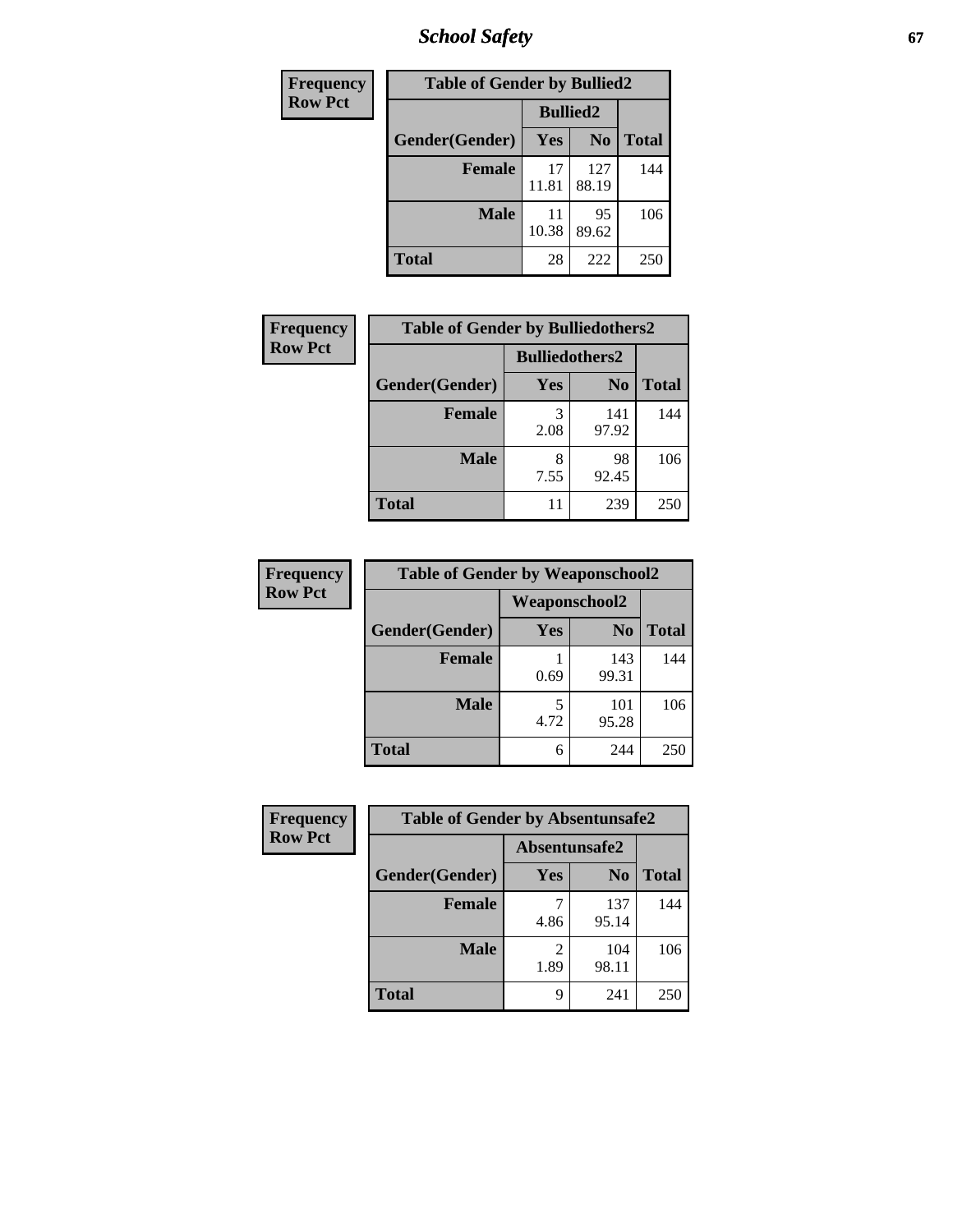| Frequency<br>Row Pct | Table of Gender by Bullied2 | | |
|---|---|---|---|
| | Bullied2 | | |
| Gender(Gender) | Yes | No | Total |
| Female | 17<br>11.81 | 127<br>88.19 | 144 |
| Male | 11<br>10.38 | 95<br>89.62 | 106 |
| Total | 28 | 222 | 250 |

| Frequency<br>Row Pct | Table of Gender by Bulliedothers2 | | |
|---|---|---|---|
| | Bulliedothers2 | | |
| Gender(Gender) | Yes | No | Total |
| Female | 3<br>2.08 | 141<br>97.92 | 144 |
| Male | 8<br>7.55 | 98<br>92.45 | 106 |
| Total | 11 | 239 | 250 |

| Frequency<br>Row Pct | Table of Gender by Weaponschool2 | | |
|---|---|---|---|
| | Weaponschool2 | | |
| Gender(Gender) | Yes | No | Total |
| Female | 1<br>0.69 | 143<br>99.31 | 144 |
| Male | 5<br>4.72 | 101<br>95.28 | 106 |
| Total | 6 | 244 | 250 |

| Frequency<br>Row Pct | Table of Gender by Absentunsafe2 | | |
|---|---|---|---|
| | Absentunsafe2 | | |
| Gender(Gender) | Yes | No | Total |
| Female | 7<br>4.86 | 137<br>95.14 | 144 |
| Male | 2<br>1.89 | 104<br>98.11 | 106 |
| Total | 9 | 241 | 250 |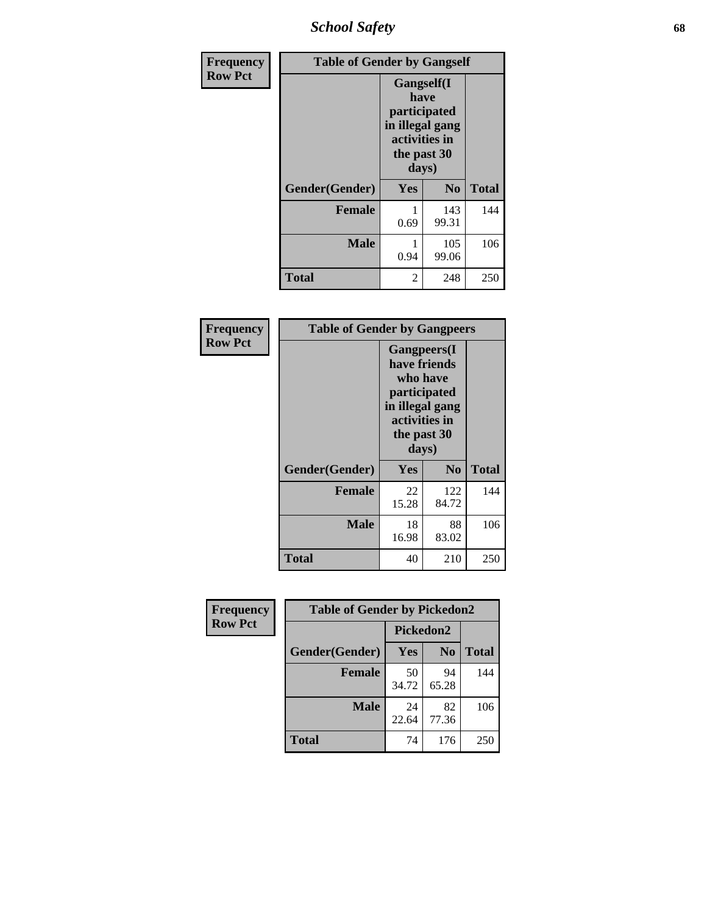| Frequency<br>Row Pct | Table of Gender by Gangself | | |
|---|---|---|---|
| | Gangself(I have participated in illegal gang activities in the past 30 days) | | |
| Gender(Gender) | Yes | No | Total |
| Female | 1<br>0.69 | 143<br>99.31 | 144 |
| Male | 1<br>0.94 | 105<br>99.06 | 106 |
| Total | 2 | 248 | 250 |

| Frequency<br>Row Pct | Table of Gender by Gangpeers | | |
|---|---|---|---|
| | Gangpeers(I have friends who have participated in illegal gang activities in the past 30 days) | | |
| Gender(Gender) | Yes | No | Total |
| Female | 22<br>15.28 | 122<br>84.72 | 144 |
| Male | 18<br>16.98 | 88<br>83.02 | 106 |
| Total | 40 | 210 | 250 |

| Frequency<br>Row Pct | Table of Gender by Pickedon2 | | |
|---|---|---|---|
| | Pickedon2 | | |
| Gender(Gender) | Yes | No | Total |
| Female | 50<br>34.72 | 94<br>65.28 | 144 |
| Male | 24<br>22.64 | 82<br>77.36 | 106 |
| Total | 74 | 176 | 250 |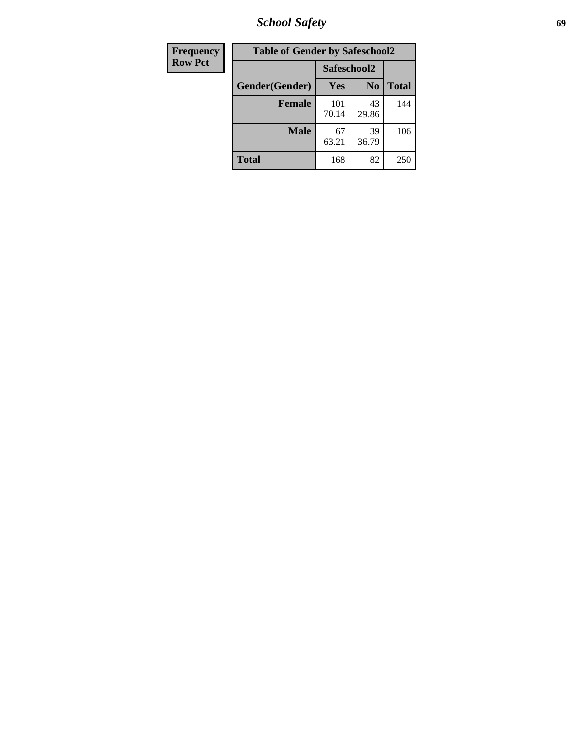| Frequency<br>Row Pct |
|---|

| Table of Gender by Safeschool2 | | | |
|---|---|---|---|
| | Safeschool2 | | |
| Gender(Gender) | Yes | No | Total |
| Female | 101<br>70.14 | 43<br>29.86 | 144 |
| Male | 67<br>63.21 | 39<br>36.79 | 106 |
| Total | 168 | 82 | 250 |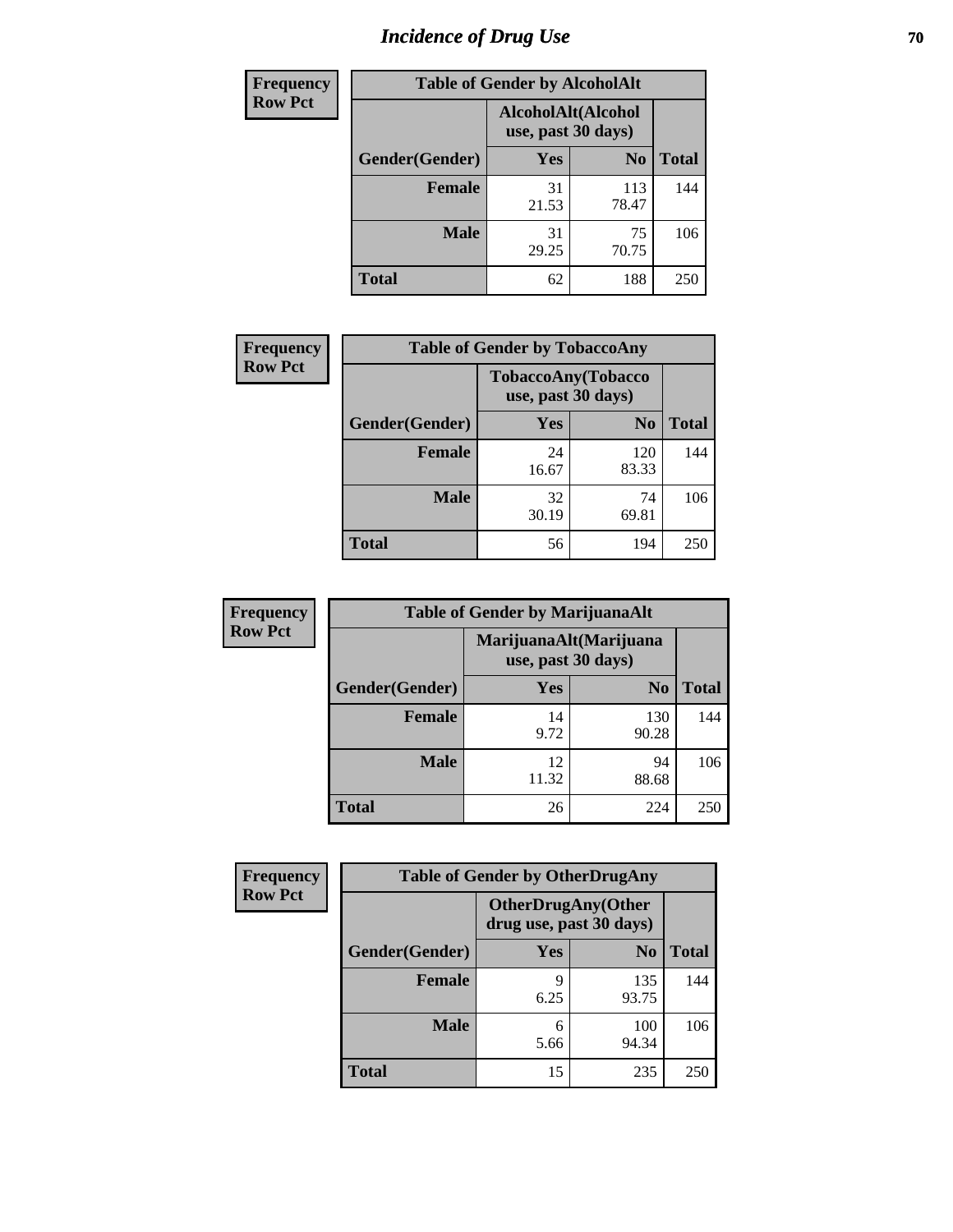# Incidence of Drug Use

| Frequency Row Pct | Table of Gender by AlcoholAlt | | |
|---|---|---|---|
| | AlcoholAlt(Alcohol use, past 30 days) | | |
| Gender(Gender) | Yes | No | Total |
| Female | 31<br>21.53 | 113<br>78.47 | 144 |
| Male | 31<br>29.25 | 75<br>70.75 | 106 |
| Total | 62 | 188 | 250 |

| Frequency Row Pct | Table of Gender by TobaccoAny | | |
|---|---|---|---|
| | TobaccoAny(Tobacco use, past 30 days) | | |
| Gender(Gender) | Yes | No | Total |
| Female | 24<br>16.67 | 120<br>83.33 | 144 |
| Male | 32<br>30.19 | 74<br>69.81 | 106 |
| Total | 56 | 194 | 250 |

| Frequency Row Pct | Table of Gender by MarijuanaAlt | | |
|---|---|---|---|
| | MarijuanaAlt(Marijuana use, past 30 days) | | |
| Gender(Gender) | Yes | No | Total |
| Female | 14<br>9.72 | 130<br>90.28 | 144 |
| Male | 12<br>11.32 | 94<br>88.68 | 106 |
| Total | 26 | 224 | 250 |

| Frequency Row Pct | Table of Gender by OtherDrugAny | | |
|---|---|---|---|
| | OtherDrugAny(Other drug use, past 30 days) | | |
| Gender(Gender) | Yes | No | Total |
| Female | 9<br>6.25 | 135<br>93.75 | 144 |
| Male | 6<br>5.66 | 100<br>94.34 | 106 |
| Total | 15 | 235 | 250 |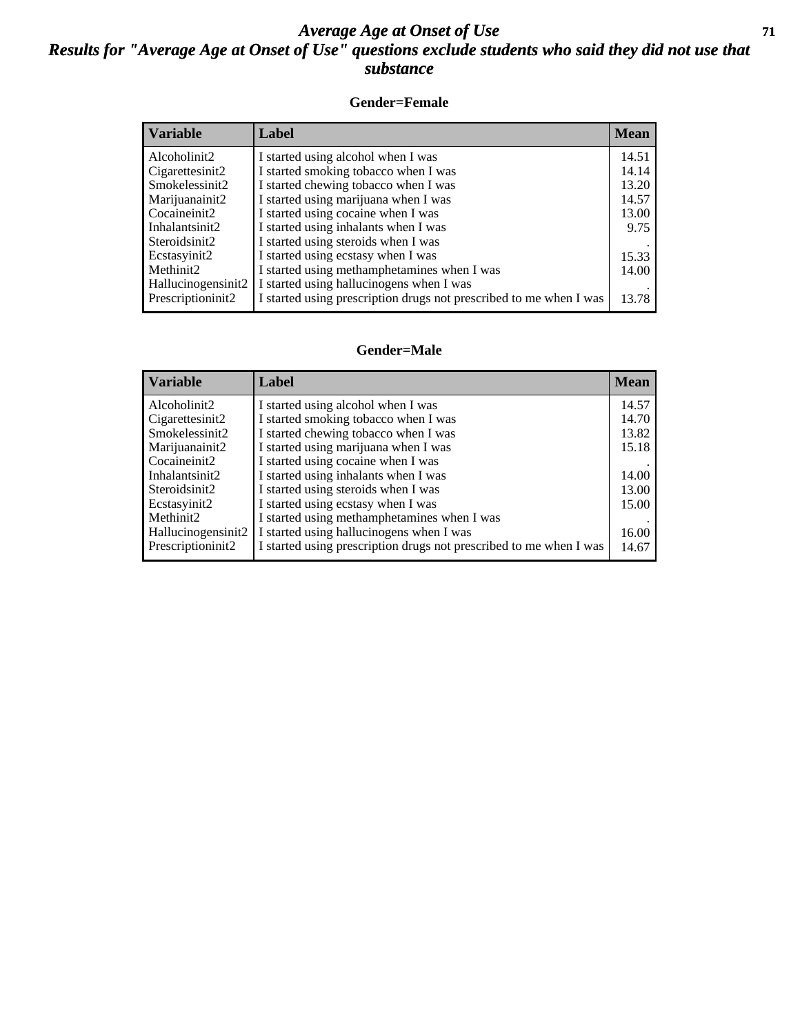# Average Age at Onset of Use

## Results for "Average Age at Onset of Use" questions exclude students who said they did not use that substance

### Gender=Female

| Variable | Label | Mean |
|---|---|---|
| Alcoholinit2 | I started using alcohol when I was | 14.51 |
| Cigarettesinit2 | I started smoking tobacco when I was | 14.14 |
| Smokelessinit2 | I started chewing tobacco when I was | 13.20 |
| Marijuanainit2 | I started using marijuana when I was | 14.57 |
| Cocaineinit2 | I started using cocaine when I was | 13.00 |
| Inhalantsinit2 | I started using inhalants when I was | 9.75 |
| Steroidsinit2 | I started using steroids when I was | . |
| Ecstasyinit2 | I started using ecstasy when I was | 15.33 |
| Methinit2 | I started using methamphetamines when I was | 14.00 |
| Hallucinogensinit2 | I started using hallucinogens when I was | . |
| Prescriptioninit2 | I started using prescription drugs not prescribed to me when I was | 13.78 |

### Gender=Male

| Variable | Label | Mean |
|---|---|---|
| Alcoholinit2 | I started using alcohol when I was | 14.57 |
| Cigarettesinit2 | I started smoking tobacco when I was | 14.70 |
| Smokelessinit2 | I started chewing tobacco when I was | 13.82 |
| Marijuanainit2 | I started using marijuana when I was | 15.18 |
| Cocaineinit2 | I started using cocaine when I was | . |
| Inhalantsinit2 | I started using inhalants when I was | 14.00 |
| Steroidsinit2 | I started using steroids when I was | 13.00 |
| Ecstasyinit2 | I started using ecstasy when I was | 15.00 |
| Methinit2 | I started using methamphetamines when I was | . |
| Hallucinogensinit2 | I started using hallucinogens when I was | 16.00 |
| Prescriptioninit2 | I started using prescription drugs not prescribed to me when I was | 14.67 |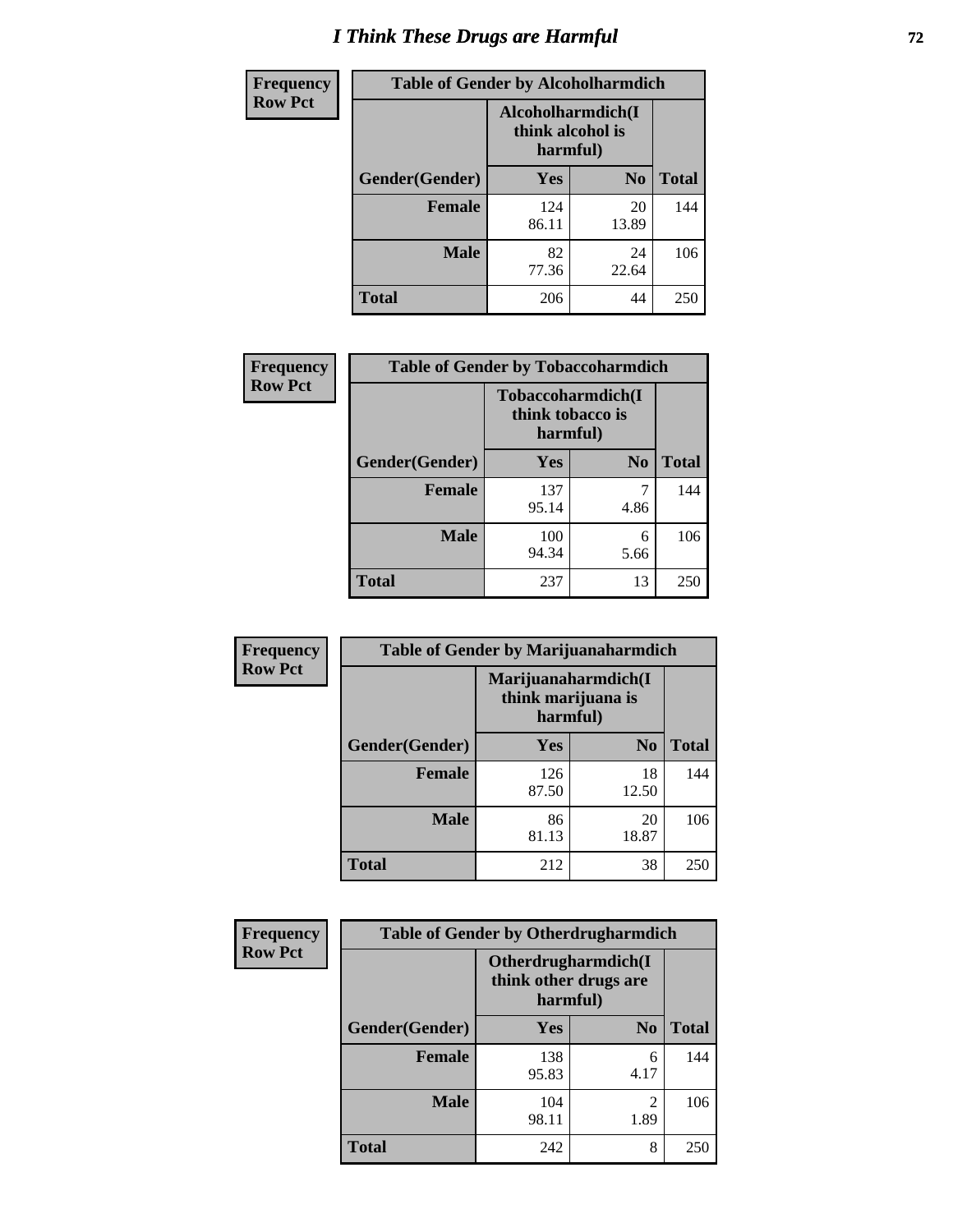# I Think These Drugs are Harmful

| Frequency Row Pct | Table of Gender by Alcoholharmdich | | |
|---|---|---|---|
| | Alcoholharmdich(I think alcohol is harmful) | | |
| Gender(Gender) | Yes | No | Total |
| Female | 124 86.11 | 20 13.89 | 144 |
| Male | 82 77.36 | 24 22.64 | 106 |
| Total | 206 | 44 | 250 |

| Frequency Row Pct | Table of Gender by Tobaccoharmdich | | |
|---|---|---|---|
| | Tobaccoharmdich(I think tobacco is harmful) | | |
| Gender(Gender) | Yes | No | Total |
| Female | 137 95.14 | 7 4.86 | 144 |
| Male | 100 94.34 | 6 5.66 | 106 |
| Total | 237 | 13 | 250 |

| Frequency Row Pct | Table of Gender by Marijuanaharmdich | | |
|---|---|---|---|
| | Marijuanaharmdich(I think marijuana is harmful) | | |
| Gender(Gender) | Yes | No | Total |
| Female | 126 87.50 | 18 12.50 | 144 |
| Male | 86 81.13 | 20 18.87 | 106 |
| Total | 212 | 38 | 250 |

| Frequency Row Pct | Table of Gender by Otherdrugharmdich | | |
|---|---|---|---|
| | Otherdrugharmdich(I think other drugs are harmful) | | |
| Gender(Gender) | Yes | No | Total |
| Female | 138 95.83 | 6 4.17 | 144 |
| Male | 104 98.11 | 2 1.89 | 106 |
| Total | 242 | 8 | 250 |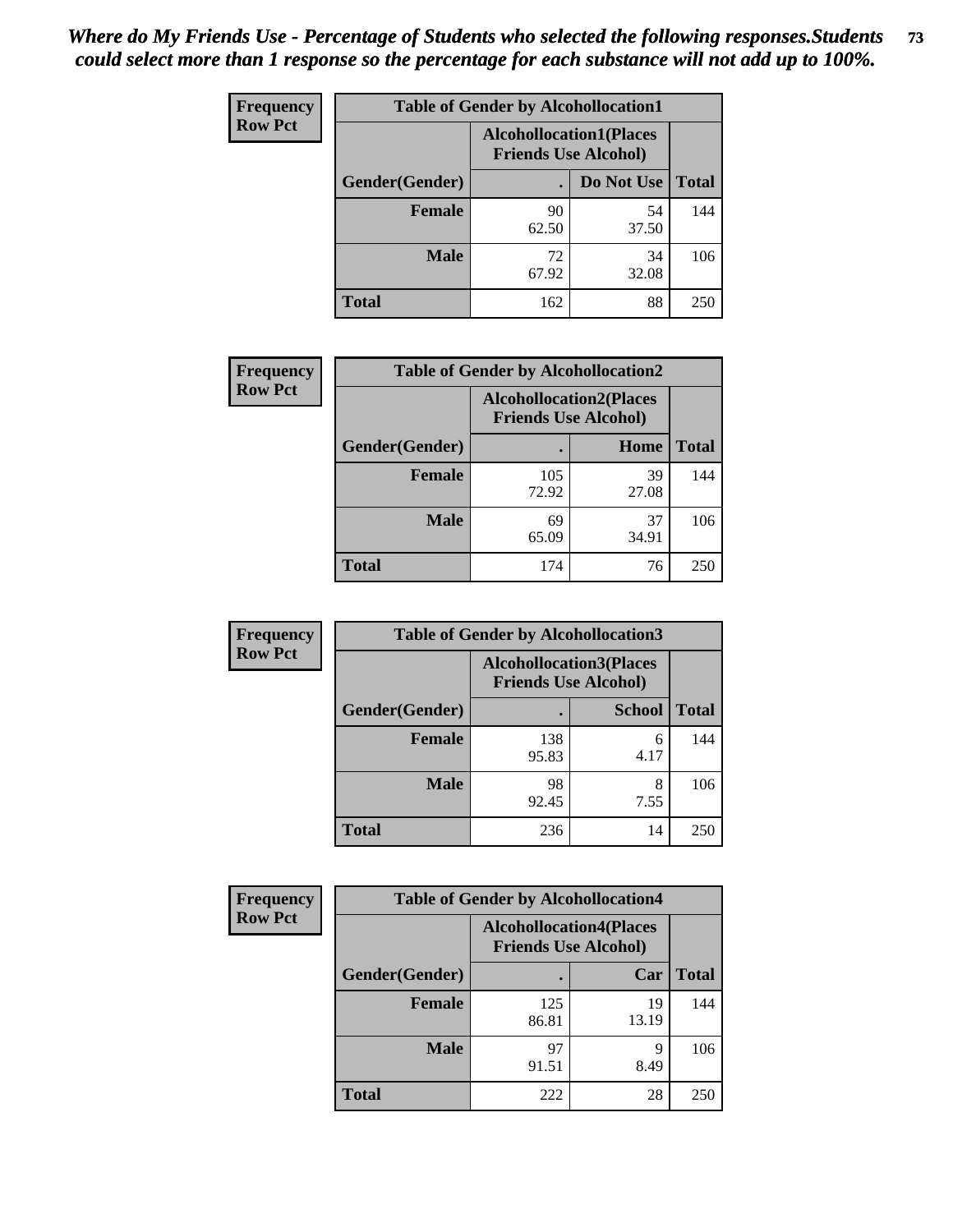*Where do My Friends Use - Percentage of Students who selected the following responses.Students could select more than 1 response so the percentage for each substance will not add up to 100%.*

**Frequency**
**Row Pct**

| Table of Gender by Alcohollocation1 | | | |
|---|---|---|---|
| | Alcohollocation1(Places Friends Use Alcohol) | | |
| Gender(Gender) | . | Do Not Use | Total |
| **Female** | 90<br>62.50 | 54<br>37.50 | 144 |
| **Male** | 72<br>67.92 | 34<br>32.08 | 106 |
| **Total** | 162 | 88 | 250 |

**Frequency**
**Row Pct**

| Table of Gender by Alcohollocation2 | | | |
|---|---|---|---|
| | Alcohollocation2(Places Friends Use Alcohol) | | |
| Gender(Gender) | . | Home | Total |
| **Female** | 105<br>72.92 | 39<br>27.08 | 144 |
| **Male** | 69<br>65.09 | 37<br>34.91 | 106 |
| **Total** | 174 | 76 | 250 |

**Frequency**
**Row Pct**

| Table of Gender by Alcohollocation3 | | | |
|---|---|---|---|
| | Alcohollocation3(Places Friends Use Alcohol) | | |
| Gender(Gender) | . | School | Total |
| **Female** | 138<br>95.83 | 6<br>4.17 | 144 |
| **Male** | 98<br>92.45 | 8<br>7.55 | 106 |
| **Total** | 236 | 14 | 250 |

**Frequency**
**Row Pct**

| Table of Gender by Alcohollocation4 | | | |
|---|---|---|---|
| | Alcohollocation4(Places Friends Use Alcohol) | | |
| Gender(Gender) | . | Car | Total |
| **Female** | 125<br>86.81 | 19<br>13.19 | 144 |
| **Male** | 97<br>91.51 | 9<br>8.49 | 106 |
| **Total** | 222 | 28 | 250 |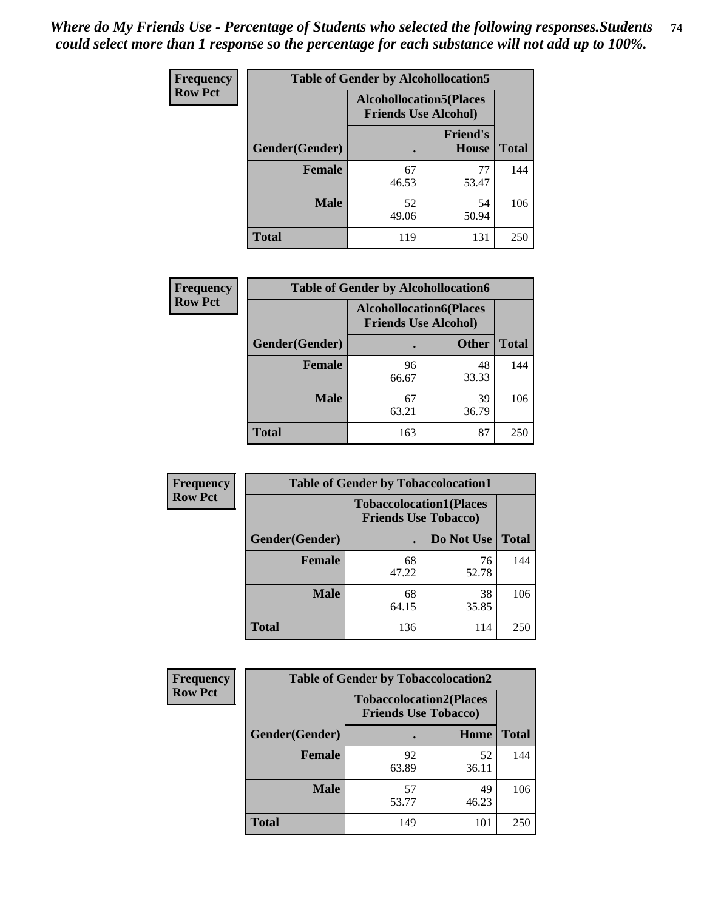*Where do My Friends Use - Percentage of Students who selected the following responses.Students could select more than 1 response so the percentage for each substance will not add up to 100%.*

**Frequency**
**Row Pct**

| Table of Gender by Alcohollocation5 | | | |
|---|---|---|---|
| | Alcohollocation5(Places Friends Use Alcohol) | | |
| Gender(Gender) | . | Friend's House | Total |
| Female | 67<br>46.53 | 77<br>53.47 | 144 |
| Male | 52<br>49.06 | 54<br>50.94 | 106 |
| Total | 119 | 131 | 250 |

**Frequency**
**Row Pct**

| Table of Gender by Alcohollocation6 | | | |
|---|---|---|---|
| | Alcohollocation6(Places Friends Use Alcohol) | | |
| Gender(Gender) | . | Other | Total |
| Female | 96<br>66.67 | 48<br>33.33 | 144 |
| Male | 67<br>63.21 | 39<br>36.79 | 106 |
| Total | 163 | 87 | 250 |

**Frequency**
**Row Pct**

| Table of Gender by Tobaccolocation1 | | | |
|---|---|---|---|
| | Tobaccolocation1(Places Friends Use Tobacco) | | |
| Gender(Gender) | . | Do Not Use | Total |
| Female | 68<br>47.22 | 76<br>52.78 | 144 |
| Male | 68<br>64.15 | 38<br>35.85 | 106 |
| Total | 136 | 114 | 250 |

**Frequency**
**Row Pct**

| Table of Gender by Tobaccolocation2 | | | |
|---|---|---|---|
| | Tobaccolocation2(Places Friends Use Tobacco) | | |
| Gender(Gender) | . | Home | Total |
| Female | 92<br>63.89 | 52<br>36.11 | 144 |
| Male | 57<br>53.77 | 49<br>46.23 | 106 |
| Total | 149 | 101 | 250 |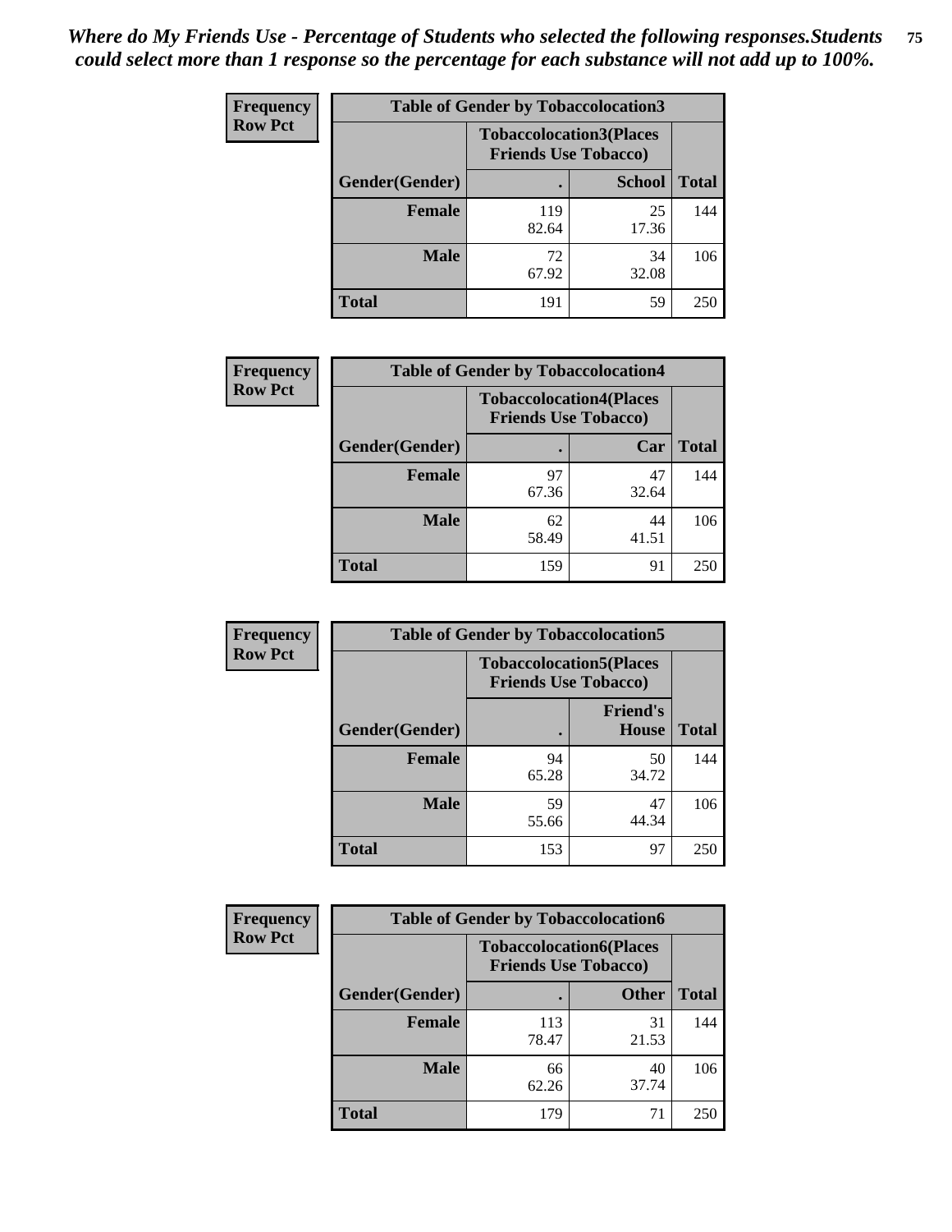*Where do My Friends Use - Percentage of Students who selected the following responses.Students could select more than 1 response so the percentage for each substance will not add up to 100%.*

**Frequency Row Pct**

| Table of Gender by Tobaccolocation3 | | | |
|---|---|---|---|
| | Tobaccolocation3(Places Friends Use Tobacco) | | |
| Gender(Gender) | . | School | Total |
| Female | 119<br>82.64 | 25<br>17.36 | 144 |
| Male | 72<br>67.92 | 34<br>32.08 | 106 |
| Total | 191 | 59 | 250 |

**Frequency Row Pct**

| Table of Gender by Tobaccolocation4 | | | |
|---|---|---|---|
| | Tobaccolocation4(Places Friends Use Tobacco) | | |
| Gender(Gender) | . | Car | Total |
| Female | 97<br>67.36 | 47<br>32.64 | 144 |
| Male | 62<br>58.49 | 44<br>41.51 | 106 |
| Total | 159 | 91 | 250 |

**Frequency Row Pct**

| Table of Gender by Tobaccolocation5 | | | |
|---|---|---|---|
| | Tobaccolocation5(Places Friends Use Tobacco) | | |
| Gender(Gender) | . | Friend's House | Total |
| Female | 94<br>65.28 | 50<br>34.72 | 144 |
| Male | 59<br>55.66 | 47<br>44.34 | 106 |
| Total | 153 | 97 | 250 |

**Frequency Row Pct**

| Table of Gender by Tobaccolocation6 | | | |
|---|---|---|---|
| | Tobaccolocation6(Places Friends Use Tobacco) | | |
| Gender(Gender) | . | Other | Total |
| Female | 113<br>78.47 | 31<br>21.53 | 144 |
| Male | 66<br>62.26 | 40<br>37.74 | 106 |
| Total | 179 | 71 | 250 |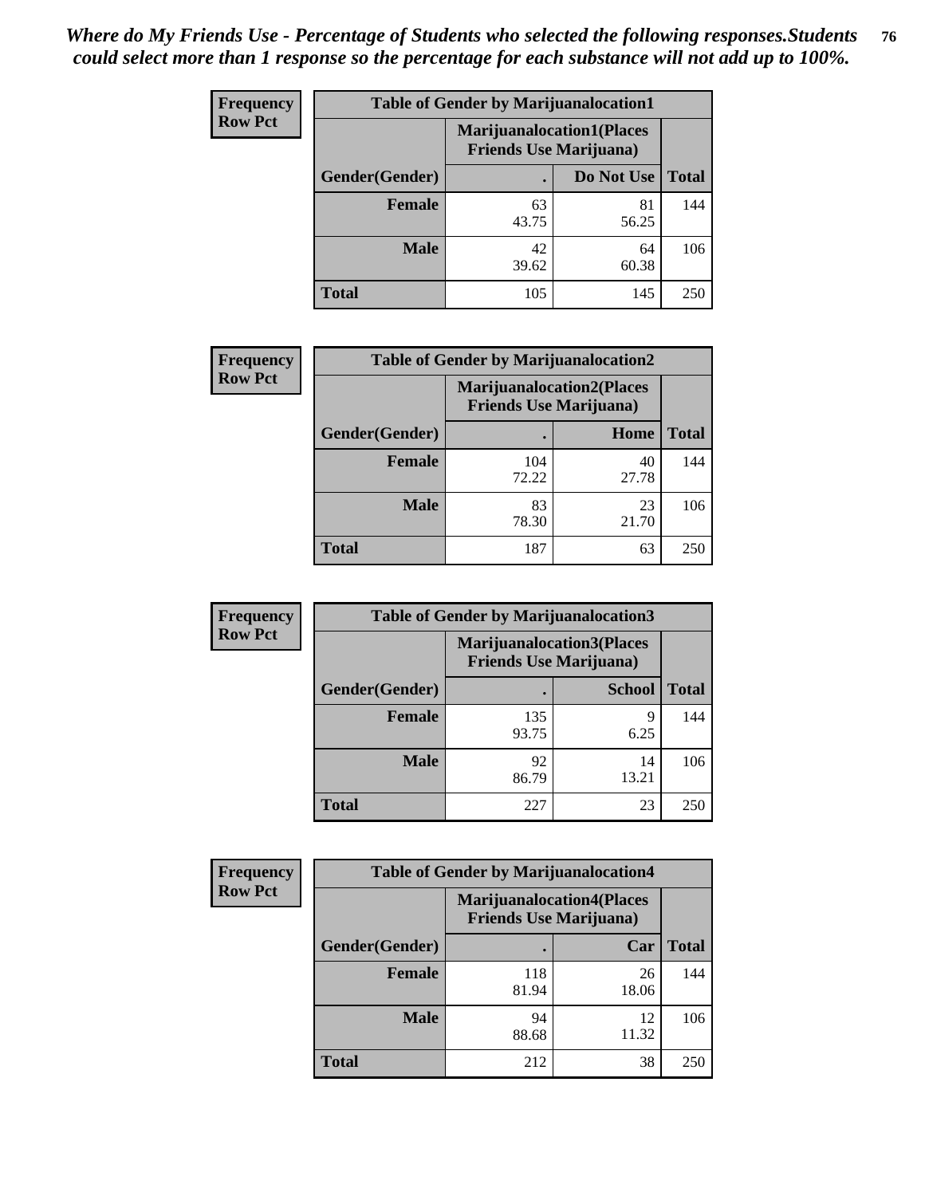*Where do My Friends Use - Percentage of Students who selected the following responses.Students could select more than 1 response so the percentage for each substance will not add up to 100%.*

**Frequency / Row Pct**

| Table of Gender by Marijuanalocation1 | | | |
|---|---|---|---|
| | Marijuanalocation1(Places Friends Use Marijuana) | | |
| Gender(Gender) | . | Do Not Use | Total |
| Female | 63<br>43.75 | 81<br>56.25 | 144 |
| Male | 42<br>39.62 | 64<br>60.38 | 106 |
| Total | 105 | 145 | 250 |

**Frequency / Row Pct**

| Table of Gender by Marijuanalocation2 | | | |
|---|---|---|---|
| | Marijuanalocation2(Places Friends Use Marijuana) | | |
| Gender(Gender) | . | Home | Total |
| Female | 104<br>72.22 | 40<br>27.78 | 144 |
| Male | 83<br>78.30 | 23<br>21.70 | 106 |
| Total | 187 | 63 | 250 |

**Frequency / Row Pct**

| Table of Gender by Marijuanalocation3 | | | |
|---|---|---|---|
| | Marijuanalocation3(Places Friends Use Marijuana) | | |
| Gender(Gender) | . | School | Total |
| Female | 135<br>93.75 | 9<br>6.25 | 144 |
| Male | 92<br>86.79 | 14<br>13.21 | 106 |
| Total | 227 | 23 | 250 |

**Frequency / Row Pct**

| Table of Gender by Marijuanalocation4 | | | |
|---|---|---|---|
| | Marijuanalocation4(Places Friends Use Marijuana) | | |
| Gender(Gender) | . | Car | Total |
| Female | 118<br>81.94 | 26<br>18.06 | 144 |
| Male | 94<br>88.68 | 12<br>11.32 | 106 |
| Total | 212 | 38 | 250 |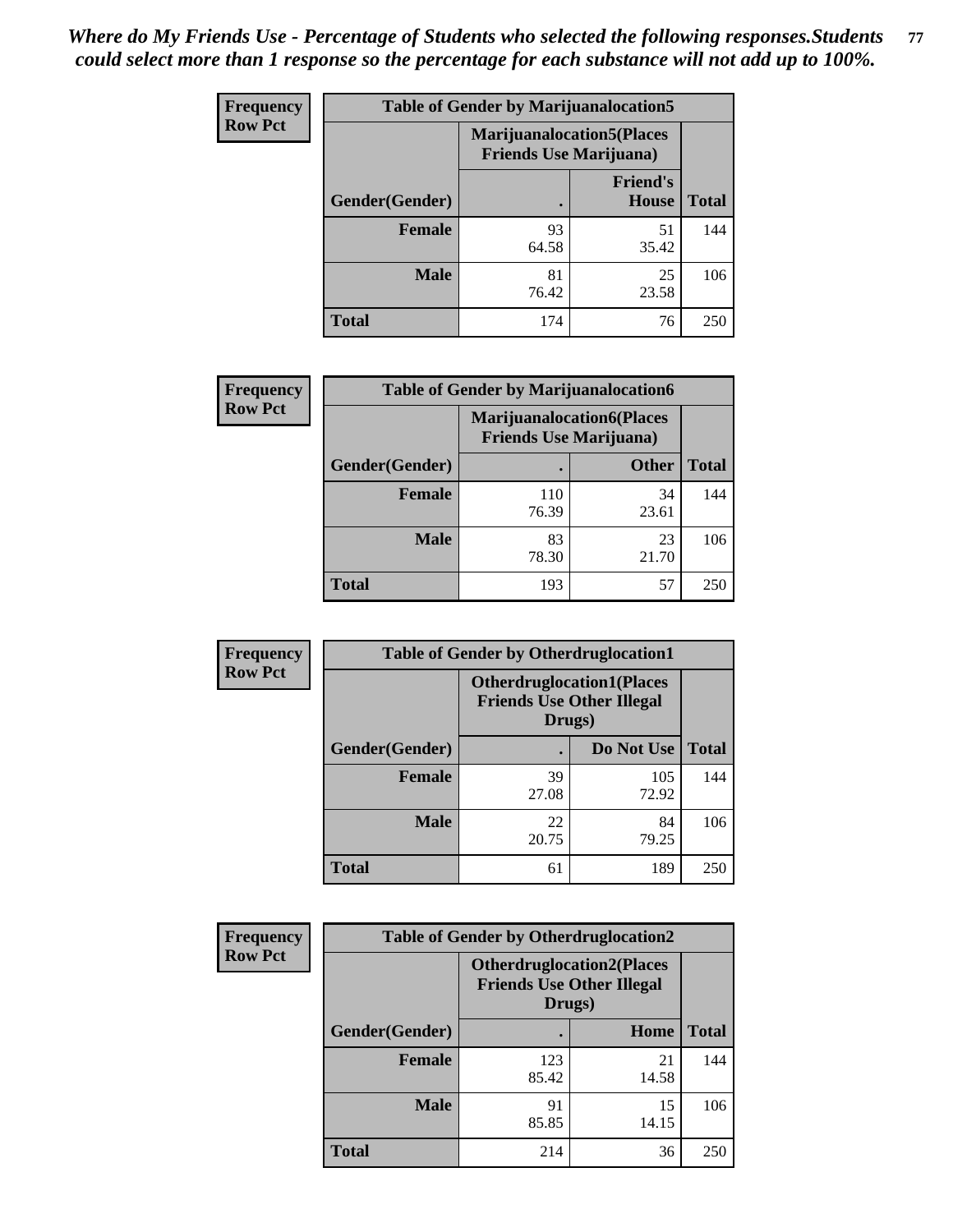*Where do My Friends Use - Percentage of Students who selected the following responses.Students could select more than 1 response so the percentage for each substance will not add up to 100%.*

**Frequency / Row Pct**

| Table of Gender by Marijuanalocation5 | | | |
|---|---|---|---|
| | Marijuanalocation5(Places Friends Use Marijuana) | | |
| Gender(Gender) | . | Friend's House | Total |
| **Female** | 93<br>64.58 | 51<br>35.42 | 144 |
| **Male** | 81<br>76.42 | 25<br>23.58 | 106 |
| **Total** | 174 | 76 | 250 |

**Frequency / Row Pct**

| Table of Gender by Marijuanalocation6 | | | |
|---|---|---|---|
| | Marijuanalocation6(Places Friends Use Marijuana) | | |
| Gender(Gender) | . | Other | Total |
| **Female** | 110<br>76.39 | 34<br>23.61 | 144 |
| **Male** | 83<br>78.30 | 23<br>21.70 | 106 |
| **Total** | 193 | 57 | 250 |

**Frequency / Row Pct**

| Table of Gender by Otherdruglocation1 | | | |
|---|---|---|---|
| | Otherdruglocation1(Places Friends Use Other Illegal Drugs) | | |
| Gender(Gender) | . | Do Not Use | Total |
| **Female** | 39<br>27.08 | 105<br>72.92 | 144 |
| **Male** | 22<br>20.75 | 84<br>79.25 | 106 |
| **Total** | 61 | 189 | 250 |

**Frequency / Row Pct**

| Table of Gender by Otherdruglocation2 | | | |
|---|---|---|---|
| | Otherdruglocation2(Places Friends Use Other Illegal Drugs) | | |
| Gender(Gender) | . | Home | Total |
| **Female** | 123<br>85.42 | 21<br>14.58 | 144 |
| **Male** | 91<br>85.85 | 15<br>14.15 | 106 |
| **Total** | 214 | 36 | 250 |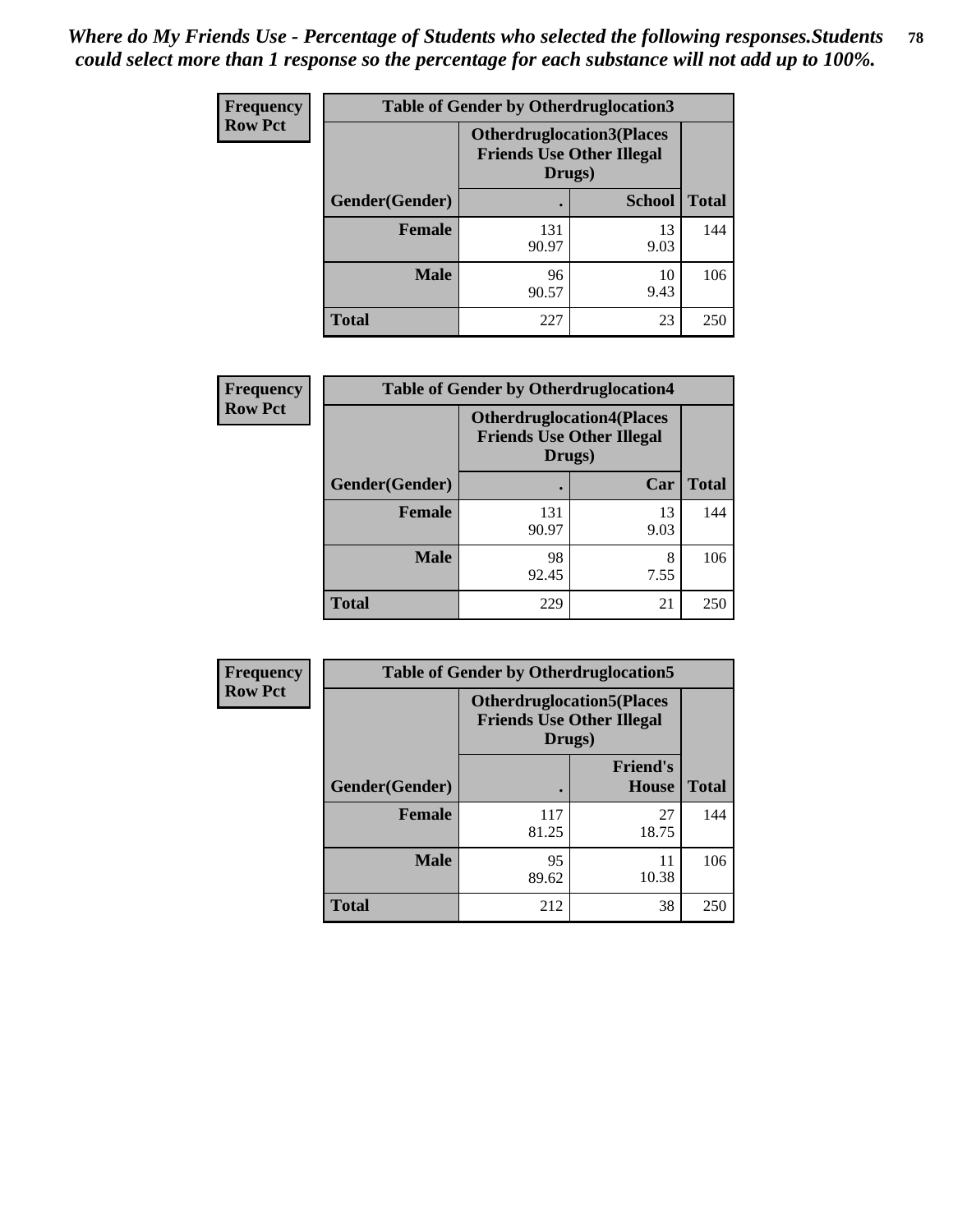*Where do My Friends Use - Percentage of Students who selected the following responses.Students could select more than 1 response so the percentage for each substance will not add up to 100%.*

**Frequency**
**Row Pct**

| Table of Gender by Otherdruglocation3 | | | |
|---|---|---|---|
| | Otherdruglocation3(Places Friends Use Other Illegal Drugs) | | |
| Gender(Gender) | . | School | Total |
| Female | 131<br>90.97 | 13<br>9.03 | 144 |
| Male | 96<br>90.57 | 10<br>9.43 | 106 |
| Total | 227 | 23 | 250 |

**Frequency**
**Row Pct**

| Table of Gender by Otherdruglocation4 | | | |
|---|---|---|---|
| | Otherdruglocation4(Places Friends Use Other Illegal Drugs) | | |
| Gender(Gender) | . | Car | Total |
| Female | 131<br>90.97 | 13<br>9.03 | 144 |
| Male | 98<br>92.45 | 8<br>7.55 | 106 |
| Total | 229 | 21 | 250 |

**Frequency**
**Row Pct**

| Table of Gender by Otherdruglocation5 | | | |
|---|---|---|---|
| | Otherdruglocation5(Places Friends Use Other Illegal Drugs) | | |
| Gender(Gender) | . | Friend's House | Total |
| Female | 117<br>81.25 | 27<br>18.75 | 144 |
| Male | 95<br>89.62 | 11<br>10.38 | 106 |
| Total | 212 | 38 | 250 |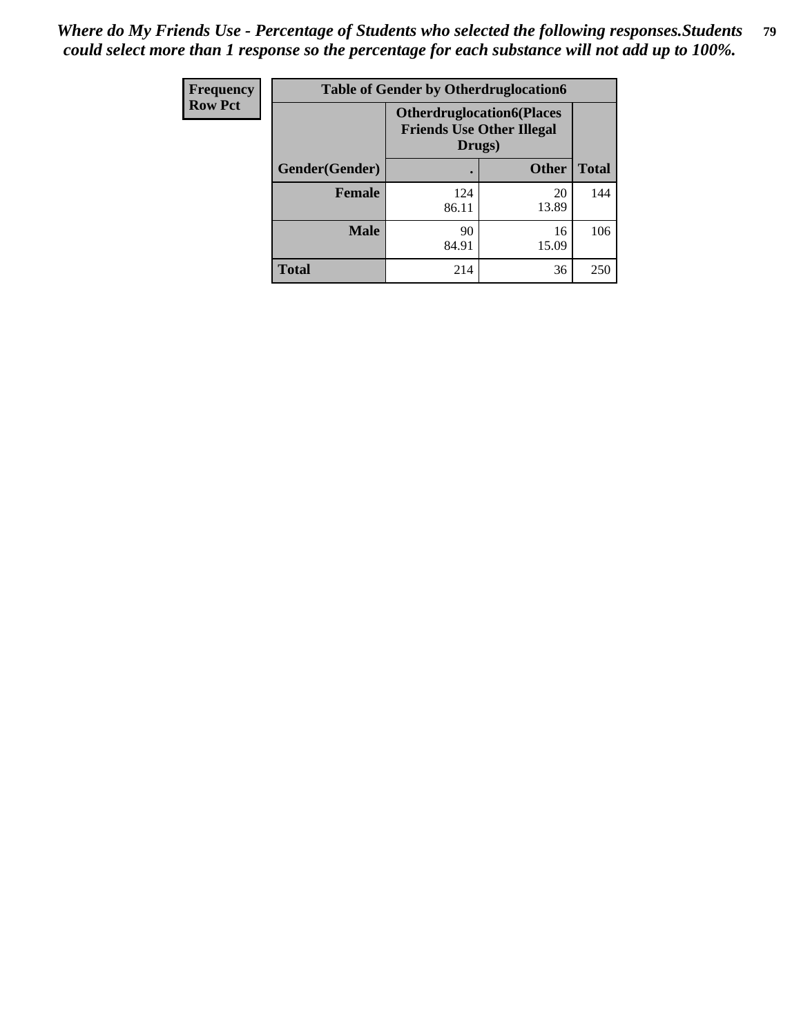*Where do My Friends Use - Percentage of Students who selected the following responses.Students could select more than 1 response so the percentage for each substance will not add up to 100%.*

| Frequency<br>Row Pct | Table of Gender by Otherdruglocation6 | | |
|---|---|---|---|
| | Otherdruglocation6(Places Friends Use Other Illegal Drugs) | | |
| Gender(Gender) | . | Other | Total |
| Female | 124<br>86.11 | 20<br>13.89 | 144 |
| Male | 90<br>84.91 | 16<br>15.09 | 106 |
| Total | 214 | 36 | 250 |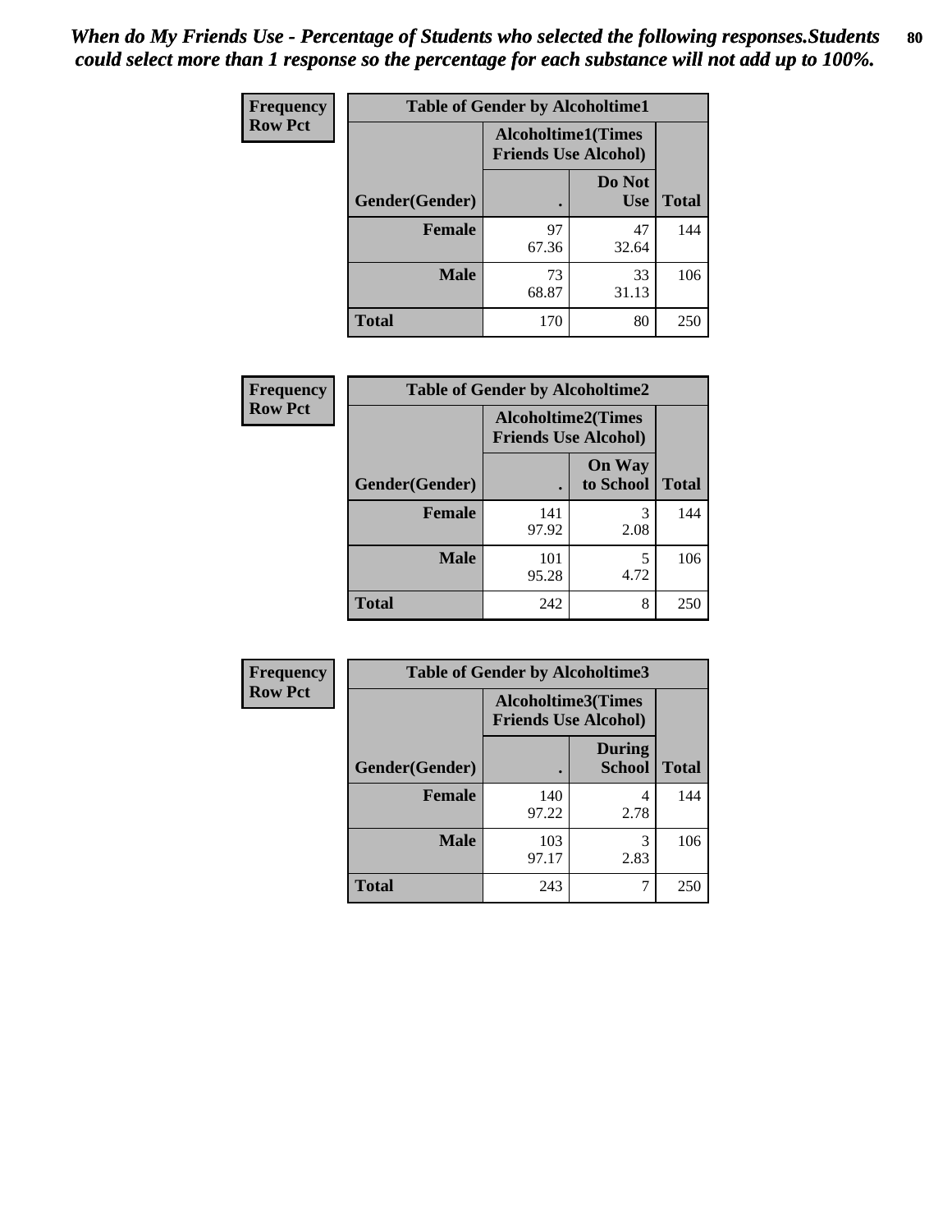*When do My Friends Use - Percentage of Students who selected the following responses.Students could select more than 1 response so the percentage for each substance will not add up to 100%.*

**Frequency**
**Row Pct**

| Table of Gender by Alcoholtime1 | | | |
|---|---|---|---|
| | Alcoholtime1(Times Friends Use Alcohol) | | |
| Gender(Gender) | . | Do Not Use | Total |
| **Female** | 97<br>67.36 | 47<br>32.64 | 144 |
| **Male** | 73<br>68.87 | 33<br>31.13 | 106 |
| **Total** | 170 | 80 | 250 |

**Frequency**
**Row Pct**

| Table of Gender by Alcoholtime2 | | | |
|---|---|---|---|
| | Alcoholtime2(Times Friends Use Alcohol) | | |
| Gender(Gender) | . | On Way to School | Total |
| **Female** | 141<br>97.92 | 3<br>2.08 | 144 |
| **Male** | 101<br>95.28 | 5<br>4.72 | 106 |
| **Total** | 242 | 8 | 250 |

**Frequency**
**Row Pct**

| Table of Gender by Alcoholtime3 | | | |
|---|---|---|---|
| | Alcoholtime3(Times Friends Use Alcohol) | | |
| Gender(Gender) | . | During School | Total |
| **Female** | 140<br>97.22 | 4<br>2.78 | 144 |
| **Male** | 103<br>97.17 | 3<br>2.83 | 106 |
| **Total** | 243 | 7 | 250 |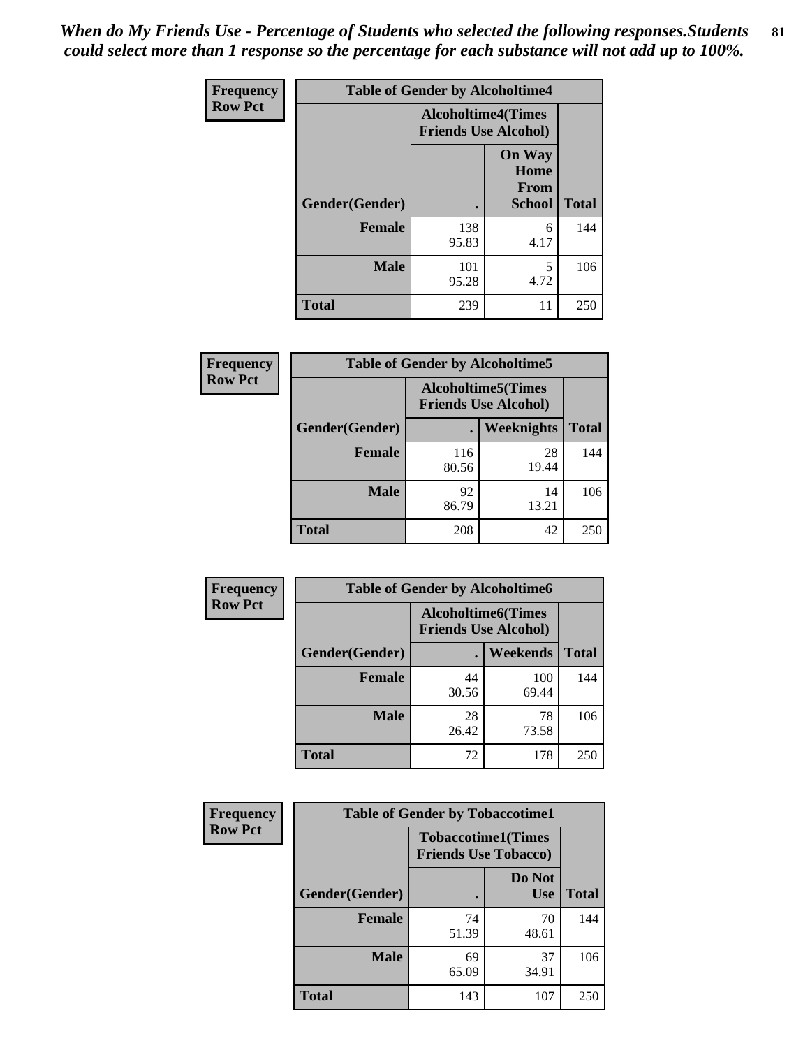*When do My Friends Use - Percentage of Students who selected the following responses.Students could select more than 1 response so the percentage for each substance will not add up to 100%.*

**Frequency Row Pct**

| Table of Gender by Alcoholtime4 | | | |
|---|---|---|---|
| | Alcoholtime4(Times Friends Use Alcohol) | | |
| Gender(Gender) | . | On Way Home From School | Total |
| **Female** | 138<br>95.83 | 6<br>4.17 | 144 |
| **Male** | 101<br>95.28 | 5<br>4.72 | 106 |
| **Total** | 239 | 11 | 250 |

**Frequency Row Pct**

| Table of Gender by Alcoholtime5 | | | |
|---|---|---|---|
| | Alcoholtime5(Times Friends Use Alcohol) | | |
| Gender(Gender) | . | Weeknights | Total |
| **Female** | 116<br>80.56 | 28<br>19.44 | 144 |
| **Male** | 92<br>86.79 | 14<br>13.21 | 106 |
| **Total** | 208 | 42 | 250 |

**Frequency Row Pct**

| Table of Gender by Alcoholtime6 | | | |
|---|---|---|---|
| | Alcoholtime6(Times Friends Use Alcohol) | | |
| Gender(Gender) | . | Weekends | Total |
| **Female** | 44<br>30.56 | 100<br>69.44 | 144 |
| **Male** | 28<br>26.42 | 78<br>73.58 | 106 |
| **Total** | 72 | 178 | 250 |

**Frequency Row Pct**

| Table of Gender by Tobaccotime1 | | | |
|---|---|---|---|
| | Tobaccotime1(Times Friends Use Tobacco) | | |
| Gender(Gender) | . | Do Not Use | Total |
| **Female** | 74<br>51.39 | 70<br>48.61 | 144 |
| **Male** | 69<br>65.09 | 37<br>34.91 | 106 |
| **Total** | 143 | 107 | 250 |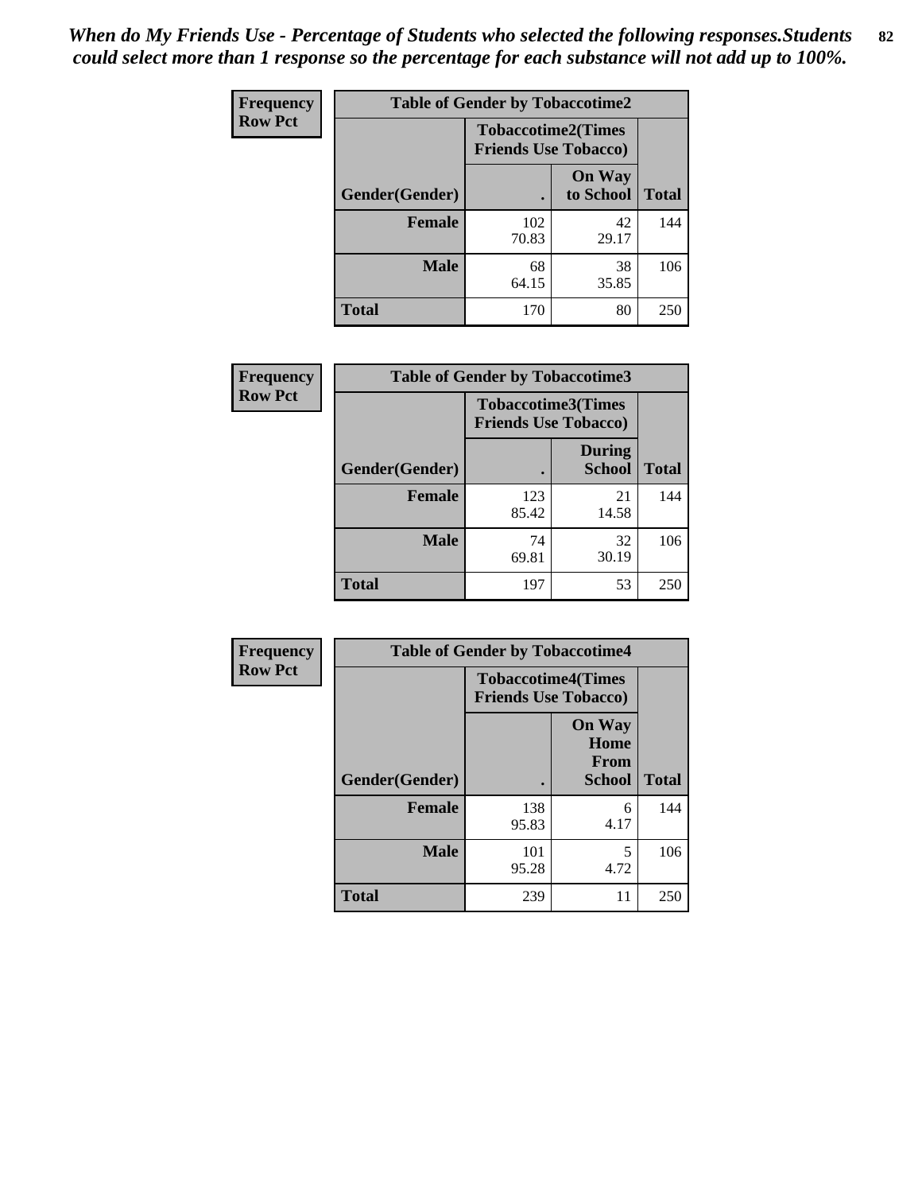*When do My Friends Use - Percentage of Students who selected the following responses.Students could select more than 1 response so the percentage for each substance will not add up to 100%.*

**Frequency**
**Row Pct**

| Table of Gender by Tobaccotime2 | | | |
|---|---|---|---|
| | Tobaccotime2(Times Friends Use Tobacco) | | |
| Gender(Gender) | . | On Way to School | Total |
| **Female** | 102<br>70.83 | 42<br>29.17 | 144 |
| **Male** | 68<br>64.15 | 38<br>35.85 | 106 |
| **Total** | 170 | 80 | 250 |

**Frequency**
**Row Pct**

| Table of Gender by Tobaccotime3 | | | |
|---|---|---|---|
| | Tobaccotime3(Times Friends Use Tobacco) | | |
| Gender(Gender) | . | During School | Total |
| **Female** | 123<br>85.42 | 21<br>14.58 | 144 |
| **Male** | 74<br>69.81 | 32<br>30.19 | 106 |
| **Total** | 197 | 53 | 250 |

**Frequency**
**Row Pct**

| Table of Gender by Tobaccotime4 | | | |
|---|---|---|---|
| | Tobaccotime4(Times Friends Use Tobacco) | | |
| Gender(Gender) | . | On Way Home From School | Total |
| **Female** | 138<br>95.83 | 6<br>4.17 | 144 |
| **Male** | 101<br>95.28 | 5<br>4.72 | 106 |
| **Total** | 239 | 11 | 250 |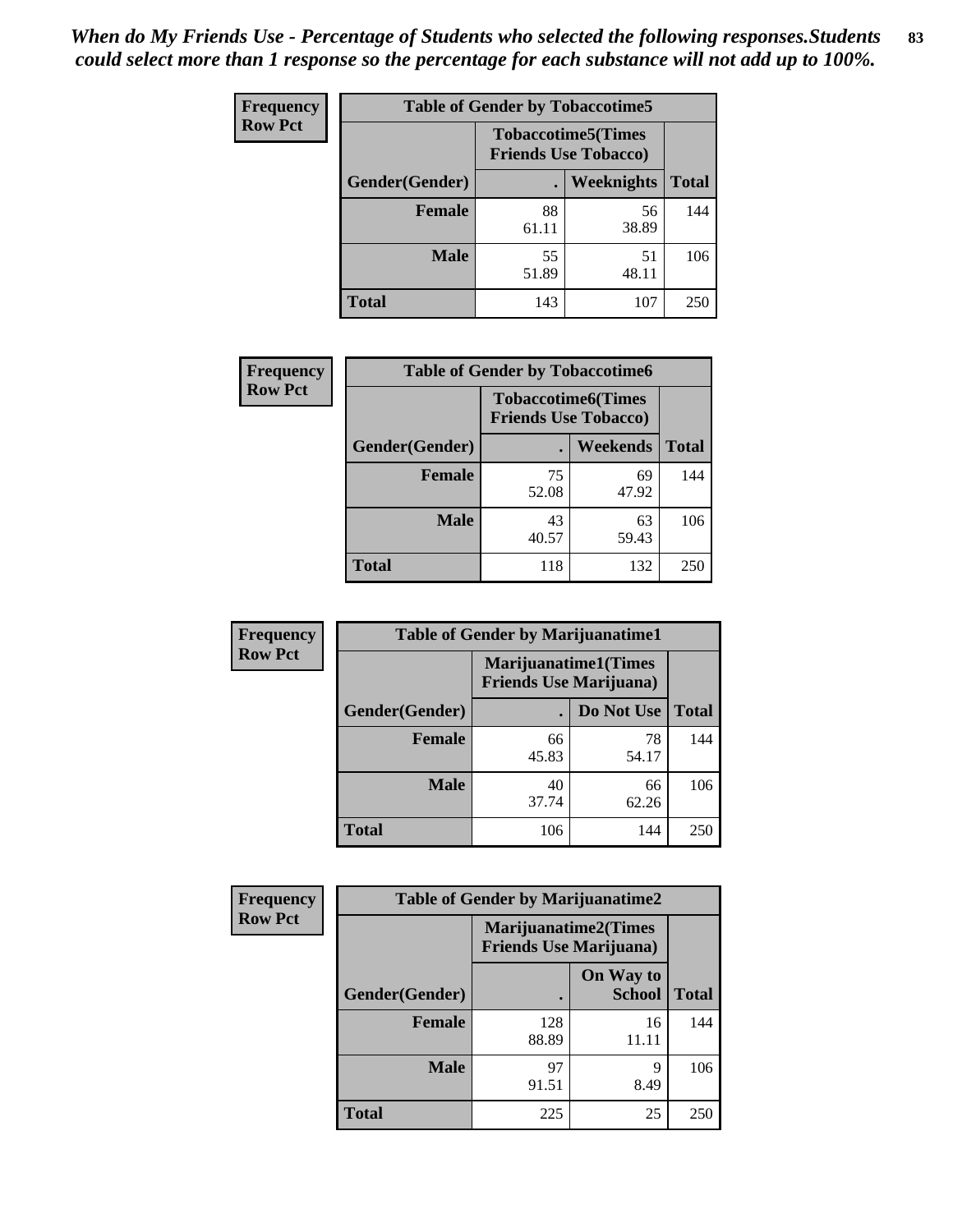*When do My Friends Use - Percentage of Students who selected the following responses.Students could select more than 1 response so the percentage for each substance will not add up to 100%.*

**Frequency**
**Row Pct**

| Table of Gender by Tobaccotime5 | | | |
|---|---|---|---|
| | Tobaccotime5(Times Friends Use Tobacco) | | |
| Gender(Gender) | . | Weeknights | Total |
| **Female** | 88<br>61.11 | 56<br>38.89 | 144 |
| **Male** | 55<br>51.89 | 51<br>48.11 | 106 |
| **Total** | 143 | 107 | 250 |

**Frequency**
**Row Pct**

| Table of Gender by Tobaccotime6 | | | |
|---|---|---|---|
| | Tobaccotime6(Times Friends Use Tobacco) | | |
| Gender(Gender) | . | Weekends | Total |
| **Female** | 75<br>52.08 | 69<br>47.92 | 144 |
| **Male** | 43<br>40.57 | 63<br>59.43 | 106 |
| **Total** | 118 | 132 | 250 |

**Frequency**
**Row Pct**

| Table of Gender by Marijuanatime1 | | | |
|---|---|---|---|
| | Marijuanatime1(Times Friends Use Marijuana) | | |
| Gender(Gender) | . | Do Not Use | Total |
| **Female** | 66<br>45.83 | 78<br>54.17 | 144 |
| **Male** | 40<br>37.74 | 66<br>62.26 | 106 |
| **Total** | 106 | 144 | 250 |

**Frequency**
**Row Pct**

| Table of Gender by Marijuanatime2 | | | |
|---|---|---|---|
| | Marijuanatime2(Times Friends Use Marijuana) | | |
| Gender(Gender) | . | On Way to School | Total |
| **Female** | 128<br>88.89 | 16<br>11.11 | 144 |
| **Male** | 97<br>91.51 | 9<br>8.49 | 106 |
| **Total** | 225 | 25 | 250 |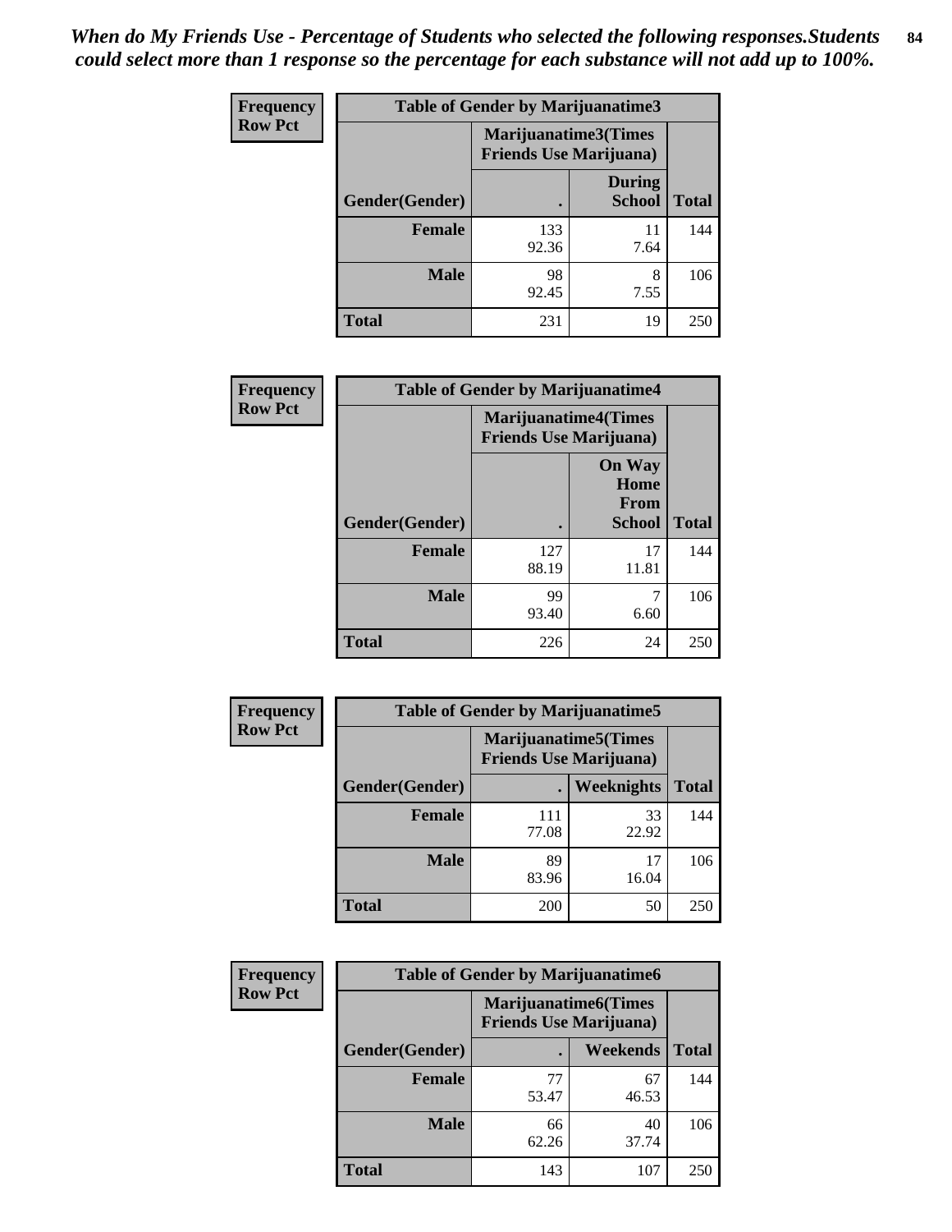*When do My Friends Use - Percentage of Students who selected the following responses.Students could select more than 1 response so the percentage for each substance will not add up to 100%.*

**Frequency**
**Row Pct**

| Table of Gender by Marijuanatime3 | | | |
|---|---|---|---|
| | Marijuanatime3(Times Friends Use Marijuana) | | |
| Gender(Gender) | . | During School | Total |
| **Female** | 133<br>92.36 | 11<br>7.64 | 144 |
| **Male** | 98<br>92.45 | 8<br>7.55 | 106 |
| **Total** | 231 | 19 | 250 |

**Frequency**
**Row Pct**

| Table of Gender by Marijuanatime4 | | | |
|---|---|---|---|
| | Marijuanatime4(Times Friends Use Marijuana) | | |
| Gender(Gender) | . | On Way Home From School | Total |
| **Female** | 127<br>88.19 | 17<br>11.81 | 144 |
| **Male** | 99<br>93.40 | 7<br>6.60 | 106 |
| **Total** | 226 | 24 | 250 |

**Frequency**
**Row Pct**

| Table of Gender by Marijuanatime5 | | | |
|---|---|---|---|
| | Marijuanatime5(Times Friends Use Marijuana) | | |
| Gender(Gender) | . | Weeknights | Total |
| **Female** | 111<br>77.08 | 33<br>22.92 | 144 |
| **Male** | 89<br>83.96 | 17<br>16.04 | 106 |
| **Total** | 200 | 50 | 250 |

**Frequency**
**Row Pct**

| Table of Gender by Marijuanatime6 | | | |
|---|---|---|---|
| | Marijuanatime6(Times Friends Use Marijuana) | | |
| Gender(Gender) | . | Weekends | Total |
| **Female** | 77<br>53.47 | 67<br>46.53 | 144 |
| **Male** | 66<br>62.26 | 40<br>37.74 | 106 |
| **Total** | 143 | 107 | 250 |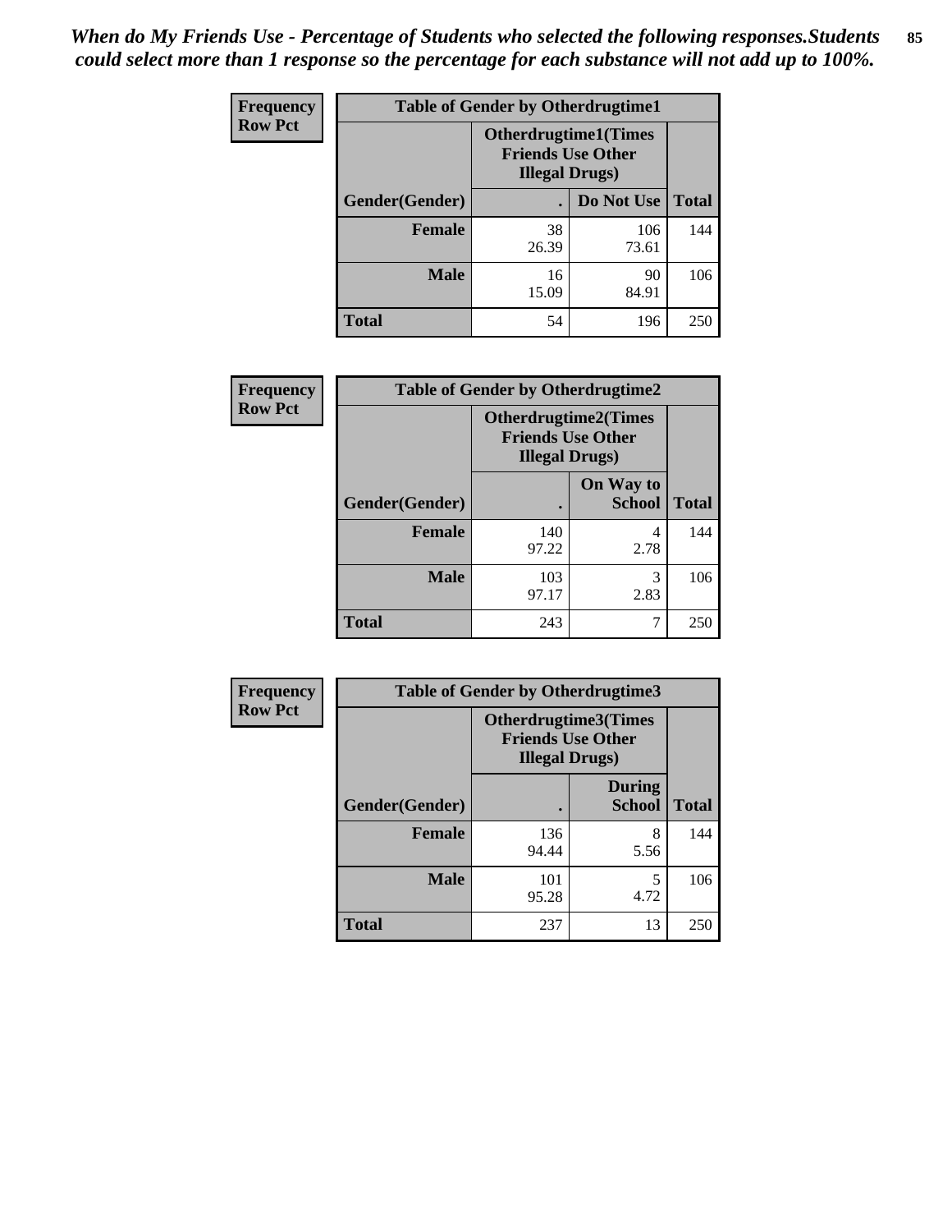*When do My Friends Use - Percentage of Students who selected the following responses.Students could select more than 1 response so the percentage for each substance will not add up to 100%.*

**Frequency**
**Row Pct**

| Table of Gender by Otherdrugtime1 | | | |
|---|---|---|---|
| | Otherdrugtime1(Times Friends Use Other Illegal Drugs) | | |
| Gender(Gender) | . | Do Not Use | Total |
| **Female** | 38<br>26.39 | 106<br>73.61 | 144 |
| **Male** | 16<br>15.09 | 90<br>84.91 | 106 |
| **Total** | 54 | 196 | 250 |

**Frequency**
**Row Pct**

| Table of Gender by Otherdrugtime2 | | | |
|---|---|---|---|
| | Otherdrugtime2(Times Friends Use Other Illegal Drugs) | | |
| Gender(Gender) | . | On Way to School | Total |
| **Female** | 140<br>97.22 | 4<br>2.78 | 144 |
| **Male** | 103<br>97.17 | 3<br>2.83 | 106 |
| **Total** | 243 | 7 | 250 |

**Frequency**
**Row Pct**

| Table of Gender by Otherdrugtime3 | | | |
|---|---|---|---|
| | Otherdrugtime3(Times Friends Use Other Illegal Drugs) | | |
| Gender(Gender) | . | During School | Total |
| **Female** | 136<br>94.44 | 8<br>5.56 | 144 |
| **Male** | 101<br>95.28 | 5<br>4.72 | 106 |
| **Total** | 237 | 13 | 250 |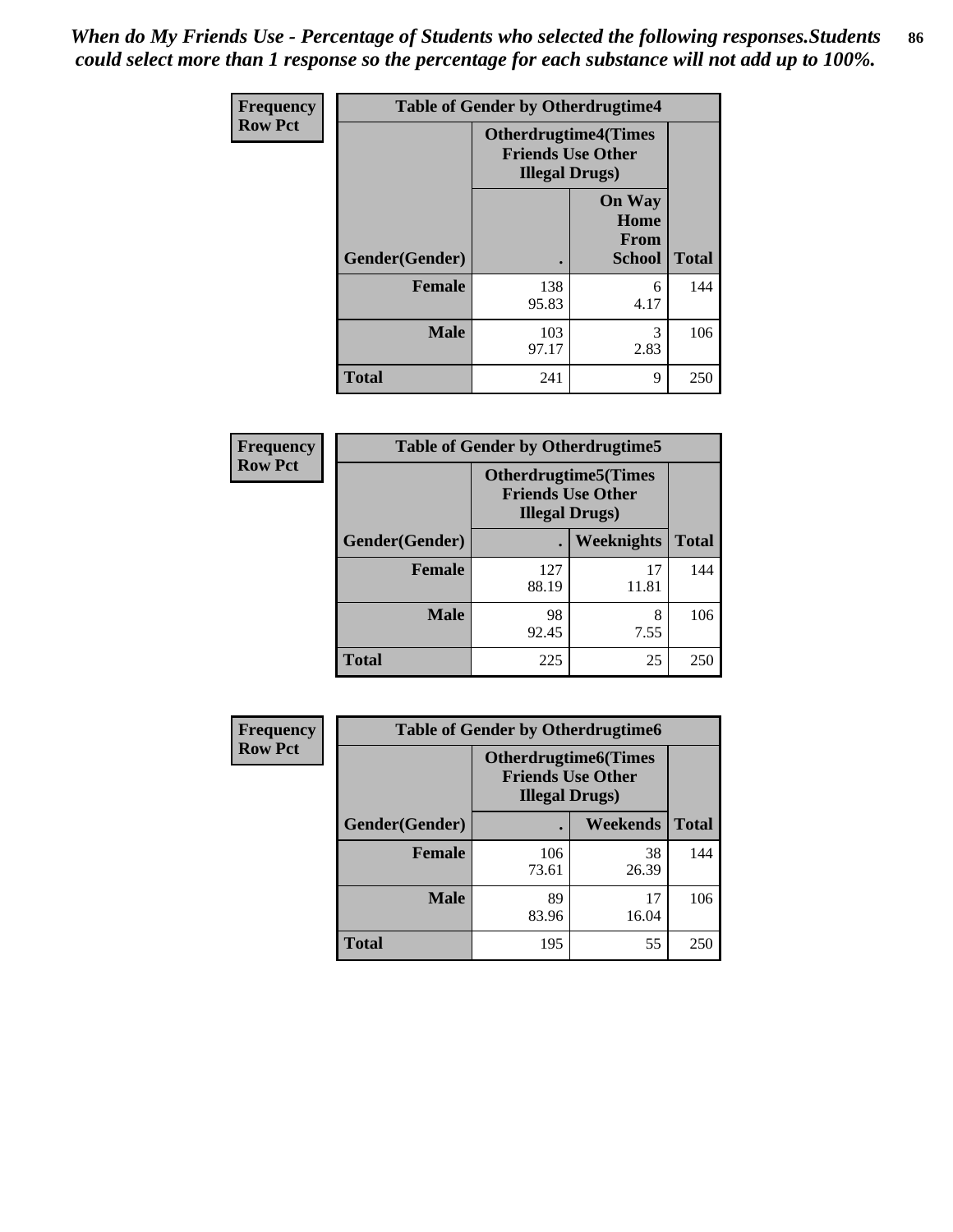*When do My Friends Use - Percentage of Students who selected the following responses.Students could select more than 1 response so the percentage for each substance will not add up to 100%.*

**Frequency**
**Row Pct**

| Table of Gender by Otherdrugtime4 | | | |
|---|---|---|---|
| | Otherdrugtime4(Times Friends Use Other Illegal Drugs) | | |
| Gender(Gender) | . | On Way Home From School | Total |
| Female | 138<br>95.83 | 6<br>4.17 | 144 |
| Male | 103<br>97.17 | 3<br>2.83 | 106 |
| Total | 241 | 9 | 250 |

**Frequency**
**Row Pct**

| Table of Gender by Otherdrugtime5 | | | |
|---|---|---|---|
| | Otherdrugtime5(Times Friends Use Other Illegal Drugs) | | |
| Gender(Gender) | . | Weeknights | Total |
| Female | 127<br>88.19 | 17<br>11.81 | 144 |
| Male | 98<br>92.45 | 8<br>7.55 | 106 |
| Total | 225 | 25 | 250 |

**Frequency**
**Row Pct**

| Table of Gender by Otherdrugtime6 | | | |
|---|---|---|---|
| | Otherdrugtime6(Times Friends Use Other Illegal Drugs) | | |
| Gender(Gender) | . | Weekends | Total |
| Female | 106<br>73.61 | 38<br>26.39 | 144 |
| Male | 89<br>83.96 | 17<br>16.04 | 106 |
| Total | 195 | 55 | 250 |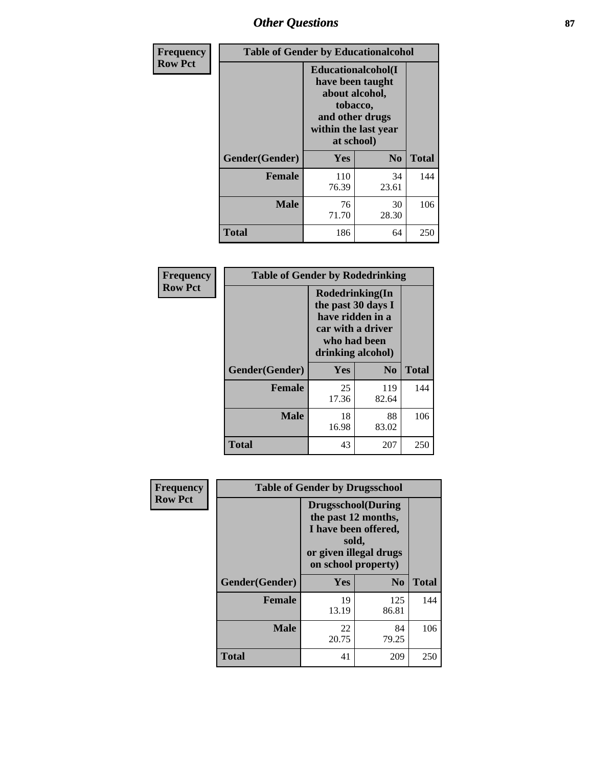| Frequency Row Pct | Table of Gender by Educationalcohol | | |
|---|---|---|---|
| | Educationalcohol(I have been taught about alcohol, tobacco, and other drugs within the last year at school) | | |
| Gender(Gender) | Yes | No | Total |
| Female | 110<br>76.39 | 34<br>23.61 | 144 |
| Male | 76<br>71.70 | 30<br>28.30 | 106 |
| Total | 186 | 64 | 250 |

| Frequency Row Pct | Table of Gender by Rodedrinking | | |
|---|---|---|---|
| | Rodedrinking(In the past 30 days I have ridden in a car with a driver who had been drinking alcohol) | | |
| Gender(Gender) | Yes | No | Total |
| Female | 25<br>17.36 | 119<br>82.64 | 144 |
| Male | 18<br>16.98 | 88<br>83.02 | 106 |
| Total | 43 | 207 | 250 |

| Frequency Row Pct | Table of Gender by Drugsschool | | |
|---|---|---|---|
| | Drugsschool(During the past 12 months, I have been offered, sold, or given illegal drugs on school property) | | |
| Gender(Gender) | Yes | No | Total |
| Female | 19<br>13.19 | 125<br>86.81 | 144 |
| Male | 22<br>20.75 | 84<br>79.25 | 106 |
| Total | 41 | 209 | 250 |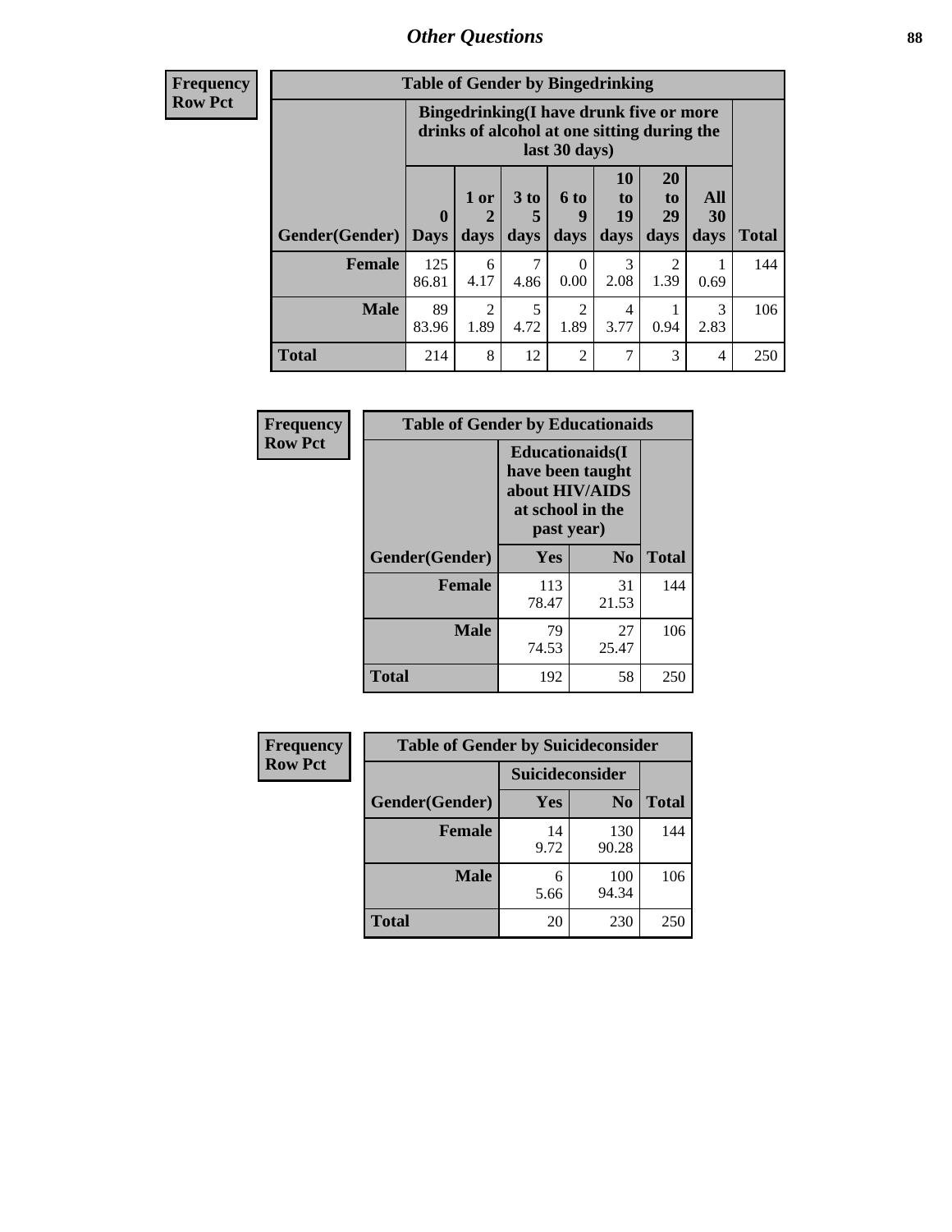## Other Questions

**Frequency Row Pct**

| Table of Gender by Bingedrinking | | | | | | | | |
|---|---|---|---|---|---|---|---|---|
| | Bingedrinking(I have drunk five or more drinks of alcohol at one sitting during the last 30 days) | | | | | | | |
| Gender(Gender) | 0 Days | 1 or 2 days | 3 to 5 days | 6 to 9 days | 10 to 19 days | 20 to 29 days | All 30 days | Total |
| **Female** | 125<br>86.81 | 6<br>4.17 | 7<br>4.86 | 0<br>0.00 | 3<br>2.08 | 2<br>1.39 | 1<br>0.69 | 144 |
| **Male** | 89<br>83.96 | 2<br>1.89 | 5<br>4.72 | 2<br>1.89 | 4<br>3.77 | 1<br>0.94 | 3<br>2.83 | 106 |
| **Total** | 214 | 8 | 12 | 2 | 7 | 3 | 4 | 250 |

**Frequency Row Pct**

| Table of Gender by Educationaids | | | |
|---|---|---|---|
| | Educationaids(I have been taught about HIV/AIDS at school in the past year) | | |
| Gender(Gender) | Yes | No | Total |
| **Female** | 113<br>78.47 | 31<br>21.53 | 144 |
| **Male** | 79<br>74.53 | 27<br>25.47 | 106 |
| **Total** | 192 | 58 | 250 |

**Frequency Row Pct**

| Table of Gender by Suicideconsider | | | |
|---|---|---|---|
| | Suicideconsider | | |
| Gender(Gender) | Yes | No | Total |
| **Female** | 14<br>9.72 | 130<br>90.28 | 144 |
| **Male** | 6<br>5.66 | 100<br>94.34 | 106 |
| **Total** | 20 | 230 | 250 |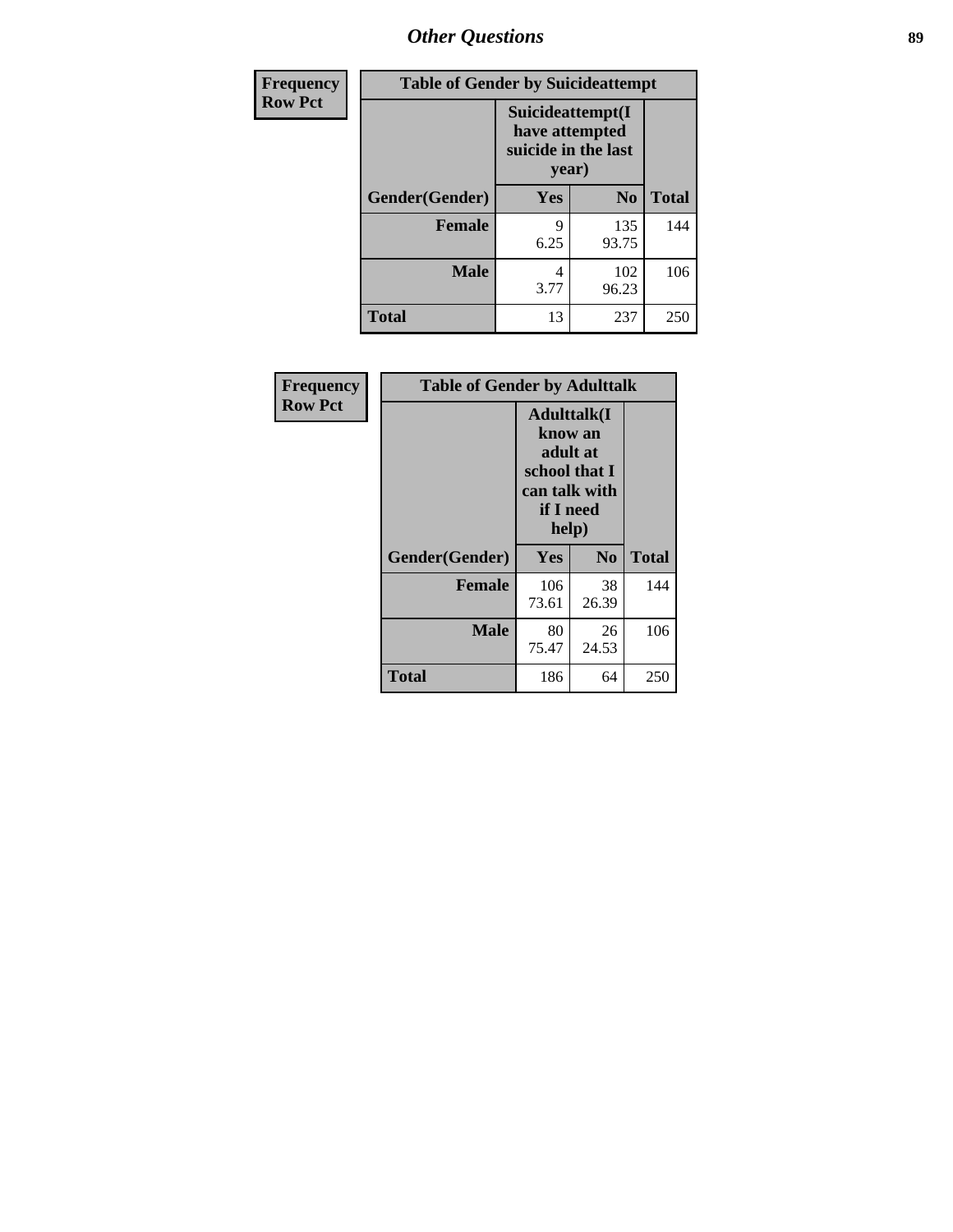| Frequency Row Pct | Table of Gender by Suicideattempt | | |
|---|---|---|---|
| | Suicideattempt(I have attempted suicide in the last year) | | |
| Gender(Gender) | Yes | No | Total |
| Female | 9<br>6.25 | 135<br>93.75 | 144 |
| Male | 4<br>3.77 | 102<br>96.23 | 106 |
| Total | 13 | 237 | 250 |

| Frequency Row Pct | Table of Gender by Adulttalk | | |
|---|---|---|---|
| | Adulttalk(I know an adult at school that I can talk with if I need help) | | |
| Gender(Gender) | Yes | No | Total |
| Female | 106<br>73.61 | 38<br>26.39 | 144 |
| Male | 80<br>75.47 | 26<br>24.53 | 106 |
| Total | 186 | 64 | 250 |